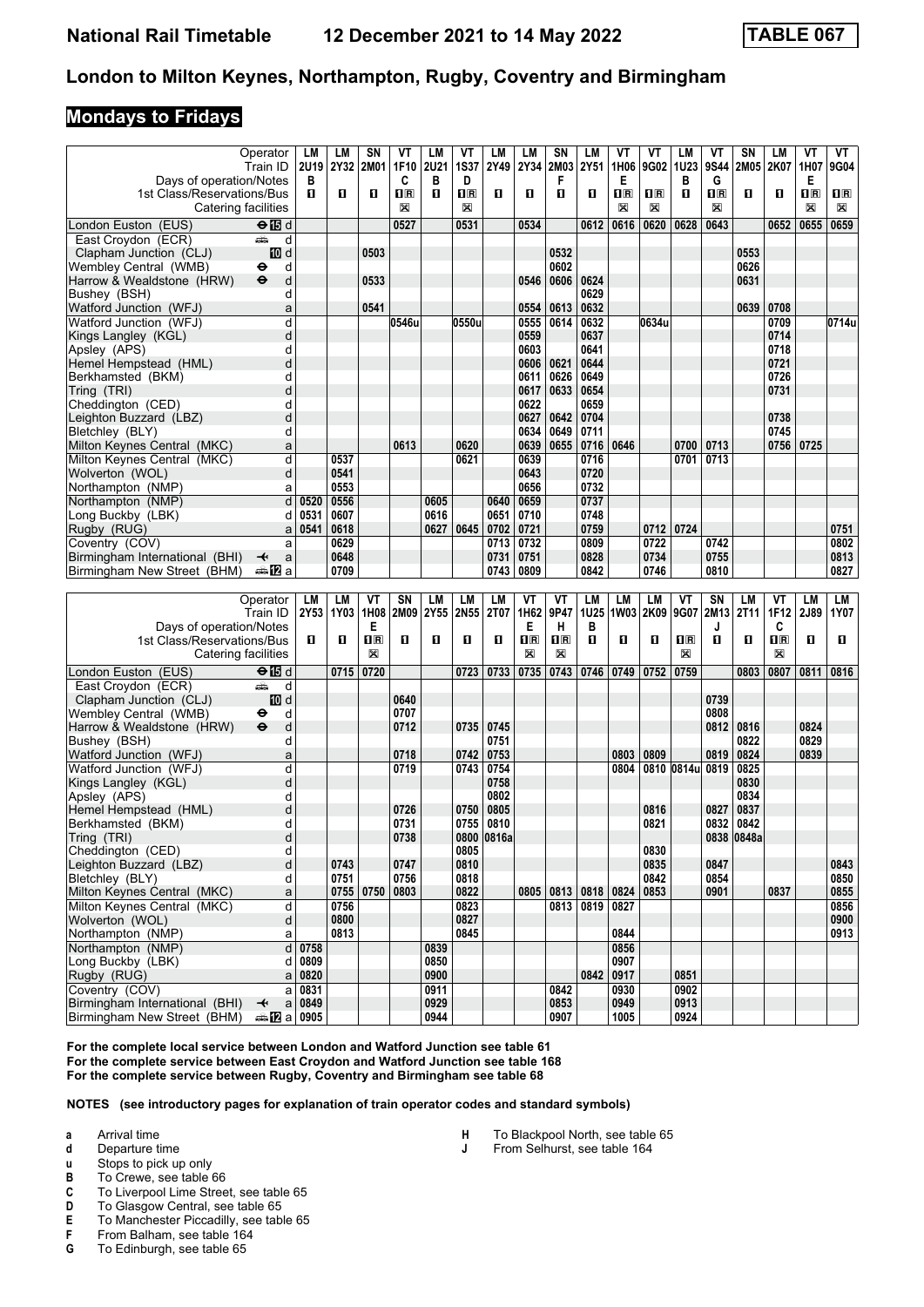# National Rail Timetable — 12 December 2021 to 14 May 2022 — TABLE 067

## London to Milton Keynes, Northampton, Rugby, Coventry and Birmingham

### Mondays to Fridays

| Operator | | LM | LM | SN | VT | LM | VT | LM | LM | SN | LM | VT | VT | LM | VT | SN | LM | VT | VT |
|---|---|---|---|---|---|---|---|---|---|---|---|---|---|---|---|---|---|---|---|
| Train ID | | 2U19 | 2Y32 | 2M01 | 1F10 | 2U21 | 1S37 | 2Y49 | 2Y34 | 2M03 | 2Y51 | 1H06 | 9G02 | 1U23 | 9S44 | 2M05 | 2K07 | 1H07 | 9G04 |
| Days of operation/Notes | | B | | | C | B | D | | | F | | E | | B | G | | | E | |
| 1st Class/Reservations/Bus | | ■ | ■ | ■ | ■R | ■ | ■R | ■ | ■ | ■ | ■ | ■R | ■R | ■ | ■R | ■ | ■ | ■R | ■R |
| Catering facilities | | | | | ☒ | | ☒ | | | | | ☒ | ☒ | | ☒ | | | ☒ | ☒ |
| London Euston (EUS) | ⊖ 15 d | | | | 0527 | | 0531 | | 0534 | | 0612 | 0616 | 0620 | 0628 | 0643 | | 0652 | 0655 | 0659 |
| East Croydon (ECR) | 🚌 d | | | | | | | | | | | | | | | | | | |
| Clapham Junction (CLJ) | 10 d | | | 0503 | | | | | | 0532 | | | | | | 0553 | | | |
| Wembley Central (WMB) | ⊖ d | | | | | | | | | 0602 | | | | | | 0626 | | | |
| Harrow & Wealdstone (HRW) | ⊖ d | | | 0533 | | | | | 0546 | 0606 | 0624 | | | | | 0631 | | | |
| Bushey (BSH) | d | | | | | | | | | | 0629 | | | | | | | | |
| Watford Junction (WFJ) | a | | | 0541 | | | | | 0554 | 0613 | 0632 | | | | | 0639 | 0708 | | |
| Watford Junction (WFJ) | d | | | | 0546u | | 0550u | | 0555 | 0614 | 0632 | | 0634u | | | | 0709 | | 0714u |
| Kings Langley (KGL) | d | | | | | | | | 0559 | | 0637 | | | | | | 0714 | | |
| Apsley (APS) | d | | | | | | | | 0603 | | 0641 | | | | | | 0718 | | |
| Hemel Hempstead (HML) | d | | | | | | | | 0606 | 0621 | 0644 | | | | | | 0721 | | |
| Berkhamsted (BKM) | d | | | | | | | | 0611 | 0626 | 0649 | | | | | | 0726 | | |
| Tring (TRI) | d | | | | | | | | 0617 | 0633 | 0654 | | | | | | 0731 | | |
| Cheddington (CED) | d | | | | | | | | 0622 | | 0659 | | | | | | | | |
| Leighton Buzzard (LBZ) | d | | | | | | | | 0627 | 0642 | 0704 | | | | | | 0738 | | |
| Bletchley (BLY) | d | | | | | | | | 0634 | 0649 | 0711 | | | | | | 0745 | | |
| Milton Keynes Central (MKC) | a | | | | 0613 | | 0620 | | 0639 | 0655 | 0716 | 0646 | | 0700 | 0713 | | 0756 | 0725 | |
| Milton Keynes Central (MKC) | d | | 0537 | | | | 0621 | | 0639 | | 0716 | | | 0701 | 0713 | | | | |
| Wolverton (WOL) | d | | 0541 | | | | | | 0643 | | 0720 | | | | | | | | |
| Northampton (NMP) | a | | 0553 | | | | | | 0656 | | 0732 | | | | | | | | |
| Northampton (NMP) | d | 0520 | 0556 | | | 0605 | | 0640 | 0659 | | 0737 | | | | | | | | |
| Long Buckby (LBK) | d | 0531 | 0607 | | | 0616 | | 0651 | 0710 | | 0748 | | | | | | | | |
| Rugby (RUG) | a | 0541 | 0618 | | | 0627 | 0645 | 0702 | 0721 | | 0759 | | 0712 | 0724 | | | | | 0751 |
| Coventry (COV) | a | | 0629 | | | | | 0713 | 0732 | | 0809 | | 0722 | | 0742 | | | | 0802 |
| Birmingham International (BHI) | ✈ a | | 0648 | | | | | 0731 | 0751 | | 0828 | | 0734 | | 0755 | | | | 0813 |
| Birmingham New Street (BHM) | 🚌 12 a | | 0709 | | | | | 0743 | 0809 | | 0842 | | 0746 | | 0810 | | | | 0827 |

| Operator | | LM | LM | VT | SN | LM | LM | LM | VT | VT | LM | LM | LM | VT | SN | LM | VT | LM | LM |
|---|---|---|---|---|---|---|---|---|---|---|---|---|---|---|---|---|---|---|---|
| Train ID | | 2Y53 | 1Y03 | 1H08 | 2M09 | 2Y55 | 2N55 | 2T07 | 1H62 | 9P47 | 1U25 | 1W03 | 2K09 | 9G07 | 2M13 | 2T11 | 1F12 | 2J89 | 1Y07 |
| Days of operation/Notes | | | | E | | | | | E | H | B | | | | J | | C | | |
| 1st Class/Reservations/Bus | | ■ | ■ | ■R | ■ | ■ | ■ | ■ | ■R | ■R | ■ | ■ | ■ | ■R | ■ | ■ | ■R | ■ | ■ |
| Catering facilities | | | | ☒ | | | | | ☒ | ☒ | | | | ☒ | | | ☒ | | |
| London Euston (EUS) | ⊖ 15 d | | 0715 | 0720 | | | 0723 | 0733 | 0735 | 0743 | 0746 | 0749 | 0752 | 0759 | | 0803 | 0807 | 0811 | 0816 |
| East Croydon (ECR) | 🚌 d | | | | | | | | | | | | | | | | | | |
| Clapham Junction (CLJ) | 10 d | | | | 0640 | | | | | | | | | | 0739 | | | | |
| Wembley Central (WMB) | ⊖ d | | | | 0707 | | | | | | | | | | 0808 | | | | |
| Harrow & Wealdstone (HRW) | ⊖ d | | | | 0712 | | 0735 | 0745 | | | | | | | 0812 | 0816 | | 0824 | |
| Bushey (BSH) | d | | | | | | | 0751 | | | | | | | | 0822 | | 0829 | |
| Watford Junction (WFJ) | a | | | | 0718 | | 0742 | 0753 | | | | 0803 | 0809 | | 0819 | 0824 | | 0839 | |
| Watford Junction (WFJ) | d | | | | 0719 | | 0743 | 0754 | | | | 0804 | 0810 | 0814u | 0819 | 0825 | | | |
| Kings Langley (KGL) | d | | | | | | | 0758 | | | | | | | | 0830 | | | |
| Apsley (APS) | d | | | | | | | 0802 | | | | | | | | 0834 | | | |
| Hemel Hempstead (HML) | d | | | | 0726 | | 0750 | 0805 | | | | | 0816 | | 0827 | 0837 | | | |
| Berkhamsted (BKM) | d | | | | 0731 | | 0755 | 0810 | | | | | 0821 | | 0832 | 0842 | | | |
| Tring (TRI) | d | | | | 0738 | | 0800 | 0816a | | | | | | | 0838 | 0848a | | | |
| Cheddington (CED) | d | | | | | | 0805 | | | | | | 0830 | | | | | | |
| Leighton Buzzard (LBZ) | d | | 0743 | | 0747 | | 0810 | | | | | | 0835 | | 0847 | | | | 0843 |
| Bletchley (BLY) | d | | 0751 | | 0756 | | 0818 | | | | | | 0842 | | 0854 | | | | 0850 |
| Milton Keynes Central (MKC) | a | | 0755 | 0750 | 0803 | | 0822 | | 0805 | 0813 | 0818 | 0824 | 0853 | | 0901 | | 0837 | | 0855 |
| Milton Keynes Central (MKC) | d | | 0756 | | | | 0823 | | | 0813 | 0819 | 0827 | | | | | | | 0856 |
| Wolverton (WOL) | d | | 0800 | | | | 0827 | | | | | | | | | | | | 0900 |
| Northampton (NMP) | a | | 0813 | | | | 0845 | | | | | 0844 | | | | | | | 0913 |
| Northampton (NMP) | d | 0758 | | | | 0839 | | | | | | 0856 | | | | | | | |
| Long Buckby (LBK) | d | 0809 | | | | 0850 | | | | | | 0907 | | | | | | | |
| Rugby (RUG) | a | 0820 | | | | 0900 | | | | | 0842 | 0917 | | 0851 | | | | | |
| Coventry (COV) | a | 0831 | | | | 0911 | | | | 0842 | | 0930 | | 0902 | | | | | |
| Birmingham International (BHI) | ✈ a | 0849 | | | | 0929 | | | | 0853 | | 0949 | | 0913 | | | | | |
| Birmingham New Street (BHM) | 🚌 12 a | 0905 | | | | 0944 | | | | 0907 | | 1005 | | 0924 | | | | | |

For the complete local service between London and Watford Junction see table 61
For the complete service between East Croydon and Watford Junction see table 168
For the complete service between Rugby, Coventry and Birmingham see table 68

**NOTES (see introductory pages for explanation of train operator codes and standard symbols)**

- **a** Arrival time
- **d** Departure time
- **u** Stops to pick up only
- **B** To Crewe, see table 66
- **C** To Liverpool Lime Street, see table 65
- **D** To Glasgow Central, see table 65
- **E** To Manchester Piccadilly, see table 65
- **F** From Balham, see table 164
- **G** To Edinburgh, see table 65
- **H** To Blackpool North, see table 65
- **J** From Selhurst, see table 164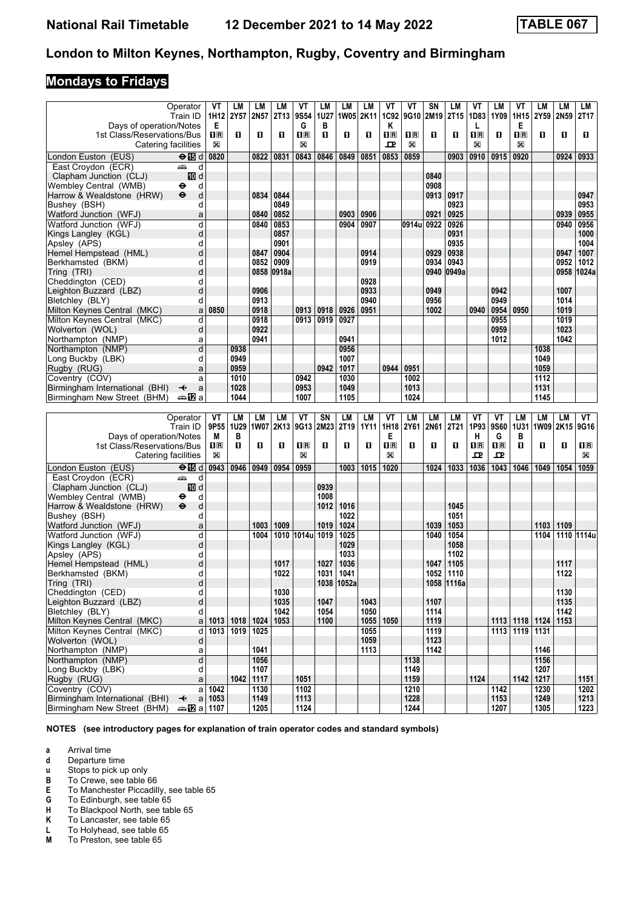# National Rail Timetable 12 December 2021 to 14 May 2022 TABLE 067

## London to Milton Keynes, Northampton, Rugby, Coventry and Birmingham

### Mondays to Fridays

| Operator | | VT | LM | LM | LM | VT | LM | LM | LM | VT | VT | SN | LM | VT | LM | VT | LM | LM | LM |
|---|---|---|---|---|---|---|---|---|---|---|---|---|---|---|---|---|---|---|---|
| Train ID | | 1H12 | 2Y57 | 2N57 | 2T13 | 9S54 | 1U27 | 1W05 | 2K11 | 1C92 | 9G10 | 2M19 | 2T15 | 1D83 | 1Y09 | 1H15 | 2Y59 | 2N59 | 2T17 |
| Days of operation/Notes | | E | | | | G | B | | | K | | | | L | | E | | | |
| 1st Class/Reservations/Bus | | 1R | 1 | 1 | 1 | 1R | 1 | 1 | 1 | 1R | 1R | 1 | 1 | 1R | 1 | 1R | 1 | 1 | 1 |
| Catering facilities | | ⊠ | | | | ⊠ | | | | ⊏⊐ | ⊠ | | | ⊠ | | ⊠ | | | |
| London Euston (EUS) ⊖ 15 | d | 0820 | | 0822 | 0831 | 0843 | 0846 | 0849 | 0851 | 0853 | 0859 | | 0903 | 0910 | 0915 | 0920 | | 0924 | 0933 |
| East Croydon (ECR) | d | | | | | | | | | | | | | | | | | | |
| Clapham Junction (CLJ) 10 | d | | | | | | | | | | | 0840 | | | | | | | |
| Wembley Central (WMB) ⊖ | d | | | | | | | | | | | 0908 | | | | | | | |
| Harrow & Wealdstone (HRW) ⊖ | d | | | 0834 | 0844 | | | | | | | 0913 | 0917 | | | | | | 0947 |
| Bushey (BSH) | d | | | | 0849 | | | | | | | | 0923 | | | | | | 0953 |
| Watford Junction (WFJ) | a | | | 0840 | 0852 | | | 0903 | 0906 | | | 0921 | 0925 | | | | | 0939 | 0955 |
| Watford Junction (WFJ) | d | | | 0840 | 0853 | | | 0904 | 0907 | | 0914u | 0922 | 0926 | | | | | 0940 | 0956 |
| Kings Langley (KGL) | d | | | | 0857 | | | | | | | | 0931 | | | | | | 1000 |
| Apsley (APS) | d | | | | 0901 | | | | | | | | 0935 | | | | | | 1004 |
| Hemel Hempstead (HML) | d | | | 0847 | 0904 | | | | 0914 | | | 0929 | 0938 | | | | | 0947 | 1007 |
| Berkhamsted (BKM) | d | | | 0852 | 0909 | | | | 0919 | | | 0934 | 0943 | | | | | 0952 | 1012 |
| Tring (TRI) | d | | | 0858 | 0918a | | | | | | | 0940 | 0949a | | | | | 0958 | 1024a |
| Cheddington (CED) | d | | | | | | | | 0928 | | | | | | | | | | |
| Leighton Buzzard (LBZ) | d | | | 0906 | | | | | 0933 | | | 0949 | | | 0942 | | | 1007 | |
| Bletchley (BLY) | d | | | 0913 | | | | | 0940 | | | 0956 | | | 0949 | | | 1014 | |
| Milton Keynes Central (MKC) | a | 0850 | | 0918 | | 0913 | 0918 | 0926 | 0951 | | | 1002 | | 0940 | 0954 | 0950 | | 1019 | |
| Milton Keynes Central (MKC) | d | | | 0918 | | 0913 | 0919 | 0927 | | | | | | | 0955 | | | 1019 | |
| Wolverton (WOL) | d | | | 0922 | | | | | | | | | | | 0959 | | | 1023 | |
| Northampton (NMP) | a | | | 0941 | | | | 0941 | | | | | | | 1012 | | | 1042 | |
| Northampton (NMP) | d | | 0938 | | | | | 0956 | | | | | | | | | 1038 | | |
| Long Buckby (LBK) | d | | 0949 | | | | | 1007 | | | | | | | | | 1049 | | |
| Rugby (RUG) | a | | 0959 | | | | 0942 | 1017 | | 0944 | 0951 | | | | | | 1059 | | |
| Coventry (COV) | a | | 1010 | | | 0942 | | 1030 | | | 1002 | | | | | | 1112 | | |
| Birmingham International (BHI) ✈ | a | | 1028 | | | 0953 | | 1049 | | | 1013 | | | | | | 1131 | | |
| Birmingham New Street (BHM) 12 | a | | 1044 | | | 1007 | | 1105 | | | 1024 | | | | | | 1145 | | |

| Operator | | VT | LM | LM | LM | VT | SN | LM | LM | VT | LM | LM | LM | VT | VT | LM | LM | LM | VT |
|---|---|---|---|---|---|---|---|---|---|---|---|---|---|---|---|---|---|---|---|
| Train ID | | 9P55 | 1U29 | 1W07 | 2K13 | 9G13 | 2M23 | 2T19 | 1Y11 | 1H18 | 2Y61 | 2N61 | 2T21 | 1P93 | 9S60 | 1U31 | 1W09 | 2K15 | 9G16 |
| Days of operation/Notes | | M | B | | | | | | | E | | | | H | G | B | | | |
| 1st Class/Reservations/Bus | | 1R | 1 | 1 | 1 | 1R | 1 | 1 | 1 | 1R | 1 | 1 | 1 | 1R | 1R | 1 | 1 | 1 | 1R |
| Catering facilities | | ⊠ | | | | ⊠ | | | | ⊠ | | | | ⊏⊐ | ⊏⊐ | | | | ⊠ |
| London Euston (EUS) ⊖ 15 | d | 0943 | 0946 | 0949 | 0954 | 0959 | | 1003 | 1015 | 1020 | | 1024 | 1033 | 1036 | 1043 | 1046 | 1049 | 1054 | 1059 |
| East Croydon (ECR) | d | | | | | | | | | | | | | | | | | | |
| Clapham Junction (CLJ) 10 | d | | | | | | 0939 | | | | | | | | | | | | |
| Wembley Central (WMB) ⊖ | d | | | | | | 1008 | | | | | | | | | | | | |
| Harrow & Wealdstone (HRW) ⊖ | d | | | | | | 1012 | 1016 | | | | | 1045 | | | | | | |
| Bushey (BSH) | d | | | | | | | 1022 | | | | | 1051 | | | | | | |
| Watford Junction (WFJ) | a | | | 1003 | 1009 | | 1019 | 1024 | | | | 1039 | 1053 | | | | 1103 | 1109 | |
| Watford Junction (WFJ) | d | | | 1004 | 1010 | 1014u | 1019 | 1025 | | | | 1040 | 1054 | | | | 1104 | 1110 | 1114u |
| Kings Langley (KGL) | d | | | | | | | 1029 | | | | | 1058 | | | | | | |
| Apsley (APS) | d | | | | | | | 1033 | | | | | 1102 | | | | | | |
| Hemel Hempstead (HML) | d | | | | 1017 | | 1027 | 1036 | | | | 1047 | 1105 | | | | | 1117 | |
| Berkhamsted (BKM) | d | | | | 1022 | | 1031 | 1041 | | | | 1052 | 1110 | | | | | 1122 | |
| Tring (TRI) | d | | | | | | 1038 | 1052a | | | | 1058 | 1116a | | | | | | |
| Cheddington (CED) | d | | | | 1030 | | | | | | | | | | | | | 1130 | |
| Leighton Buzzard (LBZ) | d | | | | 1035 | | 1047 | | 1043 | | | 1107 | | | | | | 1135 | |
| Bletchley (BLY) | d | | | | 1042 | | 1054 | | 1050 | | | 1114 | | | | | | 1142 | |
| Milton Keynes Central (MKC) | a | 1013 | 1018 | 1024 | 1053 | | 1100 | | 1055 | 1050 | | 1119 | | | 1113 | 1118 | 1124 | 1153 | |
| Milton Keynes Central (MKC) | d | 1013 | 1019 | 1025 | | | | | 1055 | | | 1119 | | | 1113 | 1119 | 1131 | | |
| Wolverton (WOL) | d | | | | | | | | 1059 | | | 1123 | | | | | | | |
| Northampton (NMP) | a | | | 1041 | | | | | 1113 | | | 1142 | | | | | 1146 | | |
| Northampton (NMP) | d | | | 1056 | | | | | | | 1138 | | | | | | 1156 | | |
| Long Buckby (LBK) | d | | | 1107 | | | | | | | 1149 | | | | | | 1207 | | |
| Rugby (RUG) | a | | 1042 | 1117 | | 1051 | | | | | 1159 | | | 1124 | | 1142 | 1217 | | 1151 |
| Coventry (COV) | a | 1042 | | 1130 | | 1102 | | | | | 1210 | | | | 1142 | | 1230 | | 1202 |
| Birmingham International (BHI) ✈ | a | 1053 | | 1149 | | 1113 | | | | | 1228 | | | | 1153 | | 1249 | | 1213 |
| Birmingham New Street (BHM) 12 | a | 1107 | | 1205 | | 1124 | | | | | 1244 | | | | 1207 | | 1305 | | 1223 |

**NOTES (see introductory pages for explanation of train operator codes and standard symbols)**

- **a** Arrival time
- **d** Departure time
- **u** Stops to pick up only
- **B** To Crewe, see table 66
- **E** To Manchester Piccadilly, see table 65
- **G** To Edinburgh, see table 65
- **H** To Blackpool North, see table 65
- **K** To Lancaster, see table 65
- **L** To Holyhead, see table 65
- **M** To Preston, see table 65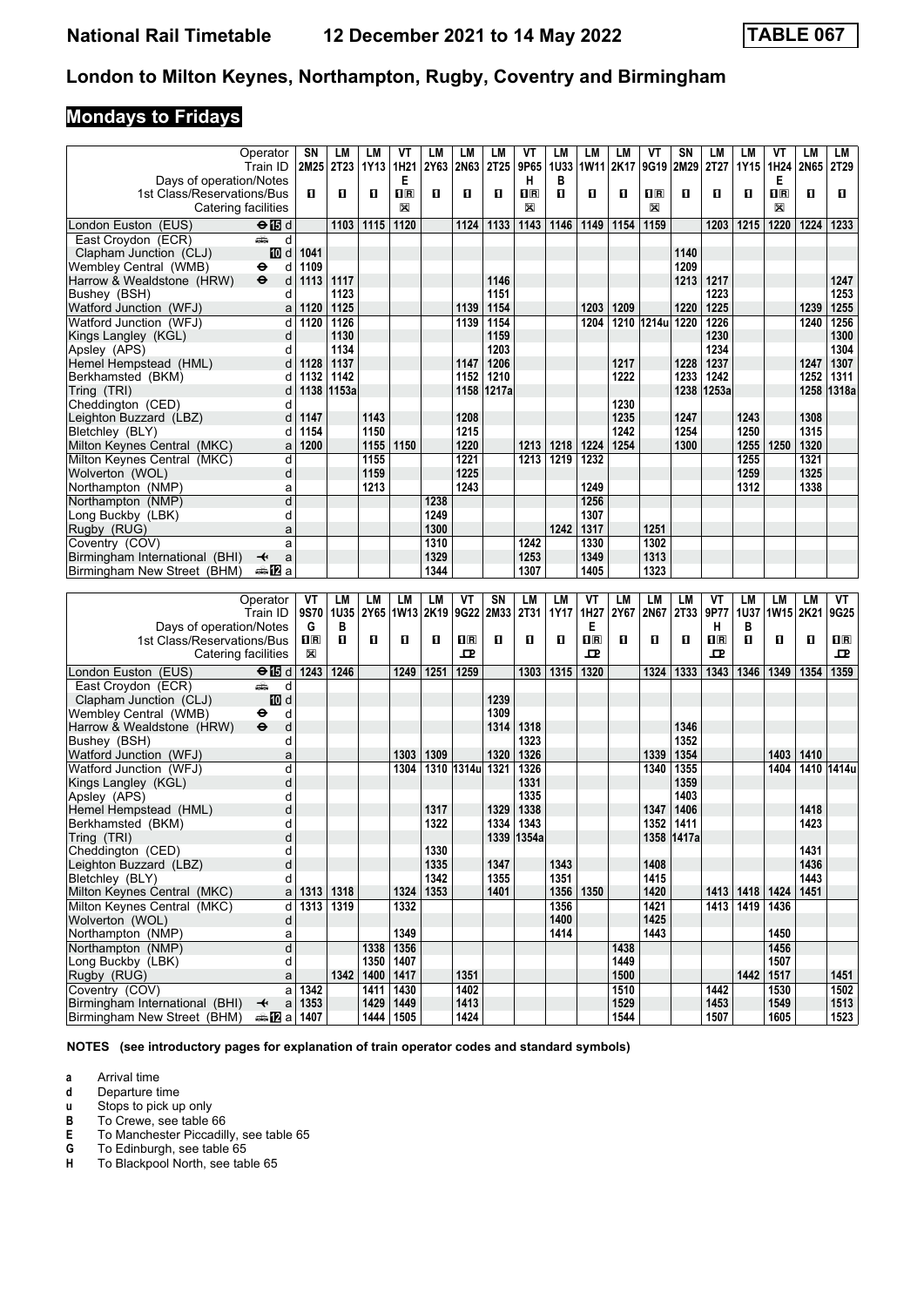# National Rail Timetable 12 December 2021 to 14 May 2022 — TABLE 067

## London to Milton Keynes, Northampton, Rugby, Coventry and Birmingham

### Mondays to Fridays

| Operator | | SN | LM | LM | VT | LM | LM | LM | VT | LM | LM | LM | VT | SN | LM | LM | VT | LM | LM |
|---|---|---|---|---|---|---|---|---|---|---|---|---|---|---|---|---|---|---|---|
| Train ID | | 2M25 | 2T23 | 1Y13 | 1H21 | 2Y63 | 2N63 | 2T25 | 9P65 | 1U33 | 1W11 | 2K17 | 9G19 | 2M29 | 2T27 | 1Y15 | 1H24 | 2N65 | 2T29 |
| Days of operation/Notes | | | | | E | | | | H | B | | | | | | | E | | |
| 1st Class/Reservations/Bus | | 1 | 1 | 1 | 1R | 1 | 1 | 1 | 1R | 1 | 1 | 1 | 1R | 1 | 1 | 1 | 1R | 1 | 1 |
| Catering facilities | | | | | ☒ | | | | ☒ | | | | ☒ | | | | ☒ | | |
| London Euston (EUS) | ⊖15 d | | 1103 | 1115 | 1120 | | 1124 | 1133 | 1143 | 1146 | 1149 | 1154 | 1159 | | 1203 | 1215 | 1220 | 1224 | 1233 |
| East Croydon (ECR) | 🚌 d | | | | | | | | | | | | | | | | | | |
| Clapham Junction (CLJ) | 10 d | 1041 | | | | | | | | | | | | 1140 | | | | | |
| Wembley Central (WMB) | ⊖ d | 1109 | | | | | | | | | | | | 1209 | | | | | |
| Harrow & Wealdstone (HRW) | ⊖ d | 1113 | 1117 | | | | | 1146 | | | | | | 1213 | 1217 | | | | 1247 |
| Bushey (BSH) | d | | 1123 | | | | | 1151 | | | | | | | 1223 | | | | 1253 |
| Watford Junction (WFJ) | a | 1120 | 1125 | | | | 1139 | 1154 | | | 1203 | 1209 | | 1220 | 1225 | | | 1239 | 1255 |
| Watford Junction (WFJ) | d | 1120 | 1126 | | | | 1139 | 1154 | | | 1204 | 1210 | 1214u | 1220 | 1226 | | | 1240 | 1256 |
| Kings Langley (KGL) | d | | 1130 | | | | | 1159 | | | | | | | 1230 | | | | 1300 |
| Apsley (APS) | d | | 1134 | | | | | 1203 | | | | | | | 1234 | | | | 1304 |
| Hemel Hempstead (HML) | d | 1128 | 1137 | | | | 1147 | 1206 | | | | 1217 | | 1228 | 1237 | | | 1247 | 1307 |
| Berkhamsted (BKM) | d | 1132 | 1142 | | | | 1152 | 1210 | | | | 1222 | | 1233 | 1242 | | | 1252 | 1311 |
| Tring (TRI) | d | 1138 | 1153a | | | | 1158 | 1217a | | | | | | 1238 | 1253a | | | 1258 | 1318a |
| Cheddington (CED) | d | | | | | | | | | | | 1230 | | | | | | | |
| Leighton Buzzard (LBZ) | d | 1147 | | 1143 | | | 1208 | | | | | 1235 | | 1247 | | 1243 | | 1308 | |
| Bletchley (BLY) | d | 1154 | | 1150 | | | 1215 | | | | | 1242 | | 1254 | | 1250 | | 1315 | |
| Milton Keynes Central (MKC) | a | 1200 | | 1155 | 1150 | | 1220 | | 1213 | 1218 | 1224 | 1254 | | 1300 | | 1255 | 1250 | 1320 | |
| Milton Keynes Central (MKC) | d | | | 1155 | | | 1221 | | 1213 | 1219 | 1232 | | | | | 1255 | | 1321 | |
| Wolverton (WOL) | d | | | 1159 | | | 1225 | | | | | | | | | 1259 | | 1325 | |
| Northampton (NMP) | a | | | 1213 | | | 1243 | | | | 1249 | | | | | 1312 | | 1338 | |
| Northampton (NMP) | d | | | | | 1238 | | | | | 1256 | | | | | | | | |
| Long Buckby (LBK) | d | | | | | 1249 | | | | | 1307 | | | | | | | | |
| Rugby (RUG) | a | | | | | 1300 | | | | 1242 | 1317 | | 1251 | | | | | | |
| Coventry (COV) | a | | | | | 1310 | | | 1242 | | 1330 | | 1302 | | | | | | |
| Birmingham International (BHI) | ✈ a | | | | | 1329 | | | 1253 | | 1349 | | 1313 | | | | | | |
| Birmingham New Street (BHM) | 🚌12 a | | | | | 1344 | | | 1307 | | 1405 | | 1323 | | | | | | |

| Operator | | VT | LM | LM | LM | LM | VT | SN | LM | LM | VT | LM | LM | LM | VT | LM | LM | LM | VT |
|---|---|---|---|---|---|---|---|---|---|---|---|---|---|---|---|---|---|---|---|
| Train ID | | 9S70 | 1U35 | 2Y65 | 1W13 | 2K19 | 9G22 | 2M33 | 2T31 | 1Y17 | 1H27 | 2Y67 | 2N67 | 2T33 | 9P77 | 1U37 | 1W15 | 2K21 | 9G25 |
| Days of operation/Notes | | G | B | | | | | | | | E | | | | H | B | | | |
| 1st Class/Reservations/Bus | | 1R | 1 | 1 | 1 | 1 | 1R | 1 | 1 | 1 | 1R | 1 | 1 | 1 | 1R | 1 | 1 | 1 | 1R |
| Catering facilities | | ☒ | | | | | ᴾ | | | | ᴾ | | | | ᴾ | | | | ᴾ |
| London Euston (EUS) | ⊖15 d | 1243 | 1246 | | 1249 | 1251 | 1259 | | 1303 | 1315 | 1320 | | 1324 | 1333 | 1343 | 1346 | 1349 | 1354 | 1359 |
| East Croydon (ECR) | 🚌 d | | | | | | | | | | | | | | | | | | |
| Clapham Junction (CLJ) | 10 d | | | | | | | 1239 | | | | | | | | | | | |
| Wembley Central (WMB) | ⊖ d | | | | | | | 1309 | | | | | | | | | | | |
| Harrow & Wealdstone (HRW) | ⊖ d | | | | | | | 1314 | 1318 | | | | | 1346 | | | | | |
| Bushey (BSH) | d | | | | | | | | 1323 | | | | | 1352 | | | | | |
| Watford Junction (WFJ) | a | | | | 1303 | 1309 | | 1320 | 1326 | | | | 1339 | 1354 | | | 1403 | 1410 | |
| Watford Junction (WFJ) | d | | | | 1304 | 1310 | 1314u | 1321 | 1326 | | | | 1340 | 1355 | | | 1404 | 1410 | 1414u |
| Kings Langley (KGL) | d | | | | | | | | 1331 | | | | | 1359 | | | | | |
| Apsley (APS) | d | | | | | | | | 1335 | | | | | 1403 | | | | | |
| Hemel Hempstead (HML) | d | | | | | 1317 | | 1329 | 1338 | | | | 1347 | 1406 | | | | 1418 | |
| Berkhamsted (BKM) | d | | | | | 1322 | | 1334 | 1343 | | | | 1352 | 1411 | | | | 1423 | |
| Tring (TRI) | d | | | | | | | 1339 | 1354a | | | | 1358 | 1417a | | | | | |
| Cheddington (CED) | d | | | | | 1330 | | | | | | | | | | | | 1431 | |
| Leighton Buzzard (LBZ) | d | | | | | 1335 | | 1347 | | 1343 | | | 1408 | | | | | 1436 | |
| Bletchley (BLY) | d | | | | | 1342 | | 1355 | | 1351 | | | 1415 | | | | | 1443 | |
| Milton Keynes Central (MKC) | a | 1313 | 1318 | | 1324 | 1353 | | 1401 | | 1356 | 1350 | | 1420 | | 1413 | 1418 | 1424 | 1451 | |
| Milton Keynes Central (MKC) | d | 1313 | 1319 | | 1332 | | | | | 1356 | | | 1421 | | 1413 | 1419 | 1436 | | |
| Wolverton (WOL) | d | | | | | | | | | 1400 | | | 1425 | | | | | | |
| Northampton (NMP) | a | | | | 1349 | | | | | 1414 | | | 1443 | | | | 1450 | | |
| Northampton (NMP) | d | | | 1338 | 1356 | | | | | | | 1438 | | | | | 1456 | | |
| Long Buckby (LBK) | d | | | 1350 | 1407 | | | | | | | 1449 | | | | | 1507 | | |
| Rugby (RUG) | a | | 1342 | 1400 | 1417 | | 1351 | | | | | 1500 | | | | 1442 | 1517 | | 1451 |
| Coventry (COV) | a | 1342 | | 1411 | 1430 | | 1402 | | | | | 1510 | | | 1442 | | 1530 | | 1502 |
| Birmingham International (BHI) | ✈ a | 1353 | | 1429 | 1449 | | 1413 | | | | | 1529 | | | 1453 | | 1549 | | 1513 |
| Birmingham New Street (BHM) | 🚌12 a | 1407 | | 1444 | 1505 | | 1424 | | | | | 1544 | | | 1507 | | 1605 | | 1523 |

**NOTES (see introductory pages for explanation of train operator codes and standard symbols)**

- **a** Arrival time
- **d** Departure time
- **u** Stops to pick up only
- **B** To Crewe, see table 66
- **E** To Manchester Piccadilly, see table 65
- **G** To Edinburgh, see table 65
- **H** To Blackpool North, see table 65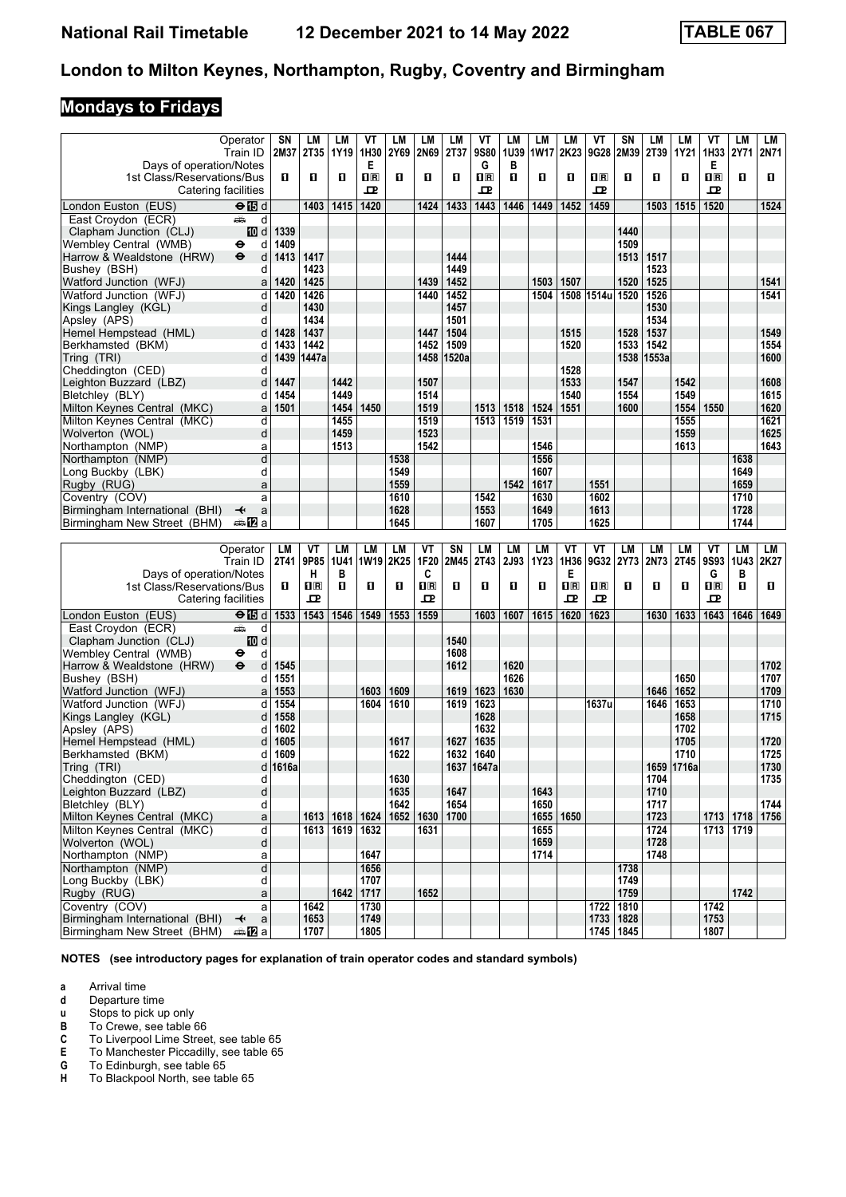# National Rail Timetable 12 December 2021 to 14 May 2022 TABLE 067

## London to Milton Keynes, Northampton, Rugby, Coventry and Birmingham

### Mondays to Fridays

| Operator | | SN | LM | LM | VT | LM | LM | LM | VT | LM | LM | LM | VT | SN | LM | LM | VT | LM | LM |
|---|---|---|---|---|---|---|---|---|---|---|---|---|---|---|---|---|---|---|---|
| Train ID | | 2M37 | 2T35 | 1Y19 | 1H30 | 2Y69 | 2N69 | 2T37 | 9S80 | 1U39 | 1W17 | 2K23 | 9G28 | 2M39 | 2T39 | 1Y21 | 1H33 | 2Y71 | 2N71 |
| Days of operation/Notes | | | | | E | | | | G | B | | | | | | | E | | |
| 1st Class/Reservations/Bus | | 1 | 1 | 1 | 1R | 1 | 1 | 1 | 1R | 1 | 1 | 1 | 1R | 1 | 1 | 1 | 1R | 1 | 1 |
| Catering facilities | | | | | ꟾ | | | | ꟾ | | | | ꟾ | | | | ꟾ | | |
| London Euston (EUS) | d | | 1403 | 1415 | 1420 | | 1424 | 1433 | 1443 | 1446 | 1449 | 1452 | 1459 | | 1503 | 1515 | 1520 | | 1524 |
| East Croydon (ECR) | d | | | | | | | | | | | | | | | | | | |
| Clapham Junction (CLJ) | d | 1339 | | | | | | | | | | | | 1440 | | | | | |
| Wembley Central (WMB) | d | 1409 | | | | | | | | | | | | 1509 | | | | | |
| Harrow & Wealdstone (HRW) | d | 1413 | 1417 | | | | | 1444 | | | | | | 1513 | 1517 | | | | |
| Bushey (BSH) | d | | 1423 | | | | | 1449 | | | | | | | 1523 | | | | |
| Watford Junction (WFJ) | a | 1420 | 1425 | | | | 1439 | 1452 | | | 1503 | 1507 | | 1520 | 1525 | | | | 1541 |
| Watford Junction (WFJ) | d | 1420 | 1426 | | | | 1440 | 1452 | | | 1504 | 1508 | 1514u | 1520 | 1526 | | | | 1541 |
| Kings Langley (KGL) | d | | 1430 | | | | | 1457 | | | | | | | 1530 | | | | |
| Apsley (APS) | d | | 1434 | | | | | 1501 | | | | | | | 1534 | | | | |
| Hemel Hempstead (HML) | d | 1428 | 1437 | | | | 1447 | 1504 | | | | 1515 | | 1528 | 1537 | | | | 1549 |
| Berkhamsted (BKM) | d | 1433 | 1442 | | | | 1452 | 1509 | | | | 1520 | | 1533 | 1542 | | | | 1554 |
| Tring (TRI) | d | 1439 | 1447a | | | | 1458 | 1520a | | | | | | 1538 | 1553a | | | | 1600 |
| Cheddington (CED) | d | | | | | | | | | | | 1528 | | | | | | | |
| Leighton Buzzard (LBZ) | d | 1447 | | 1442 | | | 1507 | | | | | 1533 | | 1547 | | 1542 | | | 1608 |
| Bletchley (BLY) | d | 1454 | | 1449 | | | 1514 | | | | | 1540 | | 1554 | | 1549 | | | 1615 |
| Milton Keynes Central (MKC) | a | 1501 | | 1454 | 1450 | | 1519 | | 1513 | 1518 | 1524 | 1551 | | 1600 | | 1554 | 1550 | | 1620 |
| Milton Keynes Central (MKC) | d | | | 1455 | | | 1519 | | 1513 | 1519 | 1531 | | | | | 1555 | | | 1621 |
| Wolverton (WOL) | d | | | 1459 | | | 1523 | | | | | | | | | 1559 | | | 1625 |
| Northampton (NMP) | a | | | 1513 | | | 1542 | | | | 1546 | | | | | 1613 | | | 1643 |
| Northampton (NMP) | d | | | | | 1538 | | | | | 1556 | | | | | | | 1638 | |
| Long Buckby (LBK) | d | | | | | 1549 | | | | | 1607 | | | | | | | 1649 | |
| Rugby (RUG) | a | | | | | 1559 | | | | 1542 | 1617 | | 1551 | | | | | 1659 | |
| Coventry (COV) | a | | | | | 1610 | | | 1542 | | 1630 | | 1602 | | | | | 1710 | |
| Birmingham International (BHI) | a | | | | | 1628 | | | 1553 | | 1649 | | 1613 | | | | | 1728 | |
| Birmingham New Street (BHM) | a | | | | | 1645 | | | 1607 | | 1705 | | 1625 | | | | | 1744 | |

| Operator | | LM | VT | LM | LM | LM | VT | SN | LM | LM | LM | VT | VT | LM | LM | LM | VT | LM | LM |
|---|---|---|---|---|---|---|---|---|---|---|---|---|---|---|---|---|---|---|---|
| Train ID | | 2T41 | 9P85 | 1U41 | 1W19 | 2K25 | 1F20 | 2M45 | 2T43 | 2J93 | 1Y23 | 1H36 | 9G32 | 2Y73 | 2N73 | 2T45 | 9S93 | 1U43 | 2K27 |
| Days of operation/Notes | | | H | B | | | C | | | | | E | | | | | G | B | |
| 1st Class/Reservations/Bus | | 1 | 1R | 1 | 1 | 1 | 1R | 1 | 1 | 1 | 1 | 1R | 1R | 1 | 1 | 1 | 1R | 1 | 1 |
| Catering facilities | | | ꟾ | | | | ꟾ | | | | | ꟾ | ꟾ | | | | ꟾ | | |
| London Euston (EUS) | d | 1533 | 1543 | 1546 | 1549 | 1553 | 1559 | | 1603 | 1607 | 1615 | 1620 | 1623 | | 1630 | 1633 | 1643 | 1646 | 1649 |
| East Croydon (ECR) | d | | | | | | | | | | | | | | | | | | |
| Clapham Junction (CLJ) | d | | | | | | | 1540 | | | | | | | | | | | |
| Wembley Central (WMB) | d | | | | | | | 1608 | | | | | | | | | | | |
| Harrow & Wealdstone (HRW) | d | 1545 | | | | | | 1612 | | 1620 | | | | | | | | | 1702 |
| Bushey (BSH) | d | 1551 | | | | | | | | 1626 | | | | | | 1650 | | | 1707 |
| Watford Junction (WFJ) | a | 1553 | | | 1603 | 1609 | | 1619 | 1623 | 1630 | | | | | 1646 | 1652 | | | 1709 |
| Watford Junction (WFJ) | d | 1554 | | | 1604 | 1610 | | 1619 | 1623 | | | | 1637u | | 1646 | 1653 | | | 1710 |
| Kings Langley (KGL) | d | 1558 | | | | | | | 1628 | | | | | | | 1658 | | | 1715 |
| Apsley (APS) | d | 1602 | | | | | | | 1632 | | | | | | | 1702 | | | |
| Hemel Hempstead (HML) | d | 1605 | | | | 1617 | | 1627 | 1635 | | | | | | | 1705 | | | 1720 |
| Berkhamsted (BKM) | d | 1609 | | | | 1622 | | 1632 | 1640 | | | | | | | 1710 | | | 1725 |
| Tring (TRI) | d | 1616a | | | | | | 1637 | 1647a | | | | | | 1659 | 1716a | | | 1730 |
| Cheddington (CED) | d | | | | | 1630 | | | | | | | | | 1704 | | | | 1735 |
| Leighton Buzzard (LBZ) | d | | | | | 1635 | | 1647 | | | 1643 | | | | 1710 | | | | |
| Bletchley (BLY) | d | | | | | 1642 | | 1654 | | | 1650 | | | | 1717 | | | | 1744 |
| Milton Keynes Central (MKC) | a | | 1613 | 1618 | 1624 | 1652 | 1630 | 1700 | | | 1655 | 1650 | | | 1723 | | 1713 | 1718 | 1756 |
| Milton Keynes Central (MKC) | d | | 1613 | 1619 | 1632 | | 1631 | | | | 1655 | | | | 1724 | | 1713 | 1719 | |
| Wolverton (WOL) | d | | | | | | | | | | 1659 | | | | 1728 | | | | |
| Northampton (NMP) | a | | | | 1647 | | | | | | 1714 | | | | 1748 | | | | |
| Northampton (NMP) | d | | | | 1656 | | | | | | | | | 1738 | | | | | |
| Long Buckby (LBK) | d | | | | 1707 | | | | | | | | | 1749 | | | | | |
| Rugby (RUG) | a | | | 1642 | 1717 | | 1652 | | | | | | | 1759 | | | | 1742 | |
| Coventry (COV) | a | | 1642 | | 1730 | | | | | | | | 1722 | 1810 | | | 1742 | | |
| Birmingham International (BHI) | a | | 1653 | | 1749 | | | | | | | | 1733 | 1828 | | | 1753 | | |
| Birmingham New Street (BHM) | a | | 1707 | | 1805 | | | | | | | | 1745 | 1845 | | | 1807 | | |

**NOTES (see introductory pages for explanation of train operator codes and standard symbols)**

- **a** Arrival time
- **d** Departure time
- **u** Stops to pick up only
- **B** To Crewe, see table 66
- **C** To Liverpool Lime Street, see table 65
- **E** To Manchester Piccadilly, see table 65
- **G** To Edinburgh, see table 65
- **H** To Blackpool North, see table 65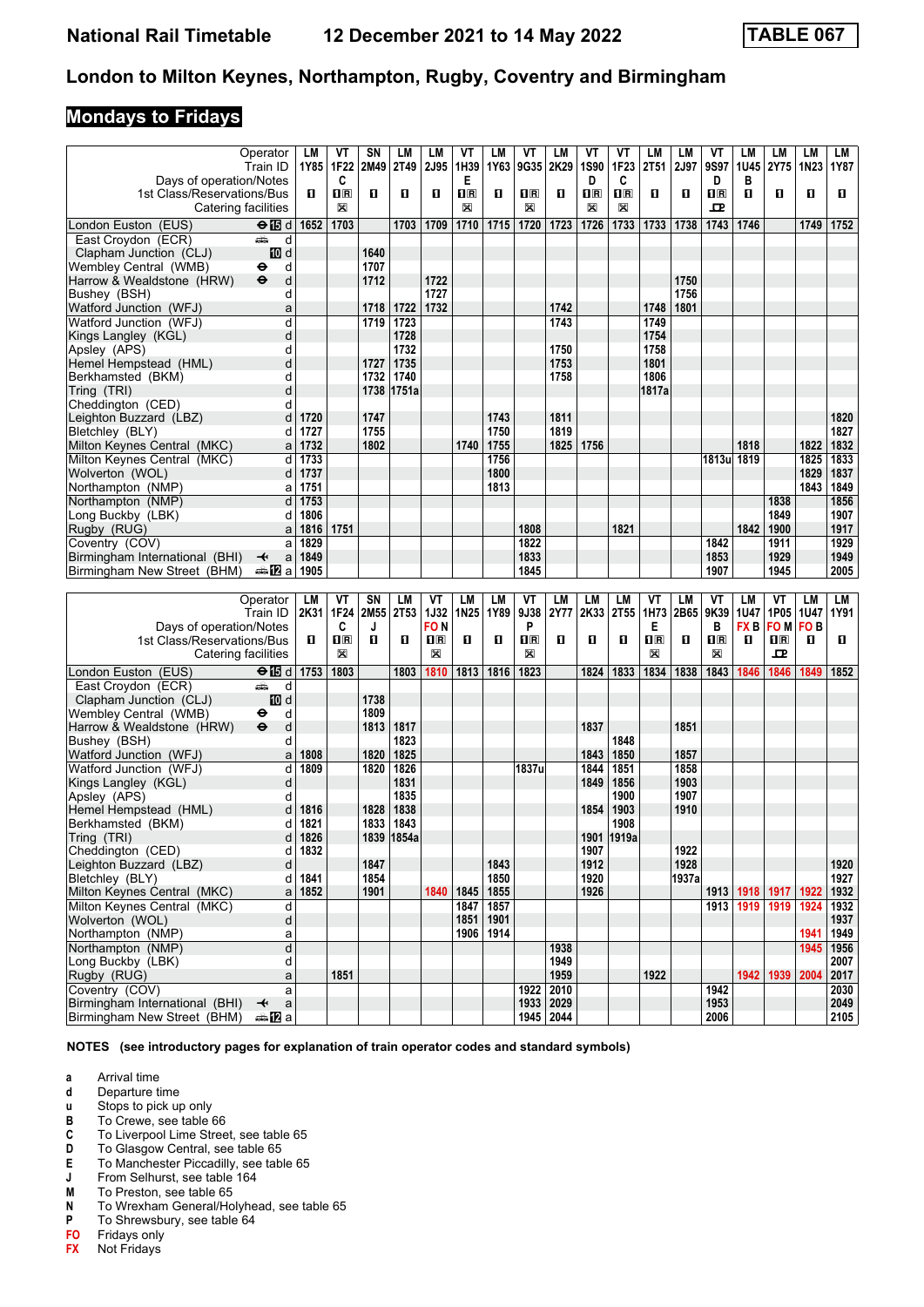# TABLE 067

## London to Milton Keynes, Northampton, Rugby, Coventry and Birmingham

### Mondays to Fridays

| Operator | | LM | VT | SN | LM | LM | VT | LM | VT | LM | VT | VT | LM | LM | VT | LM | LM | LM | LM |
|---|---|---|---|---|---|---|---|---|---|---|---|---|---|---|---|---|---|---|---|
| Train ID | | 1Y85 | 1F22 | 2M49 | 2T49 | 2J95 | 1H39 | 1Y63 | 9G35 | 2K29 | 1S90 | 1F23 | 2T51 | 2J97 | 9S97 | 1U45 | 2Y75 | 1N23 | 1Y87 |
| Days of operation/Notes | | | C | | | | E | | | | D | C | | | D | B | | | |
| 1st Class/Reservations/Bus | | ■ | ■R | ■ | ■ | ■ | ■R | ■ | ■R | ■ | ■R | ■R | ■ | ■ | ■R | ■ | ■ | ■ | ■ |
| Catering facilities | | | ☒ | | | | ☒ | | ☒ | | ☒ | ☒ | | | ☕ | | | | |
| London Euston (EUS) ⊖ 15 | d | 1652 | 1703 | | 1703 | 1709 | 1710 | 1715 | 1720 | 1723 | 1726 | 1733 | 1733 | 1738 | 1743 | 1746 | | 1749 | 1752 |
| East Croydon (ECR) | d | | | | | | | | | | | | | | | | | | |
| Clapham Junction (CLJ) 10 | d | | | 1640 | | | | | | | | | | | | | | | |
| Wembley Central (WMB) ⊖ | d | | | 1707 | | | | | | | | | | | | | | | |
| Harrow & Wealdstone (HRW) ⊖ | d | | | 1712 | | 1722 | | | | | | | | 1750 | | | | | |
| Bushey (BSH) | d | | | | | 1727 | | | | | | | | 1756 | | | | | |
| Watford Junction (WFJ) | a | | | 1718 | 1722 | 1732 | | | | 1742 | | | 1748 | 1801 | | | | | |
| Watford Junction (WFJ) | d | | | 1719 | 1723 | | | | | 1743 | | | 1749 | | | | | | |
| Kings Langley (KGL) | d | | | | 1728 | | | | | | | | 1754 | | | | | | |
| Apsley (APS) | d | | | | 1732 | | | | | 1750 | | | 1758 | | | | | | |
| Hemel Hempstead (HML) | d | | | 1727 | 1735 | | | | | 1753 | | | 1801 | | | | | | |
| Berkhamsted (BKM) | d | | | 1732 | 1740 | | | | | 1758 | | | 1806 | | | | | | |
| Tring (TRI) | d | | | 1738 | 1751a | | | | | | | | 1817a | | | | | | |
| Cheddington (CED) | d | | | | | | | | | | | | | | | | | | |
| Leighton Buzzard (LBZ) | d | 1720 | | 1747 | | | | 1743 | | 1811 | | | | | | | | | 1820 |
| Bletchley (BLY) | d | 1727 | | 1755 | | | | 1750 | | 1819 | | | | | | | | | 1827 |
| Milton Keynes Central (MKC) | a | 1732 | | 1802 | | | 1740 | 1755 | | 1825 | 1756 | | | | | 1818 | | 1822 | 1832 |
| Milton Keynes Central (MKC) | d | 1733 | | | | | | 1756 | | | | | | | 1813u | 1819 | | 1825 | 1833 |
| Wolverton (WOL) | d | 1737 | | | | | | 1800 | | | | | | | | | | 1829 | 1837 |
| Northampton (NMP) | a | 1751 | | | | | | 1813 | | | | | | | | | | 1843 | 1849 |
| Northampton (NMP) | d | 1753 | | | | | | | | | | | | | | | 1838 | | 1856 |
| Long Buckby (LBK) | d | 1806 | | | | | | | | | | | | | | | 1849 | | 1907 |
| Rugby (RUG) | a | 1816 | 1751 | | | | | | 1808 | | | 1821 | | | | 1842 | 1900 | | 1917 |
| Coventry (COV) | a | 1829 | | | | | | | 1822 | | | | | | 1842 | | 1911 | | 1929 |
| Birmingham International (BHI) ✈ | a | 1849 | | | | | | | 1833 | | | | | | 1853 | | 1929 | | 1949 |
| Birmingham New Street (BHM) 12 | a | 1905 | | | | | | | 1845 | | | | | | 1907 | | 1945 | | 2005 |

| Operator | | LM | VT | SN | LM | VT | LM | LM | VT | LM | LM | LM | VT | LM | VT | LM | VT | LM | LM |
|---|---|---|---|---|---|---|---|---|---|---|---|---|---|---|---|---|---|---|---|
| Train ID | | 2K31 | 1F24 | 2M55 | 2T53 | 1J32 | 1N25 | 1Y89 | 9J38 | 2Y77 | 2K33 | 2T55 | 1H73 | 2B65 | 9K39 | 1U47 | 1P05 | 1U47 | 1Y91 |
| Days of operation/Notes | | | C | J | | FO N | | | P | | | | E | | B | FX B | FO M | FO B | |
| 1st Class/Reservations/Bus | | ■ | ■R | ■ | ■ | ■R | ■ | ■ | ■R | ■ | ■ | ■ | ■R | ■ | ■R | ■ | ■R | ■ | ■ |
| Catering facilities | | | ☒ | | | ☒ | | | ☒ | | | | ☒ | | ☒ | | ☕ | | |
| London Euston (EUS) ⊖ 15 | d | 1753 | 1803 | | 1803 | 1810 | 1813 | 1816 | 1823 | | 1824 | 1833 | 1834 | 1838 | 1843 | 1846 | 1846 | 1849 | 1852 |
| East Croydon (ECR) | d | | | | | | | | | | | | | | | | | | |
| Clapham Junction (CLJ) 10 | d | | | 1738 | | | | | | | | | | | | | | | |
| Wembley Central (WMB) ⊖ | d | | | 1809 | | | | | | | | | | | | | | | |
| Harrow & Wealdstone (HRW) ⊖ | d | | | 1813 | 1817 | | | | | | 1837 | | | 1851 | | | | | |
| Bushey (BSH) | d | | | | 1823 | | | | | | | 1848 | | | | | | | |
| Watford Junction (WFJ) | a | 1808 | | 1820 | 1825 | | | | | | 1843 | 1850 | | 1857 | | | | | |
| Watford Junction (WFJ) | d | 1809 | | 1820 | 1826 | | | | 1837u | | 1844 | 1851 | | 1858 | | | | | |
| Kings Langley (KGL) | d | | | | 1831 | | | | | | 1849 | 1856 | | 1903 | | | | | |
| Apsley (APS) | d | | | | 1835 | | | | | | | 1900 | | 1907 | | | | | |
| Hemel Hempstead (HML) | d | 1816 | | 1828 | 1838 | | | | | | 1854 | 1903 | | 1910 | | | | | |
| Berkhamsted (BKM) | d | 1821 | | 1833 | 1843 | | | | | | | 1908 | | | | | | | |
| Tring (TRI) | d | 1826 | | 1839 | 1854a | | | | | | 1901 | 1919a | | | | | | | |
| Cheddington (CED) | d | 1832 | | | | | | | | | 1907 | | | 1922 | | | | | |
| Leighton Buzzard (LBZ) | d | | | 1847 | | | | 1843 | | | 1912 | | | 1928 | | | | | 1920 |
| Bletchley (BLY) | d | 1841 | | 1854 | | | | 1850 | | | 1920 | | | 1937a | | | | | 1927 |
| Milton Keynes Central (MKC) | a | 1852 | | 1901 | | 1840 | 1845 | 1855 | | | 1926 | | | | 1913 | 1918 | 1917 | 1922 | 1932 |
| Milton Keynes Central (MKC) | d | | | | | | 1847 | 1857 | | | | | | | 1913 | 1919 | 1919 | 1924 | 1932 |
| Wolverton (WOL) | d | | | | | | 1851 | 1901 | | | | | | | | | | | 1937 |
| Northampton (NMP) | a | | | | | | 1906 | 1914 | | | | | | | | | | 1941 | 1949 |
| Northampton (NMP) | d | | | | | | | | | 1938 | | | | | | | | 1945 | 1956 |
| Long Buckby (LBK) | d | | | | | | | | | 1949 | | | | | | | | | 2007 |
| Rugby (RUG) | a | | 1851 | | | | | | | 1959 | | | 1922 | | | 1942 | 1939 | 2004 | 2017 |
| Coventry (COV) | a | | | | | | | | 1922 | 2010 | | | | | 1942 | | | | 2030 |
| Birmingham International (BHI) ✈ | a | | | | | | | | 1933 | 2029 | | | | | 1953 | | | | 2049 |
| Birmingham New Street (BHM) 12 | a | | | | | | | | 1945 | 2044 | | | | | 2006 | | | | 2105 |

**NOTES (see introductory pages for explanation of train operator codes and standard symbols)**

- **a** Arrival time
- **d** Departure time
- **u** Stops to pick up only
- **B** To Crewe, see table 66
- **C** To Liverpool Lime Street, see table 65
- **D** To Glasgow Central, see table 65
- **E** To Manchester Piccadilly, see table 65
- **J** From Selhurst, see table 164
- **M** To Preston, see table 65
- **N** To Wrexham General/Holyhead, see table 65
- **P** To Shrewsbury, see table 64
- **FO** Fridays only
- **FX** Not Fridays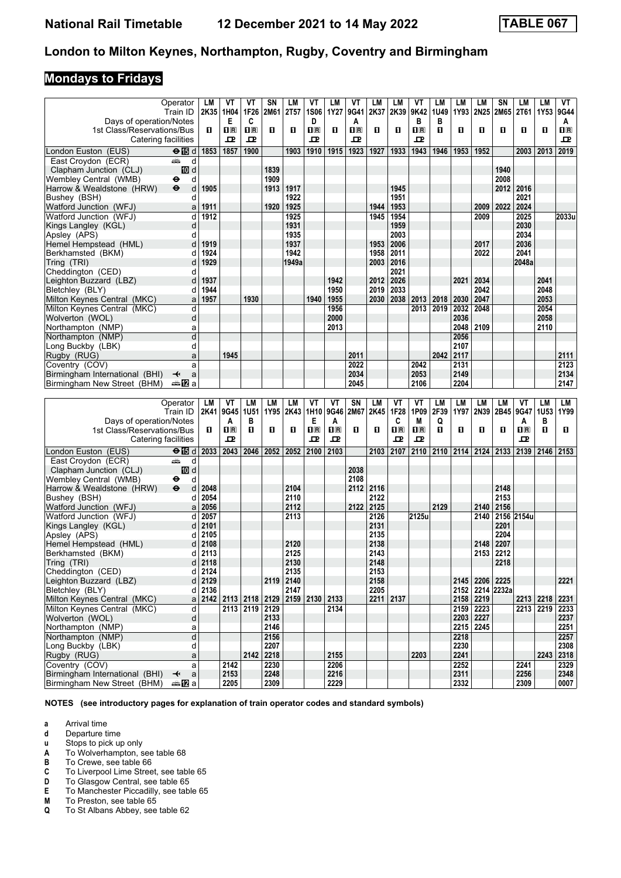# National Rail Timetable 12 December 2021 to 14 May 2022 TABLE 067

## London to Milton Keynes, Northampton, Rugby, Coventry and Birmingham

### Mondays to Fridays

| Operator | | LM | VT | VT | SN | LM | VT | LM | VT | LM | LM | VT | LM | LM | LM | SN | LM | LM | VT |
|---|---|---|---|---|---|---|---|---|---|---|---|---|---|---|---|---|---|---|---|
| Train ID | | 2K35 | 1H04 | 1F26 | 2M61 | 2T57 | 1S06 | 1Y27 | 9G41 | 2K37 | 2K39 | 9K42 | 1U49 | 1Y93 | 2N25 | 2M65 | 2T61 | 1Y53 | 9G44 |
| Days of operation/Notes | | | E | C | | | D | | A | | | B | B | | | | | | A |
| 1st Class/Reservations/Bus | | 1 | 1R | 1R | 1 | 1 | 1R | 1 | 1R | 1 | 1 | 1R | 1 | 1 | 1 | 1 | 1 | 1 | 1R |
| Catering facilities | | | ⊥ | ⊥ | | | ⊥ | | ⊥ | | | ⊥ | | | | | | | ⊥ |
| London Euston (EUS) | ⊖15 d | 1853 | 1857 | 1900 | | 1903 | 1910 | 1915 | 1923 | 1927 | 1933 | 1943 | 1946 | 1953 | 1952 | | 2003 | 2013 | 2019 |
| East Croydon (ECR) | d | | | | | | | | | | | | | | | | | | |
| Clapham Junction (CLJ) | 10 d | | | | 1839 | | | | | | | | | | | 1940 | | | |
| Wembley Central (WMB) | ⊖ d | | | | 1909 | | | | | | | | | | | 2008 | | | |
| Harrow & Wealdstone (HRW) | ⊖ d | 1905 | | | 1913 | 1917 | | | | | 1945 | | | | | 2012 | 2016 | | |
| Bushey (BSH) | d | | | | | 1922 | | | | | 1951 | | | | | | 2021 | | |
| Watford Junction (WFJ) | a | 1911 | | | 1920 | 1925 | | | | 1944 | 1953 | | | | 2009 | 2022 | 2024 | | |
| Watford Junction (WFJ) | d | 1912 | | | | 1925 | | | | 1945 | 1954 | | | | 2009 | | 2025 | | 2033u |
| Kings Langley (KGL) | d | | | | | 1931 | | | | | 1959 | | | | | | 2030 | | |
| Apsley (APS) | d | | | | | 1935 | | | | | 2003 | | | | | | 2034 | | |
| Hemel Hempstead (HML) | d | 1919 | | | | 1937 | | | | 1953 | 2006 | | | | 2017 | | 2036 | | |
| Berkhamsted (BKM) | d | 1924 | | | | 1942 | | | | 1958 | 2011 | | | | 2022 | | 2041 | | |
| Tring (TRI) | d | 1929 | | | | 1949a | | | | 2003 | 2016 | | | | | | 2048a | | |
| Cheddington (CED) | d | | | | | | | | | | 2021 | | | | | | | | |
| Leighton Buzzard (LBZ) | d | 1937 | | | | | | 1942 | | 2012 | 2026 | | | 2021 | 2034 | | | 2041 | |
| Bletchley (BLY) | d | 1944 | | | | | | 1950 | | 2019 | 2033 | | | | 2042 | | | 2048 | |
| Milton Keynes Central (MKC) | a | 1957 | | 1930 | | | 1940 | 1955 | | 2030 | 2038 | 2013 | 2018 | 2030 | 2047 | | | 2053 | |
| Milton Keynes Central (MKC) | d | | | | | | | 1956 | | | | 2013 | 2019 | 2032 | 2048 | | | 2054 | |
| Wolverton (WOL) | d | | | | | | | 2000 | | | | | | 2036 | | | | 2058 | |
| Northampton (NMP) | a | | | | | | | 2013 | | | | | | 2048 | 2109 | | | 2110 | |
| Northampton (NMP) | d | | | | | | | | | | | | | 2056 | | | | | |
| Long Buckby (LBK) | d | | | | | | | | | | | | | 2107 | | | | | |
| Rugby (RUG) | a | | 1945 | | | | | | 2011 | | | | 2042 | 2117 | | | | | 2111 |
| Coventry (COV) | a | | | | | | | | 2022 | | | 2042 | | 2131 | | | | | 2123 |
| Birmingham International (BHI) | ✈ a | | | | | | | | 2034 | | | 2053 | | 2149 | | | | | 2134 |
| Birmingham New Street (BHM) | 12 a | | | | | | | | 2045 | | | 2106 | | 2204 | | | | | 2147 |

| Operator | | LM | VT | LM | LM | LM | VT | VT | SN | LM | VT | VT | LM | LM | LM | LM | VT | LM | LM |
|---|---|---|---|---|---|---|---|---|---|---|---|---|---|---|---|---|---|---|---|
| Train ID | | 2K41 | 9G45 | 1U51 | 1Y95 | 2K43 | 1H10 | 9G46 | 2M67 | 2K45 | 1F28 | 1P09 | 2F39 | 1Y97 | 2N39 | 2B45 | 9G47 | 1U53 | 1Y99 |
| Days of operation/Notes | | | A | B | | | E | A | | | C | M | Q | | | | A | B | |
| 1st Class/Reservations/Bus | | 1 | 1R | 1 | 1 | 1 | 1R | 1R | 1 | 1 | 1R | 1R | 1 | 1 | 1 | 1 | 1R | 1 | 1 |
| Catering facilities | | | ⊥ | | | | ⊥ | ⊥ | | | ⊥ | ⊥ | | | | | ⊥ | | |
| London Euston (EUS) | ⊖15 d | 2033 | 2043 | 2046 | 2052 | 2052 | 2100 | 2103 | | 2103 | 2107 | 2110 | 2110 | 2114 | 2124 | 2133 | 2139 | 2146 | 2153 |
| East Croydon (ECR) | d | | | | | | | | | | | | | | | | | | |
| Clapham Junction (CLJ) | 10 d | | | | | | | | 2038 | | | | | | | | | | |
| Wembley Central (WMB) | ⊖ d | | | | | | | | 2108 | | | | | | | | | | |
| Harrow & Wealdstone (HRW) | ⊖ d | 2048 | | | | 2104 | | | 2112 | 2116 | | | | | | 2148 | | | |
| Bushey (BSH) | d | 2054 | | | | 2110 | | | | 2122 | | | | | | 2153 | | | |
| Watford Junction (WFJ) | a | 2056 | | | | 2112 | | | 2122 | 2125 | | | 2129 | | 2140 | 2156 | | | |
| Watford Junction (WFJ) | d | 2057 | | | | 2113 | | | | 2126 | | 2125u | | | 2140 | 2156 | 2154u | | |
| Kings Langley (KGL) | d | 2101 | | | | | | | | 2131 | | | | | | 2201 | | | |
| Apsley (APS) | d | 2105 | | | | | | | | 2135 | | | | | | 2204 | | | |
| Hemel Hempstead (HML) | d | 2108 | | | | 2120 | | | | 2138 | | | | | 2148 | 2207 | | | |
| Berkhamsted (BKM) | d | 2113 | | | | 2125 | | | | 2143 | | | | | 2153 | 2212 | | | |
| Tring (TRI) | d | 2118 | | | | 2130 | | | | 2148 | | | | | | 2218 | | | |
| Cheddington (CED) | d | 2124 | | | | 2135 | | | | 2153 | | | | | | | | | |
| Leighton Buzzard (LBZ) | d | 2129 | | | 2119 | 2140 | | | | 2158 | | | | 2145 | 2206 | 2225 | | | 2221 |
| Bletchley (BLY) | d | 2136 | | | | 2147 | | | | 2205 | | | | 2152 | 2214 | 2232a | | | |
| Milton Keynes Central (MKC) | a | 2142 | 2113 | 2118 | 2129 | 2159 | 2130 | 2133 | | 2211 | 2137 | | | 2158 | 2219 | | 2213 | 2218 | 2231 |
| Milton Keynes Central (MKC) | d | | 2113 | 2119 | 2129 | | | 2134 | | | | | | 2159 | 2223 | | 2213 | 2219 | 2233 |
| Wolverton (WOL) | d | | | | 2133 | | | | | | | | | 2203 | 2227 | | | | 2237 |
| Northampton (NMP) | a | | | | 2146 | | | | | | | | | 2215 | 2245 | | | | 2251 |
| Northampton (NMP) | d | | | | 2156 | | | | | | | | | 2218 | | | | | 2257 |
| Long Buckby (LBK) | d | | | | 2207 | | | | | | | | | 2230 | | | | | 2308 |
| Rugby (RUG) | a | | | 2142 | 2218 | | | 2155 | | | | 2203 | | 2241 | | | | 2243 | 2318 |
| Coventry (COV) | a | | 2142 | | 2230 | | | 2206 | | | | | | 2252 | | | 2241 | | 2329 |
| Birmingham International (BHI) | ✈ a | | 2153 | | 2248 | | | 2216 | | | | | | 2311 | | | 2256 | | 2348 |
| Birmingham New Street (BHM) | 12 a | | 2205 | | 2309 | | | 2229 | | | | | | 2332 | | | 2309 | | 0007 |

**NOTES (see introductory pages for explanation of train operator codes and standard symbols)**

- **a** Arrival time
- **d** Departure time
- **u** Stops to pick up only
- **A** To Wolverhampton, see table 68
- **B** To Crewe, see table 66
- **C** To Liverpool Lime Street, see table 65
- **D** To Glasgow Central, see table 65
- **E** To Manchester Piccadilly, see table 65
- **M** To Preston, see table 65
- **Q** To St Albans Abbey, see table 62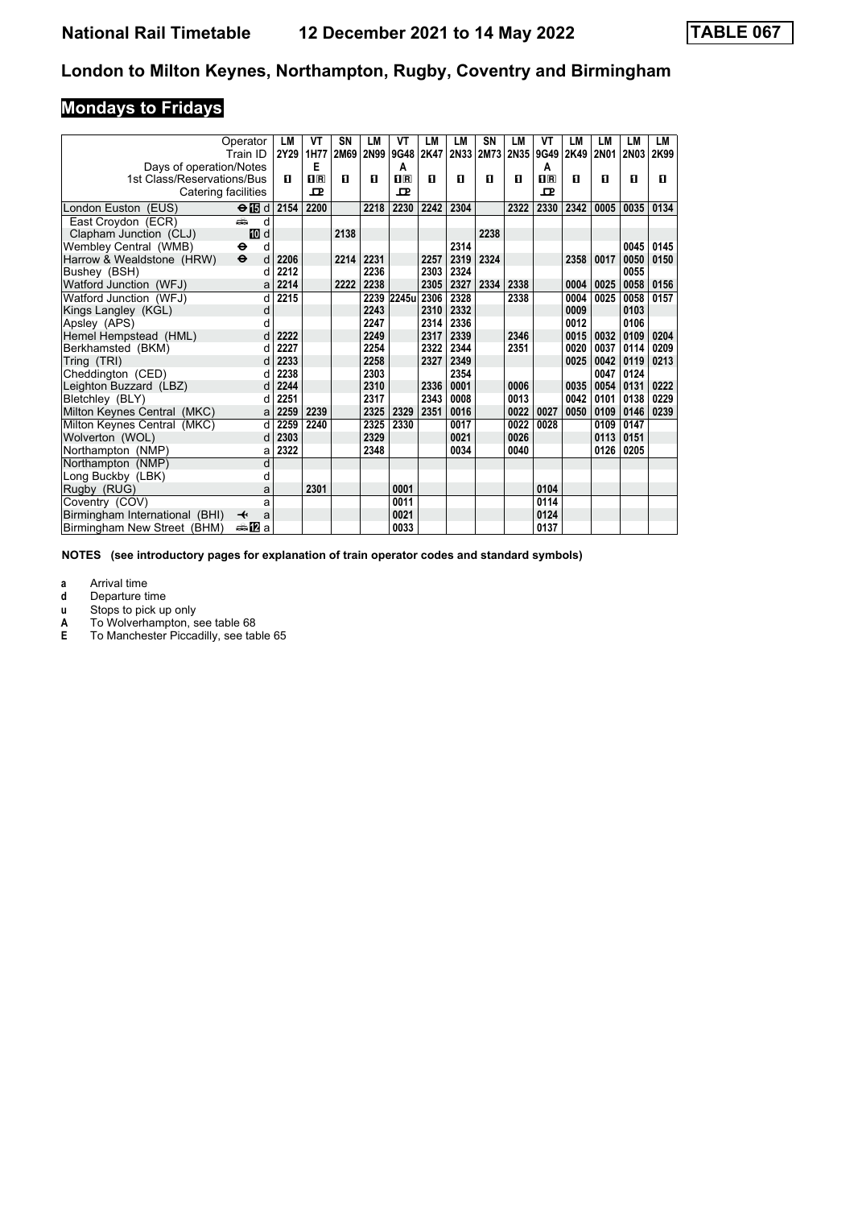# National Rail Timetable 12 December 2021 to 14 May 2022 TABLE 067

## London to Milton Keynes, Northampton, Rugby, Coventry and Birmingham

### Mondays to Fridays

| Operator | | LM | VT | SN | LM | VT | LM | LM | SN | LM | VT | LM | LM | LM | LM |
|---|---|---|---|---|---|---|---|---|---|---|---|---|---|---|---|
| Train ID | | 2Y29 | 1H77 | 2M69 | 2N99 | 9G48 | 2K47 | 2N33 | 2M73 | 2N35 | 9G49 | 2K49 | 2N01 | 2N03 | 2K99 |
| Days of operation/Notes | | | E | | | A | | | | | A | | | | |
| 1st Class/Reservations/Bus | | 1 | 1R | 1 | 1 | 1R | 1 | 1 | 1 | 1 | 1R | 1 | 1 | 1 | 1 |
| Catering facilities | | | ꟾ | | | ꟾ | | | | | ꟾ | | | | |
| London Euston (EUS) | ⊖ 15 d | 2154 | 2200 | | 2218 | 2230 | 2242 | 2304 | | 2322 | 2330 | 2342 | 0005 | 0035 | 0134 |
| East Croydon (ECR) | 🚌 d | | | | | | | | | | | | | | |
| Clapham Junction (CLJ) | 10 d | | | 2138 | | | | | 2238 | | | | | | |
| Wembley Central (WMB) | ⊖ d | | | | | | | 2314 | | | | | | 0045 | 0145 |
| Harrow & Wealdstone (HRW) | ⊖ d | 2206 | | 2214 | 2231 | | 2257 | 2319 | 2324 | | | 2358 | 0017 | 0050 | 0150 |
| Bushey (BSH) | d | 2212 | | | 2236 | | 2303 | 2324 | | | | | | 0055 | |
| Watford Junction (WFJ) | a | 2214 | | 2222 | 2238 | | 2305 | 2327 | 2334 | 2338 | | 0004 | 0025 | 0058 | 0156 |
| Watford Junction (WFJ) | d | 2215 | | | 2239 | 2245u | 2306 | 2328 | | 2338 | | 0004 | 0025 | 0058 | 0157 |
| Kings Langley (KGL) | d | | | | 2243 | | 2310 | 2332 | | | | 0009 | | 0103 | |
| Apsley (APS) | d | | | | 2247 | | 2314 | 2336 | | | | 0012 | | 0106 | |
| Hemel Hempstead (HML) | d | 2222 | | | 2249 | | 2317 | 2339 | | 2346 | | 0015 | 0032 | 0109 | 0204 |
| Berkhamsted (BKM) | d | 2227 | | | 2254 | | 2322 | 2344 | | 2351 | | 0020 | 0037 | 0114 | 0209 |
| Tring (TRI) | d | 2233 | | | 2258 | | 2327 | 2349 | | | | 0025 | 0042 | 0119 | 0213 |
| Cheddington (CED) | d | 2238 | | | 2303 | | | 2354 | | | | | 0047 | 0124 | |
| Leighton Buzzard (LBZ) | d | 2244 | | | 2310 | | 2336 | 0001 | | 0006 | | 0035 | 0054 | 0131 | 0222 |
| Bletchley (BLY) | d | 2251 | | | 2317 | | 2343 | 0008 | | 0013 | | 0042 | 0101 | 0138 | 0229 |
| Milton Keynes Central (MKC) | a | 2259 | 2239 | | 2325 | 2329 | 2351 | 0016 | | 0022 | 0027 | 0050 | 0109 | 0146 | 0239 |
| Milton Keynes Central (MKC) | d | 2259 | 2240 | | 2325 | 2330 | | 0017 | | 0022 | 0028 | | 0109 | 0147 | |
| Wolverton (WOL) | d | 2303 | | | 2329 | | | 0021 | | 0026 | | | 0113 | 0151 | |
| Northampton (NMP) | a | 2322 | | | 2348 | | | 0034 | | 0040 | | | 0126 | 0205 | |
| Northampton (NMP) | d | | | | | | | | | | | | | | |
| Long Buckby (LBK) | d | | | | | | | | | | | | | | |
| Rugby (RUG) | a | | 2301 | | | 0001 | | | | | 0104 | | | | |
| Coventry (COV) | a | | | | | 0011 | | | | | 0114 | | | | |
| Birmingham International (BHI) | ✈ a | | | | | 0021 | | | | | 0124 | | | | |
| Birmingham New Street (BHM) | 🚌 12 a | | | | | 0033 | | | | | 0137 | | | | |

**NOTES (see introductory pages for explanation of train operator codes and standard symbols)**

- **a** Arrival time
- **d** Departure time
- **u** Stops to pick up only
- **A** To Wolverhampton, see table 68
- **E** To Manchester Piccadilly, see table 65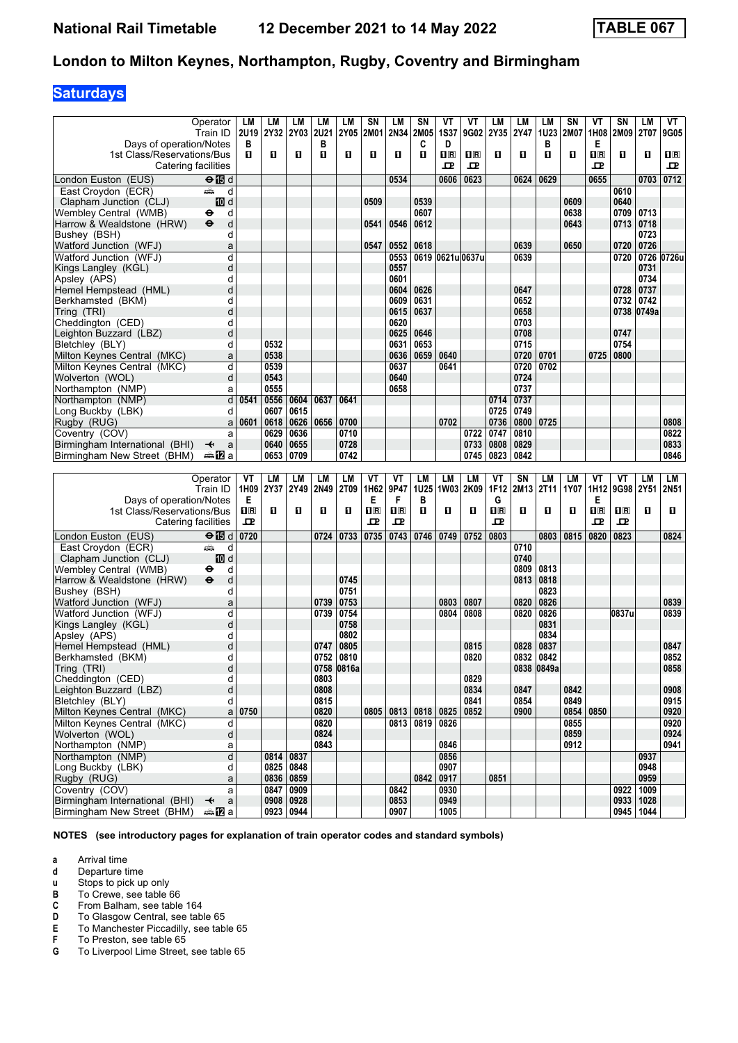# London to Milton Keynes, Northampton, Rugby, Coventry and Birmingham

## Saturdays

| Operator | | LM | LM | LM | LM | LM | SN | LM | SN | VT | VT | LM | LM | LM | SN | VT | SN | LM | VT |
|---|---|---|---|---|---|---|---|---|---|---|---|---|---|---|---|---|---|---|---|
| Train ID | | 2U19 | 2Y32 | 2Y03 | 2U21 | 2Y05 | 2M01 | 2N34 | 2M05 | 1S37 | 9G02 | 2Y35 | 2Y47 | 1U23 | 2M07 | 1H08 | 2M09 | 2T07 | 9G05 |
| Days of operation/Notes | | B | | | B | | | | C | D | | | | B | | E | | | |
| 1st Class/Reservations/Bus | | ■ | ■ | ■ | ■ | ■ | ■ | ■ | ■ | ■R | ■R | ■ | ■ | ■ | ■ | ■R | ■ | ■ | ■R |
| Catering facilities | | | | | | | | | | P | P | | | | | P | | | P |
| London Euston (EUS) | ⊖15 d | | | | | | | 0534 | | 0606 | 0623 | | 0624 | 0629 | | 0655 | | 0703 | 0712 |
| East Croydon (ECR) | 🚌 d | | | | | | | | | | | | | | | | 0610 | | |
| Clapham Junction (CLJ) | 10 d | | | | | | 0509 | | 0539 | | | | | | 0609 | | 0640 | | |
| Wembley Central (WMB) | ⊖ d | | | | | | | | 0607 | | | | | | 0638 | | 0709 | 0713 | |
| Harrow & Wealdstone (HRW) | ⊖ d | | | | | | 0541 | 0546 | 0612 | | | | | | 0643 | | 0713 | 0718 | |
| Bushey (BSH) | d | | | | | | | | | | | | | | | | | 0723 | |
| Watford Junction (WFJ) | a | | | | | | 0547 | 0552 | 0618 | | | | 0639 | | 0650 | | 0720 | 0726 | |
| Watford Junction (WFJ) | d | | | | | | | 0553 | 0619 | 0621u | 0637u | | 0639 | | | | 0720 | 0726 | 0726u |
| Kings Langley (KGL) | d | | | | | | | 0557 | | | | | | | | | | 0731 | |
| Apsley (APS) | d | | | | | | | 0601 | | | | | | | | | | 0734 | |
| Hemel Hempstead (HML) | d | | | | | | | 0604 | 0626 | | | | 0647 | | | | 0728 | 0737 | |
| Berkhamsted (BKM) | d | | | | | | | 0609 | 0631 | | | | 0652 | | | | 0732 | 0742 | |
| Tring (TRI) | d | | | | | | | 0615 | 0637 | | | | 0658 | | | | 0738 | 0749a | |
| Cheddington (CED) | d | | | | | | | 0620 | | | | | 0703 | | | | | | |
| Leighton Buzzard (LBZ) | d | | | | | | | 0625 | 0646 | | | | 0708 | | | | 0747 | | |
| Bletchley (BLY) | d | | 0532 | | | | | 0631 | 0653 | | | | 0715 | | | | 0754 | | |
| Milton Keynes Central (MKC) | a | | 0538 | | | | | 0636 | 0659 | 0640 | | | 0720 | 0701 | | 0725 | 0800 | | |
| Milton Keynes Central (MKC) | d | | 0539 | | | | | 0637 | | 0641 | | | 0720 | 0702 | | | | | |
| Wolverton (WOL) | d | | 0543 | | | | | 0640 | | | | | 0724 | | | | | | |
| Northampton (NMP) | a | | 0555 | | | | | 0658 | | | | | 0737 | | | | | | |
| Northampton (NMP) | d | 0541 | 0556 | 0604 | 0637 | 0641 | | | | | | 0714 | 0737 | | | | | | |
| Long Buckby (LBK) | d | | 0607 | 0615 | | | | | | | | 0725 | 0749 | | | | | | |
| Rugby (RUG) | a | 0601 | 0618 | 0626 | 0656 | 0700 | | | | 0702 | | 0736 | 0800 | 0725 | | | | | 0808 |
| Coventry (COV) | a | | 0629 | 0636 | | 0710 | | | | | 0722 | 0747 | 0810 | | | | | | 0822 |
| Birmingham International (BHI) | ✈ a | | 0640 | 0655 | | 0728 | | | | | 0733 | 0808 | 0829 | | | | | | 0833 |
| Birmingham New Street (BHM) | 🚌12 a | | 0653 | 0709 | | 0742 | | | | | 0745 | 0823 | 0842 | | | | | | 0846 |

| Operator | | VT | LM | LM | LM | LM | VT | VT | LM | LM | LM | VT | SN | LM | LM | VT | VT | LM | LM |
|---|---|---|---|---|---|---|---|---|---|---|---|---|---|---|---|---|---|---|---|
| Train ID | | 1H09 | 2Y37 | 2Y49 | 2N49 | 2T09 | 1H62 | 9P47 | 1U25 | 1W03 | 2K09 | 1F12 | 2M13 | 2T11 | 1Y07 | 1H12 | 9G98 | 2Y51 | 2N51 |
| Days of operation/Notes | | E | | | | | E | F | B | | | G | | | | E | | | |
| 1st Class/Reservations/Bus | | ■R | ■ | ■ | ■ | ■ | ■R | ■R | ■ | ■ | ■ | ■R | ■ | ■ | ■ | ■R | ■R | ■ | ■ |
| Catering facilities | | P | | | | | P | P | | | | P | | | | P | P | | |
| London Euston (EUS) | ⊖15 d | 0720 | | | 0724 | 0733 | 0735 | 0743 | 0746 | 0749 | 0752 | 0803 | | 0803 | 0815 | 0820 | 0823 | | 0824 |
| East Croydon (ECR) | 🚌 d | | | | | | | | | | | | 0710 | | | | | | |
| Clapham Junction (CLJ) | 10 d | | | | | | | | | | | | 0740 | | | | | | |
| Wembley Central (WMB) | ⊖ d | | | | | | | | | | | | 0809 | 0813 | | | | | |
| Harrow & Wealdstone (HRW) | ⊖ d | | | | | 0745 | | | | | | | 0813 | 0818 | | | | | |
| Bushey (BSH) | d | | | | | 0751 | | | | | | | | 0823 | | | | | |
| Watford Junction (WFJ) | a | | | | 0739 | 0753 | | | | 0803 | 0807 | | 0820 | 0826 | | | | | 0839 |
| Watford Junction (WFJ) | d | | | | 0739 | 0754 | | | | 0804 | 0808 | | 0820 | 0826 | | | 0837u | | 0839 |
| Kings Langley (KGL) | d | | | | | 0758 | | | | | | | | 0831 | | | | | |
| Apsley (APS) | d | | | | | 0802 | | | | | | | | 0834 | | | | | |
| Hemel Hempstead (HML) | d | | | | 0747 | 0805 | | | | | 0815 | | 0828 | 0837 | | | | | 0847 |
| Berkhamsted (BKM) | d | | | | 0752 | 0810 | | | | | 0820 | | 0832 | 0842 | | | | | 0852 |
| Tring (TRI) | d | | | | 0758 | 0816a | | | | | | | 0838 | 0849a | | | | | 0858 |
| Cheddington (CED) | d | | | | 0803 | | | | | | 0829 | | | | | | | | |
| Leighton Buzzard (LBZ) | d | | | | 0808 | | | | | | 0834 | | 0847 | | 0842 | | | | 0908 |
| Bletchley (BLY) | d | | | | 0815 | | | | | | 0841 | | 0854 | | 0849 | | | | 0915 |
| Milton Keynes Central (MKC) | a | 0750 | | | 0820 | | 0805 | 0813 | 0818 | 0825 | 0852 | | 0900 | | 0854 | 0850 | | | 0920 |
| Milton Keynes Central (MKC) | d | | | | 0820 | | | 0813 | 0819 | 0826 | | | | | 0855 | | | | 0920 |
| Wolverton (WOL) | d | | | | 0824 | | | | | | | | | | 0859 | | | | 0924 |
| Northampton (NMP) | a | | | | 0843 | | | | | 0846 | | | | | 0912 | | | | 0941 |
| Northampton (NMP) | d | | 0814 | 0837 | | | | | | 0856 | | | | | | | | 0937 | |
| Long Buckby (LBK) | d | | 0825 | 0848 | | | | | | 0907 | | | | | | | | 0948 | |
| Rugby (RUG) | a | | 0836 | 0859 | | | | | 0842 | 0917 | | 0851 | | | | | | 0959 | |
| Coventry (COV) | a | | 0847 | 0909 | | | | 0842 | | 0930 | | | | | | | 0922 | 1009 | |
| Birmingham International (BHI) | ✈ a | | 0908 | 0928 | | | | 0853 | | 0949 | | | | | | | 0933 | 1028 | |
| Birmingham New Street (BHM) | 🚌12 a | | 0923 | 0944 | | | | 0907 | | 1005 | | | | | | | 0945 | 1044 | |

**NOTES (see introductory pages for explanation of train operator codes and standard symbols)**

- **a** Arrival time
- **d** Departure time
- **u** Stops to pick up only
- **B** To Crewe, see table 66
- **C** From Balham, see table 164
- **D** To Glasgow Central, see table 65
- **E** To Manchester Piccadilly, see table 65
- **F** To Preston, see table 65
- **G** To Liverpool Lime Street, see table 65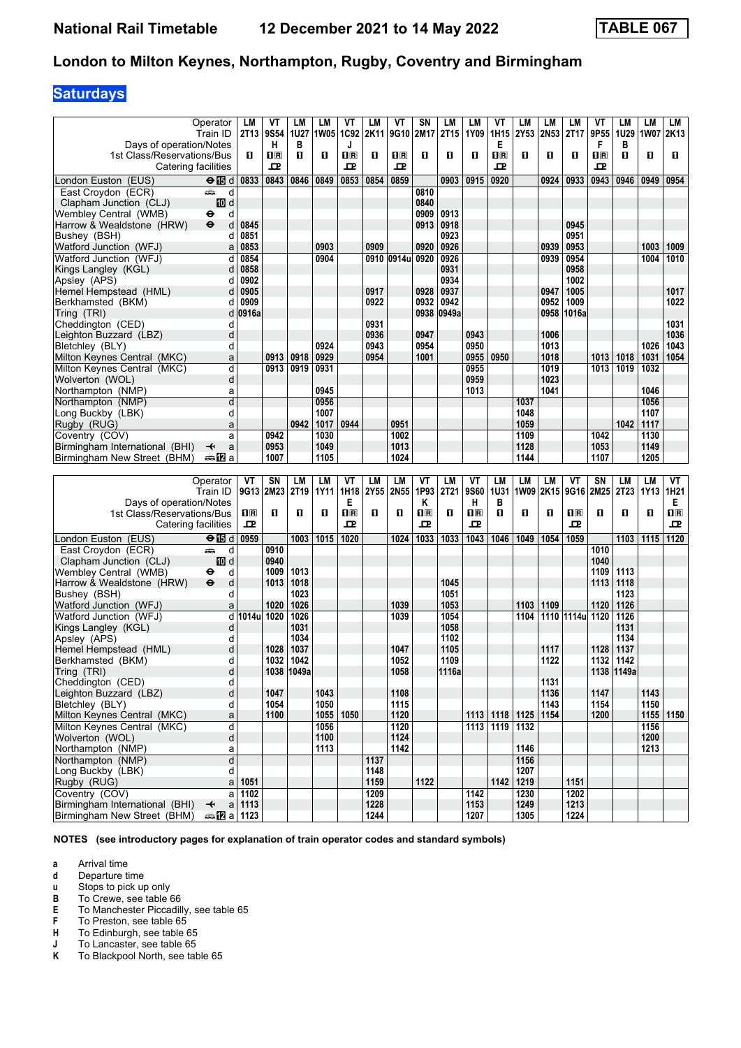# National Rail Timetable    12 December 2021 to 14 May 2022    TABLE 067

## London to Milton Keynes, Northampton, Rugby, Coventry and Birmingham

**Saturdays**

| Operator | | LM | VT | LM | LM | VT | LM | VT | SN | LM | LM | VT | LM | LM | LM | VT | LM | LM | LM |
|---|---|---|---|---|---|---|---|---|---|---|---|---|---|---|---|---|---|---|---|
| Train ID | | 2T13 | 9S54 | 1U27 | 1W05 | 1C92 | 2K11 | 9G10 | 2M17 | 2T15 | 1Y09 | 1H15 | 2Y53 | 2N53 | 2T17 | 9P55 | 1U29 | 1W07 | 2K13 |
| Days of operation/Notes | | | H | B | | J | | | | | | E | | | | F | B | | |
| 1st Class/Reservations/Bus | | 1 | 1R | 1 | 1 | 1R | 1 | 1R | 1 | 1 | 1 | 1R | 1 | 1 | 1 | 1R | 1 | 1 | 1 |
| Catering facilities | | | ⅊ | | | ⅊ | | ⅊ | | | | ⅊ | | | | ⅊ | | | |
| London Euston (EUS) | ⊖15 d | 0833 | 0843 | 0846 | 0849 | 0853 | 0854 | 0859 | | 0903 | 0915 | 0920 | | 0924 | 0933 | 0943 | 0946 | 0949 | 0954 |
| East Croydon (ECR) | 🚌 d | | | | | | | | 0810 | | | | | | | | | | |
| Clapham Junction (CLJ) | 10 d | | | | | | | | 0840 | | | | | | | | | | |
| Wembley Central (WMB) | ⊖ d | | | | | | | | 0909 | 0913 | | | | | | | | | |
| Harrow & Wealdstone (HRW) | ⊖ d | 0845 | | | | | | | 0913 | 0918 | | | | | 0945 | | | | |
| Bushey (BSH) | d | 0851 | | | | | | | | 0923 | | | | | 0951 | | | | |
| Watford Junction (WFJ) | a | 0853 | | | 0903 | | 0909 | | 0920 | 0926 | | | | 0939 | 0953 | | | 1003 | 1009 |
| Watford Junction (WFJ) | d | 0854 | | | 0904 | | 0910 | 0914u | 0920 | 0926 | | | | 0939 | 0954 | | | 1004 | 1010 |
| Kings Langley (KGL) | d | 0858 | | | | | | | | 0931 | | | | | 0958 | | | | |
| Apsley (APS) | d | 0902 | | | | | | | | 0934 | | | | | 1002 | | | | |
| Hemel Hempstead (HML) | d | 0905 | | | | | 0917 | | 0928 | 0937 | | | | 0947 | 1005 | | | | 1017 |
| Berkhamsted (BKM) | d | 0909 | | | | | 0922 | | 0932 | 0942 | | | | 0952 | 1009 | | | | 1022 |
| Tring (TRI) | d | 0916a | | | | | | | 0938 | 0949a | | | | 0958 | 1016a | | | | |
| Cheddington (CED) | d | | | | | | 0931 | | | | | | | | | | | | 1031 |
| Leighton Buzzard (LBZ) | d | | | | | | 0936 | | 0947 | | 0943 | | | 1006 | | | | | 1036 |
| Bletchley (BLY) | d | | | | 0924 | | 0943 | | 0954 | | 0950 | | | 1013 | | | | 1026 | 1043 |
| Milton Keynes Central (MKC) | a | | 0913 | 0918 | 0929 | | 0954 | | 1001 | | 0955 | 0950 | | 1018 | | 1013 | 1018 | 1031 | 1054 |
| Milton Keynes Central (MKC) | d | | 0913 | 0919 | 0931 | | | | | | 0955 | | | 1019 | | 1013 | 1019 | 1032 | |
| Wolverton (WOL) | d | | | | | | | | | | 0959 | | | 1023 | | | | | |
| Northampton (NMP) | a | | | | 0945 | | | | | | 1013 | | | 1041 | | | | 1046 | |
| Northampton (NMP) | d | | | | 0956 | | | | | | | | 1037 | | | | | 1056 | |
| Long Buckby (LBK) | d | | | | 1007 | | | | | | | | 1048 | | | | | 1107 | |
| Rugby (RUG) | a | | | 0942 | 1017 | 0944 | | 0951 | | | | | 1059 | | | | 1042 | 1117 | |
| Coventry (COV) | a | | 0942 | | 1030 | | | 1002 | | | | | 1109 | | | 1042 | | 1130 | |
| Birmingham International (BHI) | ✈ a | | 0953 | | 1049 | | | 1013 | | | | | 1128 | | | 1053 | | 1149 | |
| Birmingham New Street (BHM) | 🚌12 a | | 1007 | | 1105 | | | 1024 | | | | | 1144 | | | 1107 | | 1205 | |

| Operator | | VT | SN | LM | LM | VT | LM | LM | VT | LM | VT | LM | LM | LM | VT | SN | LM | LM | VT |
|---|---|---|---|---|---|---|---|---|---|---|---|---|---|---|---|---|---|---|---|
| Train ID | | 9G13 | 2M23 | 2T19 | 1Y11 | 1H18 | 2Y55 | 2N55 | 1P93 | 2T21 | 9S60 | 1U31 | 1W09 | 2K15 | 9G16 | 2M25 | 2T23 | 1Y13 | 1H21 |
| Days of operation/Notes | | | | | | E | | | K | | H | B | | | | | | | E |
| 1st Class/Reservations/Bus | | 1R | 1 | 1 | 1 | 1R | 1 | 1 | 1R | 1 | 1R | 1 | 1 | 1 | 1R | 1 | 1 | 1 | 1R |
| Catering facilities | | ⅊ | | | | ⅊ | | | ⅊ | | ⅊ | | | | ⅊ | | | | ⅊ |
| London Euston (EUS) | ⊖15 d | 0959 | | 1003 | 1015 | 1020 | | 1024 | 1033 | 1033 | 1043 | 1046 | 1049 | 1054 | 1059 | | 1103 | 1115 | 1120 |
| East Croydon (ECR) | 🚌 d | | 0910 | | | | | | | | | | | | | 1010 | | | |
| Clapham Junction (CLJ) | 10 d | | 0940 | | | | | | | | | | | | | 1040 | | | |
| Wembley Central (WMB) | ⊖ d | | 1009 | 1013 | | | | | | | | | | | | 1109 | 1113 | | |
| Harrow & Wealdstone (HRW) | ⊖ d | | 1013 | 1018 | | | | | | 1045 | | | | | | 1113 | 1118 | | |
| Bushey (BSH) | d | | | 1023 | | | | | | 1051 | | | | | | | 1123 | | |
| Watford Junction (WFJ) | a | | 1020 | 1026 | | | | 1039 | | 1053 | | | 1103 | 1109 | | 1120 | 1126 | | |
| Watford Junction (WFJ) | d | 1014u | 1020 | 1026 | | | | 1039 | | 1054 | | | 1104 | 1110 | 1114u | 1120 | 1126 | | |
| Kings Langley (KGL) | d | | | 1031 | | | | | | 1058 | | | | | | | 1131 | | |
| Apsley (APS) | d | | | 1034 | | | | | | 1102 | | | | | | | 1134 | | |
| Hemel Hempstead (HML) | d | | 1028 | 1037 | | | | 1047 | | 1105 | | | | 1117 | | 1128 | 1137 | | |
| Berkhamsted (BKM) | d | | 1032 | 1042 | | | | 1052 | | 1109 | | | | 1122 | | 1132 | 1142 | | |
| Tring (TRI) | d | | 1038 | 1049a | | | | 1058 | | 1116a | | | | | | 1138 | 1149a | | |
| Cheddington (CED) | d | | | | | | | | | | | | | 1131 | | | | | |
| Leighton Buzzard (LBZ) | d | | 1047 | | 1043 | | | 1108 | | | | | | 1136 | | 1147 | | 1143 | |
| Bletchley (BLY) | d | | 1054 | | 1050 | | | 1115 | | | | | | 1143 | | 1154 | | 1150 | |
| Milton Keynes Central (MKC) | a | | 1100 | | 1055 | 1050 | | 1120 | | | 1113 | 1118 | 1125 | 1154 | | 1200 | | 1155 | 1150 |
| Milton Keynes Central (MKC) | d | | | | 1056 | | | 1120 | | | 1113 | 1119 | 1132 | | | | | 1156 | |
| Wolverton (WOL) | d | | | | 1100 | | | 1124 | | | | | | | | | | 1200 | |
| Northampton (NMP) | a | | | | 1113 | | | 1142 | | | | | 1146 | | | | | 1213 | |
| Northampton (NMP) | d | | | | | | 1137 | | | | | | 1156 | | | | | | |
| Long Buckby (LBK) | d | | | | | | 1148 | | | | | | 1207 | | | | | | |
| Rugby (RUG) | a | 1051 | | | | | 1159 | | 1122 | | | 1142 | 1219 | | 1151 | | | | |
| Coventry (COV) | a | 1102 | | | | | 1209 | | | | 1142 | | 1230 | | 1202 | | | | |
| Birmingham International (BHI) | ✈ a | 1113 | | | | | 1228 | | | | 1153 | | 1249 | | 1213 | | | | |
| Birmingham New Street (BHM) | 🚌12 a | 1123 | | | | | 1244 | | | | 1207 | | 1305 | | 1224 | | | | |

**NOTES (see introductory pages for explanation of train operator codes and standard symbols)**

- **a** Arrival time
- **d** Departure time
- **u** Stops to pick up only
- **B** To Crewe, see table 66
- **E** To Manchester Piccadilly, see table 65
- **F** To Preston, see table 65
- **H** To Edinburgh, see table 65
- **J** To Lancaster, see table 65
- **K** To Blackpool North, see table 65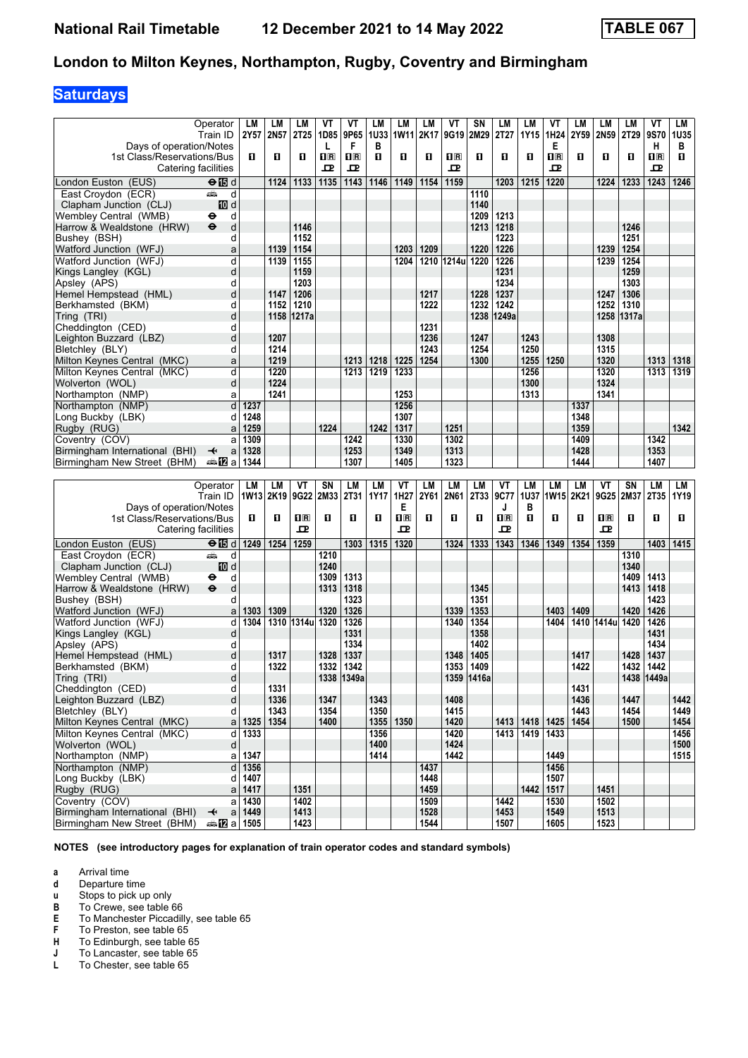# London to Milton Keynes, Northampton, Rugby, Coventry and Birmingham

## Saturdays

| Operator | | LM | LM | LM | VT | VT | LM | LM | LM | VT | SN | LM | LM | VT | LM | LM | LM | VT | LM |
|---|---|---|---|---|---|---|---|---|---|---|---|---|---|---|---|---|---|---|---|
| Train ID | | 2Y57 | 2N57 | 2T25 | 1D85 | 9P65 | 1U33 | 1W11 | 2K17 | 9G19 | 2M29 | 2T27 | 1Y15 | 1H24 | 2Y59 | 2N59 | 2T29 | 9S70 | 1U35 |
| Days of operation/Notes | | | | | L | F | B | | | | | | | E | | | | H | B |
| 1st Class/Reservations/Bus | | 1 | 1 | 1 | 1R | 1R | 1 | 1 | 1 | 1R | 1 | 1 | 1 | 1R | 1 | 1 | 1 | 1R | 1 |
| Catering facilities | | | | | ✕ | ✕ | | | | ✕ | | | | ✕ | | | | ✕ | |
| London Euston (EUS) ⊖ 15 | d | | 1124 | 1133 | 1135 | 1143 | 1146 | 1149 | 1154 | 1159 | | 1203 | 1215 | 1220 | | 1224 | 1233 | 1243 | 1246 |
| East Croydon (ECR) | d | | | | | | | | | | 1110 | | | | | | | | |
| Clapham Junction (CLJ) 10 | d | | | | | | | | | | 1140 | | | | | | | | |
| Wembley Central (WMB) ⊖ | d | | | | | | | | | | 1209 | 1213 | | | | | | | |
| Harrow & Wealdstone (HRW) ⊖ | d | | | 1146 | | | | | | | 1213 | 1218 | | | | | 1246 | | |
| Bushey (BSH) | d | | | 1152 | | | | | | | | 1223 | | | | | 1251 | | |
| Watford Junction (WFJ) | a | | 1139 | 1154 | | | | 1203 | 1209 | | 1220 | 1226 | | | | 1239 | 1254 | | |
| Watford Junction (WFJ) | d | | 1139 | 1155 | | | | 1204 | 1210 | 1214u | 1220 | 1226 | | | | 1239 | 1254 | | |
| Kings Langley (KGL) | d | | | 1159 | | | | | | | | 1231 | | | | | 1259 | | |
| Apsley (APS) | d | | | 1203 | | | | | | | | 1234 | | | | | 1303 | | |
| Hemel Hempstead (HML) | d | | 1147 | 1206 | | | | | 1217 | | 1228 | 1237 | | | | 1247 | 1306 | | |
| Berkhamsted (BKM) | d | | 1152 | 1210 | | | | | 1222 | | 1232 | 1242 | | | | 1252 | 1310 | | |
| Tring (TRI) | d | | 1158 | 1217a | | | | | | | 1238 | 1249a | | | | 1258 | 1317a | | |
| Cheddington (CED) | d | | | | | | | | 1231 | | | | | | | | | | |
| Leighton Buzzard (LBZ) | d | | 1207 | | | | | | 1236 | | 1247 | | 1243 | | | 1308 | | | |
| Bletchley (BLY) | d | | 1214 | | | | | | 1243 | | 1254 | | 1250 | | | 1315 | | | |
| Milton Keynes Central (MKC) | a | | 1219 | | | 1213 | 1218 | 1225 | 1254 | | 1300 | | 1255 | 1250 | | 1320 | | 1313 | 1318 |
| Milton Keynes Central (MKC) | d | | 1220 | | | 1213 | 1219 | 1233 | | | | | 1256 | | | 1320 | | 1313 | 1319 |
| Wolverton (WOL) | d | | 1224 | | | | | | | | | | 1300 | | | 1324 | | | |
| Northampton (NMP) | a | | 1241 | | | | | 1253 | | | | | 1313 | | | 1341 | | | |
| Northampton (NMP) | d | 1237 | | | | | | 1256 | | | | | | | 1337 | | | | |
| Long Buckby (LBK) | d | 1248 | | | | | | 1307 | | | | | | | 1348 | | | | |
| Rugby (RUG) | a | 1259 | | | 1224 | | 1242 | 1317 | | 1251 | | | | | 1359 | | | | 1342 |
| Coventry (COV) | a | 1309 | | | | 1242 | | 1330 | | 1302 | | | | | 1409 | | | 1342 | |
| Birmingham International (BHI) ✈ | a | 1328 | | | | 1253 | | 1349 | | 1313 | | | | | 1428 | | | 1353 | |
| Birmingham New Street (BHM) 12 | a | 1344 | | | | 1307 | | 1405 | | 1323 | | | | | 1444 | | | 1407 | |

| Operator | | LM | LM | VT | SN | LM | LM | VT | LM | LM | LM | VT | LM | LM | LM | VT | SN | LM | LM |
|---|---|---|---|---|---|---|---|---|---|---|---|---|---|---|---|---|---|---|---|
| Train ID | | 1W13 | 2K19 | 9G22 | 2M33 | 2T31 | 1Y17 | 1H27 | 2Y61 | 2N61 | 2T33 | 9C77 | 1U37 | 1W15 | 2K21 | 9G25 | 2M37 | 2T35 | 1Y19 |
| Days of operation/Notes | | | | | | | | E | | | | J | B | | | | | | |
| 1st Class/Reservations/Bus | | 1 | 1 | 1R | 1 | 1 | 1 | 1R | 1 | 1 | 1 | 1R | 1 | 1 | 1 | 1R | 1 | 1 | 1 |
| Catering facilities | | | | ✕ | | | | ✕ | | | | ✕ | | | | ✕ | | | |
| London Euston (EUS) ⊖ 15 | d | 1249 | 1254 | 1259 | | 1303 | 1315 | 1320 | | 1324 | 1333 | 1343 | 1346 | 1349 | 1354 | 1359 | | 1403 | 1415 |
| East Croydon (ECR) | d | | | | 1210 | | | | | | | | | | | | 1310 | | |
| Clapham Junction (CLJ) 10 | d | | | | 1240 | | | | | | | | | | | | 1340 | | |
| Wembley Central (WMB) ⊖ | d | | | | 1309 | 1313 | | | | | | | | | | | 1409 | 1413 | |
| Harrow & Wealdstone (HRW) ⊖ | d | | | | 1313 | 1318 | | | | | 1345 | | | | | | 1413 | 1418 | |
| Bushey (BSH) | d | | | | | 1323 | | | | | 1351 | | | | | | | 1423 | |
| Watford Junction (WFJ) | a | 1303 | 1309 | | 1320 | 1326 | | | | 1339 | 1353 | | | 1403 | 1409 | | 1420 | 1426 | |
| Watford Junction (WFJ) | d | 1304 | 1310 | 1314u | 1320 | 1326 | | | | 1340 | 1354 | | | 1404 | 1410 | 1414u | 1420 | 1426 | |
| Kings Langley (KGL) | d | | | | | 1331 | | | | | 1358 | | | | | | | 1431 | |
| Apsley (APS) | d | | | | | 1334 | | | | | 1402 | | | | | | | 1434 | |
| Hemel Hempstead (HML) | d | | 1317 | | 1328 | 1337 | | | | 1348 | 1405 | | | | 1417 | | 1428 | 1437 | |
| Berkhamsted (BKM) | d | | 1322 | | 1332 | 1342 | | | | 1353 | 1409 | | | | 1422 | | 1432 | 1442 | |
| Tring (TRI) | d | | | | 1338 | 1349a | | | | 1359 | 1416a | | | | | | 1438 | 1449a | |
| Cheddington (CED) | d | | 1331 | | | | | | | | | | | | 1431 | | | | |
| Leighton Buzzard (LBZ) | d | | 1336 | | 1347 | | 1343 | | | 1408 | | | | | 1436 | | 1447 | | 1442 |
| Bletchley (BLY) | d | | 1343 | | 1354 | | 1350 | | | 1415 | | | | | 1443 | | 1454 | | 1449 |
| Milton Keynes Central (MKC) | a | 1325 | 1354 | | 1400 | | 1355 | 1350 | | 1420 | | 1413 | 1418 | 1425 | 1454 | | 1500 | | 1454 |
| Milton Keynes Central (MKC) | d | 1333 | | | | | 1356 | | | 1420 | | 1413 | 1419 | 1433 | | | | | 1456 |
| Wolverton (WOL) | d | | | | | | 1400 | | | 1424 | | | | | | | | | 1500 |
| Northampton (NMP) | a | 1347 | | | | | 1414 | | | 1442 | | | | 1449 | | | | | 1515 |
| Northampton (NMP) | d | 1356 | | | | | | | 1437 | | | | | 1456 | | | | | |
| Long Buckby (LBK) | d | 1407 | | | | | | | 1448 | | | | | 1507 | | | | | |
| Rugby (RUG) | a | 1417 | | 1351 | | | | | 1459 | | | | 1442 | 1517 | | 1451 | | | |
| Coventry (COV) | a | 1430 | | 1402 | | | | | 1509 | | | 1442 | | 1530 | | 1502 | | | |
| Birmingham International (BHI) ✈ | a | 1449 | | 1413 | | | | | 1528 | | | 1453 | | 1549 | | 1513 | | | |
| Birmingham New Street (BHM) 12 | a | 1505 | | 1423 | | | | | 1544 | | | 1507 | | 1605 | | 1523 | | | |

**NOTES (see introductory pages for explanation of train operator codes and standard symbols)**

- **a** Arrival time
- **d** Departure time
- **u** Stops to pick up only
- **B** To Crewe, see table 66
- **E** To Manchester Piccadilly, see table 65
- **F** To Preston, see table 65
- **H** To Edinburgh, see table 65
- **J** To Lancaster, see table 65
- **L** To Chester, see table 65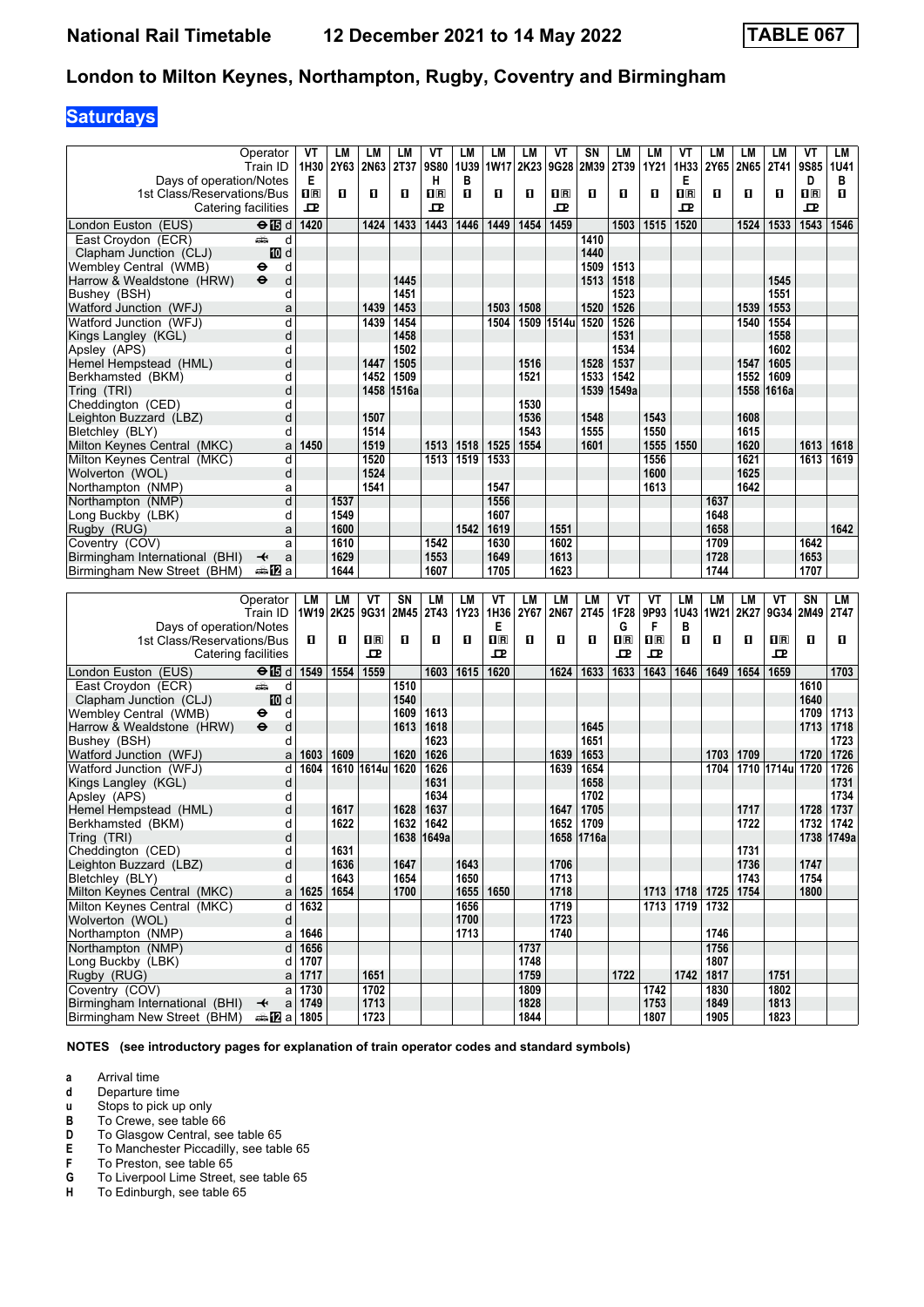# London to Milton Keynes, Northampton, Rugby, Coventry and Birmingham

## Saturdays

| Operator | | VT | LM | LM | LM | VT | LM | LM | LM | VT | SN | LM | LM | VT | LM | LM | LM | VT | LM |
|---|---|---|---|---|---|---|---|---|---|---|---|---|---|---|---|---|---|---|---|
| Train ID | | 1H30 | 2Y63 | 2N63 | 2T37 | 9S80 | 1U39 | 1W17 | 2K23 | 9G28 | 2M39 | 2T39 | 1Y21 | 1H33 | 2Y65 | 2N65 | 2T41 | 9S85 | 1U41 |
| Days of operation/Notes | | E | | | | H | B | | | | | | | E | | | | D | B |
| 1st Class/Reservations/Bus | | 1R | 1 | 1 | 1 | 1R | 1 | 1 | 1 | 1R | 1 | 1 | 1 | 1R | 1 | 1 | 1 | 1R | 1 |
| Catering facilities | | P | | | | P | | | | P | | | | P | | | | P | |
| London Euston (EUS) | d | 1420 | | 1424 | 1433 | 1443 | 1446 | 1449 | 1454 | 1459 | | 1503 | 1515 | 1520 | | 1524 | 1533 | 1543 | 1546 |
| East Croydon (ECR) | d | | | | | | | | | | 1410 | | | | | | | | |
| Clapham Junction (CLJ) | d | | | | | | | | | | 1440 | | | | | | | | |
| Wembley Central (WMB) | d | | | | | | | | | | 1509 | 1513 | | | | | | | |
| Harrow & Wealdstone (HRW) | d | | | | 1445 | | | | | | 1513 | 1518 | | | | | 1545 | | |
| Bushey (BSH) | d | | | | 1451 | | | | | | | 1523 | | | | | 1551 | | |
| Watford Junction (WFJ) | a | | | 1439 | 1453 | | | 1503 | 1508 | | 1520 | 1526 | | | | 1539 | 1553 | | |
| Watford Junction (WFJ) | d | | | 1439 | 1454 | | | 1504 | 1509 | 1514u | 1520 | 1526 | | | | 1540 | 1554 | | |
| Kings Langley (KGL) | d | | | | 1458 | | | | | | | 1531 | | | | | 1558 | | |
| Apsley (APS) | d | | | | 1502 | | | | | | | 1534 | | | | | 1602 | | |
| Hemel Hempstead (HML) | d | | | 1447 | 1505 | | | | 1516 | | 1528 | 1537 | | | | 1547 | 1605 | | |
| Berkhamsted (BKM) | d | | | 1452 | 1509 | | | | 1521 | | 1533 | 1542 | | | | 1552 | 1609 | | |
| Tring (TRI) | d | | | 1458 | 1516a | | | | | | 1539 | 1549a | | | | 1558 | 1616a | | |
| Cheddington (CED) | d | | | | | | | | 1530 | | | | | | | | | | |
| Leighton Buzzard (LBZ) | d | | | 1507 | | | | | 1536 | | 1548 | | 1543 | | | 1608 | | | |
| Bletchley (BLY) | d | | | 1514 | | | | | 1543 | | 1555 | | 1550 | | | 1615 | | | |
| Milton Keynes Central (MKC) | a | 1450 | | 1519 | | 1513 | 1518 | 1525 | 1554 | | 1601 | | 1555 | 1550 | | 1620 | | 1613 | 1618 |
| Milton Keynes Central (MKC) | d | | | 1520 | | 1513 | 1519 | 1533 | | | | | 1556 | | | 1621 | | 1613 | 1619 |
| Wolverton (WOL) | d | | | 1524 | | | | | | | | | 1600 | | | 1625 | | | |
| Northampton (NMP) | a | | | 1541 | | | | 1547 | | | | | 1613 | | | 1642 | | | |
| Northampton (NMP) | d | | 1537 | | | | | 1556 | | | | | | | 1637 | | | | |
| Long Buckby (LBK) | d | | 1549 | | | | | 1607 | | | | | | | 1648 | | | | |
| Rugby (RUG) | a | | 1600 | | | | 1542 | 1619 | | 1551 | | | | | 1658 | | | | 1642 |
| Coventry (COV) | a | | 1610 | | | 1542 | | 1630 | | 1602 | | | | | 1709 | | | 1642 | |
| Birmingham International (BHI) | a | | 1629 | | | 1553 | | 1649 | | 1613 | | | | | 1728 | | | 1653 | |
| Birmingham New Street (BHM) | a | | 1644 | | | 1607 | | 1705 | | 1623 | | | | | 1744 | | | 1707 | |

| Operator | | LM | LM | VT | SN | LM | LM | VT | LM | LM | LM | VT | VT | LM | LM | LM | VT | SN | LM |
|---|---|---|---|---|---|---|---|---|---|---|---|---|---|---|---|---|---|---|---|
| Train ID | | 1W19 | 2K25 | 9G31 | 2M45 | 2T43 | 1Y23 | 1H36 | 2Y67 | 2N67 | 2T45 | 1F28 | 9P93 | 1U43 | 1W21 | 2K27 | 9G34 | 2M49 | 2T47 |
| Days of operation/Notes | | | | | | | | E | | | | G | F | B | | | | | |
| 1st Class/Reservations/Bus | | 1 | 1 | 1R | 1 | 1 | 1 | 1R | 1 | 1 | 1 | 1R | 1R | 1 | 1 | 1 | 1R | 1 | 1 |
| Catering facilities | | | | P | | | | P | | | | P | P | | | | P | | |
| London Euston (EUS) | d | 1549 | 1554 | 1559 | | 1603 | 1615 | 1620 | | 1624 | 1633 | 1633 | 1643 | 1646 | 1649 | 1654 | 1659 | | 1703 |
| East Croydon (ECR) | d | | | | 1510 | | | | | | | | | | | | | 1610 | |
| Clapham Junction (CLJ) | d | | | | 1540 | | | | | | | | | | | | | 1640 | |
| Wembley Central (WMB) | d | | | | 1609 | 1613 | | | | | | | | | | | | 1709 | 1713 |
| Harrow & Wealdstone (HRW) | d | | | | 1613 | 1618 | | | | | 1645 | | | | | | | 1713 | 1718 |
| Bushey (BSH) | d | | | | | 1623 | | | | | 1651 | | | | | | | | 1723 |
| Watford Junction (WFJ) | a | 1603 | 1609 | | 1620 | 1626 | | | | 1639 | 1653 | | | | 1703 | 1709 | | 1720 | 1726 |
| Watford Junction (WFJ) | d | 1604 | 1610 | 1614u | 1620 | 1626 | | | | 1639 | 1654 | | | | 1704 | 1710 | 1714u | 1720 | 1726 |
| Kings Langley (KGL) | d | | | | | 1631 | | | | | 1658 | | | | | | | | 1731 |
| Apsley (APS) | d | | | | | 1634 | | | | | 1702 | | | | | | | | 1734 |
| Hemel Hempstead (HML) | d | | 1617 | | 1628 | 1637 | | | | 1647 | 1705 | | | | | 1717 | | 1728 | 1737 |
| Berkhamsted (BKM) | d | | 1622 | | 1632 | 1642 | | | | 1652 | 1709 | | | | | 1722 | | 1732 | 1742 |
| Tring (TRI) | d | | | | 1638 | 1649a | | | | 1658 | 1716a | | | | | | | 1738 | 1749a |
| Cheddington (CED) | d | | 1631 | | | | | | | | | | | | | 1731 | | | |
| Leighton Buzzard (LBZ) | d | | 1636 | | 1647 | | 1643 | | | 1706 | | | | | | 1736 | | 1747 | |
| Bletchley (BLY) | d | | 1643 | | 1654 | | 1650 | | | 1713 | | | | | | 1743 | | 1754 | |
| Milton Keynes Central (MKC) | a | 1625 | 1654 | | 1700 | | 1655 | 1650 | | 1718 | | | 1713 | 1718 | 1725 | 1754 | | 1800 | |
| Milton Keynes Central (MKC) | d | 1632 | | | | | 1656 | | | 1719 | | | 1713 | 1719 | 1732 | | | | |
| Wolverton (WOL) | d | | | | | | 1700 | | | 1723 | | | | | | | | | |
| Northampton (NMP) | a | 1646 | | | | | 1713 | | | 1740 | | | | | 1746 | | | | |
| Northampton (NMP) | d | 1656 | | | | | | | 1737 | | | | | | 1756 | | | | |
| Long Buckby (LBK) | d | 1707 | | | | | | | 1748 | | | | | | 1807 | | | | |
| Rugby (RUG) | a | 1717 | | 1651 | | | | | 1759 | | | 1722 | | 1742 | 1817 | | 1751 | | |
| Coventry (COV) | a | 1730 | | 1702 | | | | | 1809 | | | | 1742 | | 1830 | | 1802 | | |
| Birmingham International (BHI) | a | 1749 | | 1713 | | | | | 1828 | | | | 1753 | | 1849 | | 1813 | | |
| Birmingham New Street (BHM) | a | 1805 | | 1723 | | | | | 1844 | | | | 1807 | | 1905 | | 1823 | | |

**NOTES (see introductory pages for explanation of train operator codes and standard symbols)**

- **a** Arrival time
- **d** Departure time
- **u** Stops to pick up only
- **B** To Crewe, see table 66
- **D** To Glasgow Central, see table 65
- **E** To Manchester Piccadilly, see table 65
- **F** To Preston, see table 65
- **G** To Liverpool Lime Street, see table 65
- **H** To Edinburgh, see table 65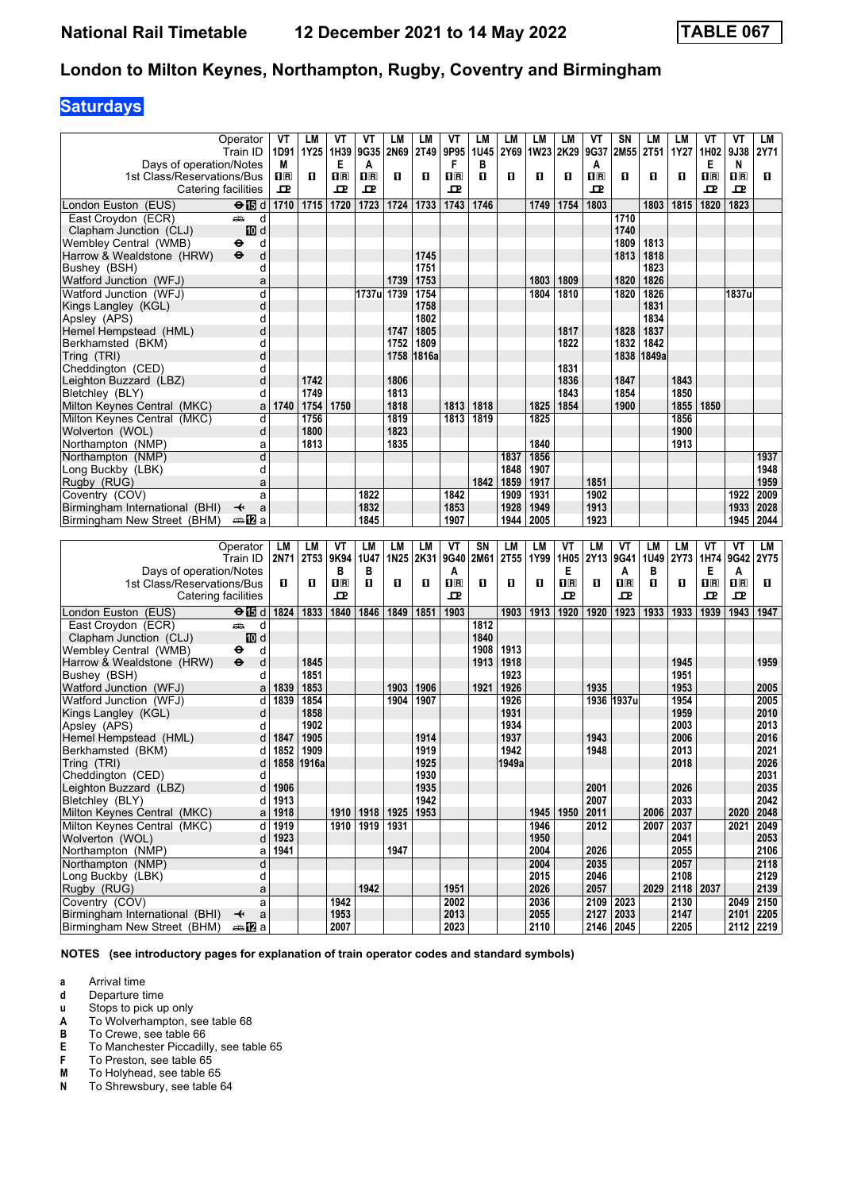# National Rail Timetable 12 December 2021 to 14 May 2022 TABLE 067

## London to Milton Keynes, Northampton, Rugby, Coventry and Birmingham

### Saturdays

| Operator | | VT | LM | VT | VT | LM | LM | VT | LM | LM | LM | LM | VT | SN | LM | LM | VT | VT | LM |
|---|---|---|---|---|---|---|---|---|---|---|---|---|---|---|---|---|---|---|---|
| Train ID | | 1D91 | 1Y25 | 1H39 | 9G35 | 2N69 | 2T49 | 9P95 | 1U45 | 2Y69 | 1W23 | 2K29 | 9G37 | 2M55 | 2T51 | 1Y27 | 1H02 | 9J38 | 2Y71 |
| Days of operation/Notes | | M | | E | A | | | F | B | | | | A | | | | E | N | |
| 1st Class/Reservations/Bus | | 1R | 1 | 1R | 1R | 1 | 1 | 1R | 1 | 1 | 1 | 1 | 1R | 1 | 1 | 1 | 1R | 1R | 1 |
| Catering facilities | | 🍴 | | 🍴 | 🍴 | | | 🍴 | | | | | 🍴 | | | | 🍴 | 🍴 | |
| London Euston (EUS) | d | 1710 | 1715 | 1720 | 1723 | 1724 | 1733 | 1743 | 1746 | | 1749 | 1754 | 1803 | | 1803 | 1815 | 1820 | 1823 | |
| East Croydon (ECR) | d | | | | | | | | | | | | | 1710 | | | | | |
| Clapham Junction (CLJ) | d | | | | | | | | | | | | | 1740 | | | | | |
| Wembley Central (WMB) | d | | | | | | | | | | | | | 1809 | 1813 | | | | |
| Harrow & Wealdstone (HRW) | d | | | | | | 1745 | | | | | | | 1813 | 1818 | | | | |
| Bushey (BSH) | d | | | | | | 1751 | | | | | | | | 1823 | | | | |
| Watford Junction (WFJ) | a | | | | | 1739 | 1753 | | | | 1803 | 1809 | | 1820 | 1826 | | | | |
| Watford Junction (WFJ) | d | | | | 1737u | 1739 | 1754 | | | | 1804 | 1810 | | 1820 | 1826 | | | 1837u | |
| Kings Langley (KGL) | d | | | | | | 1758 | | | | | | | | 1831 | | | | |
| Apsley (APS) | d | | | | | | 1802 | | | | | | | | 1834 | | | | |
| Hemel Hempstead (HML) | d | | | | | 1747 | 1805 | | | | | 1817 | | 1828 | 1837 | | | | |
| Berkhamsted (BKM) | d | | | | | 1752 | 1809 | | | | | 1822 | | 1832 | 1842 | | | | |
| Tring (TRI) | d | | | | | 1758 | 1816a | | | | | | | 1838 | 1849a | | | | |
| Cheddington (CED) | d | | | | | | | | | | | 1831 | | | | | | | |
| Leighton Buzzard (LBZ) | d | | 1742 | | | 1806 | | | | | | 1836 | | 1847 | | 1843 | | | |
| Bletchley (BLY) | d | | 1749 | | | 1813 | | | | | | 1843 | | 1854 | | 1850 | | | |
| Milton Keynes Central (MKC) | a | 1740 | 1754 | 1750 | | 1818 | | 1813 | 1818 | | 1825 | 1854 | | 1900 | | 1855 | 1850 | | |
| Milton Keynes Central (MKC) | d | | 1756 | | | 1819 | | 1813 | 1819 | | 1825 | | | | | 1856 | | | |
| Wolverton (WOL) | d | | 1800 | | | 1823 | | | | | | | | | | 1900 | | | |
| Northampton (NMP) | a | | 1813 | | | 1835 | | | | | 1840 | | | | | 1913 | | | |
| Northampton (NMP) | d | | | | | | | | | 1837 | 1856 | | | | | | | | 1937 |
| Long Buckby (LBK) | d | | | | | | | | | 1848 | 1907 | | | | | | | | 1948 |
| Rugby (RUG) | a | | | | | | | | 1842 | 1859 | 1917 | | 1851 | | | | | | 1959 |
| Coventry (COV) | a | | | | 1822 | | | 1842 | | 1909 | 1931 | | 1902 | | | | | 1922 | 2009 |
| Birmingham International (BHI) | a | | | | 1832 | | | 1853 | | 1928 | 1949 | | 1913 | | | | | 1933 | 2028 |
| Birmingham New Street (BHM) | a | | | | 1845 | | | 1907 | | 1944 | 2005 | | 1923 | | | | | 1945 | 2044 |

| Operator | | LM | LM | VT | LM | LM | LM | VT | SN | LM | LM | VT | LM | VT | LM | LM | VT | VT | LM |
|---|---|---|---|---|---|---|---|---|---|---|---|---|---|---|---|---|---|---|---|
| Train ID | | 2N71 | 2T53 | 9K94 | 1U47 | 1N25 | 2K31 | 9G40 | 2M61 | 2T55 | 1Y99 | 1H05 | 2Y13 | 9G41 | 1U49 | 2Y73 | 1H74 | 9G42 | 2Y75 |
| Days of operation/Notes | | | | B | B | | | A | | | | E | | A | B | | E | A | |
| 1st Class/Reservations/Bus | | 1 | 1 | 1R | 1 | 1 | 1 | 1R | 1 | 1 | 1 | 1R | 1 | 1R | 1 | 1 | 1R | 1R | 1 |
| Catering facilities | | | | 🍴 | | | | 🍴 | | | | 🍴 | | 🍴 | | | 🍴 | 🍴 | |
| London Euston (EUS) | d | 1824 | 1833 | 1840 | 1846 | 1849 | 1851 | 1903 | | 1903 | 1913 | 1920 | 1920 | 1923 | 1933 | 1933 | 1939 | 1943 | 1947 |
| East Croydon (ECR) | d | | | | | | | | 1812 | | | | | | | | | | |
| Clapham Junction (CLJ) | d | | | | | | | | 1840 | | | | | | | | | | |
| Wembley Central (WMB) | d | | | | | | | | 1908 | 1913 | | | | | | | | | |
| Harrow & Wealdstone (HRW) | d | | 1845 | | | | | | 1913 | 1918 | | | | | | 1945 | | | 1959 |
| Bushey (BSH) | d | | 1851 | | | | | | | 1923 | | | | | | 1951 | | | |
| Watford Junction (WFJ) | a | 1839 | 1853 | | | 1903 | 1906 | | 1921 | 1926 | | | 1935 | | | 1953 | | | 2005 |
| Watford Junction (WFJ) | d | 1839 | 1854 | | | 1904 | 1907 | | | 1926 | | | 1936 | 1937u | | 1954 | | | 2005 |
| Kings Langley (KGL) | d | | 1858 | | | | | | | 1931 | | | | | | 1959 | | | 2010 |
| Apsley (APS) | d | | 1902 | | | | | | | 1934 | | | | | | 2003 | | | 2013 |
| Hemel Hempstead (HML) | d | 1847 | 1905 | | | | 1914 | | | 1937 | | | 1943 | | | 2006 | | | 2016 |
| Berkhamsted (BKM) | d | 1852 | 1909 | | | | 1919 | | | 1942 | | | 1948 | | | 2013 | | | 2021 |
| Tring (TRI) | d | 1858 | 1916a | | | | 1925 | | | 1949a | | | | | | 2018 | | | 2026 |
| Cheddington (CED) | d | | | | | | 1930 | | | | | | | | | | | | 2031 |
| Leighton Buzzard (LBZ) | d | 1906 | | | | | 1935 | | | | | | 2001 | | | 2026 | | | 2035 |
| Bletchley (BLY) | d | 1913 | | | | | 1942 | | | | | | 2007 | | | 2033 | | | 2042 |
| Milton Keynes Central (MKC) | a | 1918 | | 1910 | 1918 | 1925 | 1953 | | | | 1945 | 1950 | 2011 | | 2006 | 2037 | | 2020 | 2048 |
| Milton Keynes Central (MKC) | d | 1919 | | 1910 | 1919 | 1931 | | | | | 1946 | | 2012 | | 2007 | 2037 | | 2021 | 2049 |
| Wolverton (WOL) | d | 1923 | | | | | | | | | 1950 | | | | | 2041 | | | 2053 |
| Northampton (NMP) | a | 1941 | | | | 1947 | | | | | 2004 | | 2026 | | | 2055 | | | 2106 |
| Northampton (NMP) | d | | | | | | | | | | 2004 | | 2035 | | | 2057 | | | 2118 |
| Long Buckby (LBK) | d | | | | | | | | | | 2015 | | 2046 | | | 2108 | | | 2129 |
| Rugby (RUG) | a | | | | 1942 | | | 1951 | | | 2026 | | 2057 | | 2029 | 2118 | 2037 | | 2139 |
| Coventry (COV) | a | | | 1942 | | | | 2002 | | | 2036 | | 2109 | 2023 | | 2130 | | 2049 | 2150 |
| Birmingham International (BHI) | a | | | 1953 | | | | 2013 | | | 2055 | | 2127 | 2033 | | 2147 | | 2101 | 2205 |
| Birmingham New Street (BHM) | a | | | 2007 | | | | 2023 | | | 2110 | | 2146 | 2045 | | 2205 | | 2112 | 2219 |

**NOTES (see introductory pages for explanation of train operator codes and standard symbols)**

- **a** Arrival time
- **d** Departure time
- **u** Stops to pick up only
- **A** To Wolverhampton, see table 68
- **B** To Crewe, see table 66
- **E** To Manchester Piccadilly, see table 65
- **F** To Preston, see table 65
- **M** To Holyhead, see table 65
- **N** To Shrewsbury, see table 64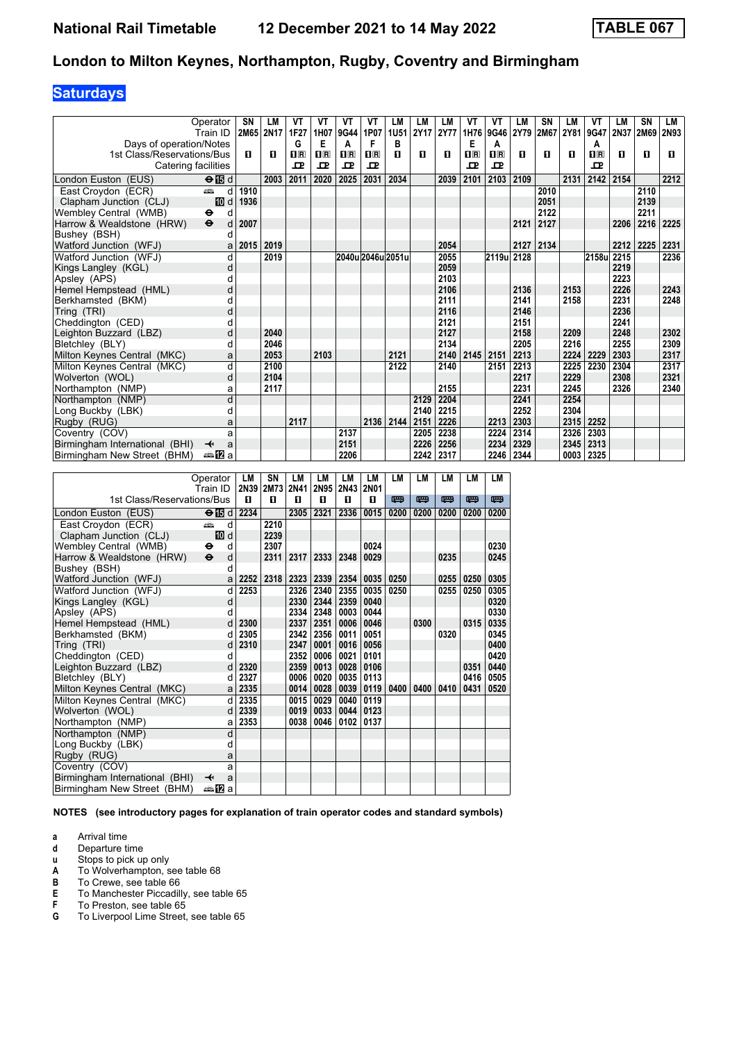# National Rail Timetable 12 December 2021 to 14 May 2022 TABLE 067

## London to Milton Keynes, Northampton, Rugby, Coventry and Birmingham

### Saturdays

| Operator | | SN | LM | VT | VT | VT | VT | LM | LM | LM | VT | VT | LM | SN | LM | VT | LM | SN | LM |
|---|---|---|---|---|---|---|---|---|---|---|---|---|---|---|---|---|---|---|---|
| Train ID | | 2M65 | 2N17 | 1F27 | 1H07 | 9G44 | 1P07 | 1U51 | 2Y17 | 2Y77 | 1H76 | 9G46 | 2Y79 | 2M67 | 2Y81 | 9G47 | 2N37 | 2M69 | 2N93 |
| Days of operation/Notes | | | | G | E | A | F | B | | | E | A | | | | A | | | |
| 1st Class/Reservations/Bus | | 1 | 1 | 1R | 1R | 1R | 1R | 1 | 1 | 1 | 1R | 1R | 1 | 1 | 1 | 1R | 1 | 1 | 1 |
| Catering facilities | | | | ⊡ | ⊡ | ⊡ | ⊡ | | | | ⊡ | ⊡ | | | | ⊡ | | | |
| London Euston (EUS) | ⊖15 d | | 2003 | 2011 | 2020 | 2025 | 2031 | 2034 | | 2039 | 2101 | 2103 | 2109 | | 2131 | 2142 | 2154 | | 2212 |
| East Croydon (ECR) | d | 1910 | | | | | | | | | | | | 2010 | | | | 2110 | |
| Clapham Junction (CLJ) | 10 d | 1936 | | | | | | | | | | | | 2051 | | | | 2139 | |
| Wembley Central (WMB) | ⊖ d | | | | | | | | | | | | | 2122 | | | | 2211 | |
| Harrow & Wealdstone (HRW) | ⊖ d | 2007 | | | | | | | | | | | 2121 | 2127 | | | 2206 | 2216 | 2225 |
| Bushey (BSH) | d | | | | | | | | | | | | | | | | | | |
| Watford Junction (WFJ) | a | 2015 | 2019 | | | | | | | 2054 | | | 2127 | 2134 | | | 2212 | 2225 | 2231 |
| Watford Junction (WFJ) | d | | 2019 | | | 2040u | 2046u | 2051u | | 2055 | | 2119u | 2128 | | | 2158u | 2215 | | 2236 |
| Kings Langley (KGL) | d | | | | | | | | | 2059 | | | | | | | 2219 | | |
| Apsley (APS) | d | | | | | | | | | 2103 | | | | | | | 2223 | | |
| Hemel Hempstead (HML) | d | | | | | | | | | 2106 | | | 2136 | | 2153 | | 2226 | | 2243 |
| Berkhamsted (BKM) | d | | | | | | | | | 2111 | | | 2141 | | 2158 | | 2231 | | 2248 |
| Tring (TRI) | d | | | | | | | | | 2116 | | | 2146 | | | | 2236 | | |
| Cheddington (CED) | d | | | | | | | | | 2121 | | | 2151 | | | | 2241 | | |
| Leighton Buzzard (LBZ) | d | | 2040 | | | | | | | 2127 | | | 2158 | | 2209 | | 2248 | | 2302 |
| Bletchley (BLY) | d | | 2046 | | | | | | | 2134 | | | 2205 | | 2216 | | 2255 | | 2309 |
| Milton Keynes Central (MKC) | a | | 2053 | | 2103 | | | 2121 | | 2140 | 2145 | 2151 | 2213 | | 2224 | 2229 | 2303 | | 2317 |
| Milton Keynes Central (MKC) | d | | 2100 | | | | | 2122 | | 2140 | | 2151 | 2213 | | 2225 | 2230 | 2304 | | 2317 |
| Wolverton (WOL) | d | | 2104 | | | | | | | | | | 2217 | | 2229 | | 2308 | | 2321 |
| Northampton (NMP) | a | | 2117 | | | | | | | 2155 | | | 2231 | | 2245 | | 2326 | | 2340 |
| Northampton (NMP) | d | | | | | | | | 2129 | 2204 | | | 2241 | | 2254 | | | | |
| Long Buckby (LBK) | d | | | | | | | | 2140 | 2215 | | | 2252 | | 2304 | | | | |
| Rugby (RUG) | a | | | 2117 | | | 2136 | 2144 | 2151 | 2226 | | 2213 | 2303 | | 2315 | 2252 | | | |
| Coventry (COV) | a | | | | | 2137 | | | 2205 | 2238 | | 2224 | 2314 | | 2326 | 2303 | | | |
| Birmingham International (BHI) | ✈ a | | | | | 2151 | | | 2226 | 2256 | | 2234 | 2329 | | 2345 | 2313 | | | |
| Birmingham New Street (BHM) | 12 a | | | | | 2206 | | | 2242 | 2317 | | 2246 | 2344 | | 0003 | 2325 | | | |

| Operator | | LM | SN | LM | LM | LM | LM | LM | LM | LM | LM | LM |
|---|---|---|---|---|---|---|---|---|---|---|---|---|
| Train ID | | 2N39 | 2M73 | 2N41 | 2N95 | 2N43 | 2N01 | | | | | |
| 1st Class/Reservations/Bus | | 1 | 1 | 1 | 1 | 1 | 1 | 🚌 | 🚌 | 🚌 | 🚌 | 🚌 |
| London Euston (EUS) | ⊖15 d | 2234 | | 2305 | 2321 | 2336 | 0015 | 0200 | 0200 | 0200 | 0200 | 0200 |
| East Croydon (ECR) | d | | 2210 | | | | | | | | | |
| Clapham Junction (CLJ) | 10 d | | 2239 | | | | | | | | | |
| Wembley Central (WMB) | ⊖ d | | 2307 | | | | 0024 | | | | | 0230 |
| Harrow & Wealdstone (HRW) | ⊖ d | | 2311 | 2317 | 2333 | 2348 | 0029 | | | 0235 | | 0245 |
| Bushey (BSH) | d | | | | | | | | | | | |
| Watford Junction (WFJ) | a | 2252 | 2318 | 2323 | 2339 | 2354 | 0035 | 0250 | | 0255 | 0250 | 0305 |
| Watford Junction (WFJ) | d | 2253 | | 2326 | 2340 | 2355 | 0035 | 0250 | | 0255 | 0250 | 0305 |
| Kings Langley (KGL) | d | | | 2330 | 2344 | 2359 | 0040 | | | | | 0320 |
| Apsley (APS) | d | | | 2334 | 2348 | 0003 | 0044 | | | | | 0330 |
| Hemel Hempstead (HML) | d | 2300 | | 2337 | 2351 | 0006 | 0046 | | 0300 | | 0315 | 0335 |
| Berkhamsted (BKM) | d | 2305 | | 2342 | 2356 | 0011 | 0051 | | | 0320 | | 0345 |
| Tring (TRI) | d | 2310 | | 2347 | 0001 | 0016 | 0056 | | | | | 0400 |
| Cheddington (CED) | d | | | 2352 | 0006 | 0021 | 0101 | | | | | 0420 |
| Leighton Buzzard (LBZ) | d | 2320 | | 2359 | 0013 | 0028 | 0106 | | | | 0351 | 0440 |
| Bletchley (BLY) | d | 2327 | | 0006 | 0020 | 0035 | 0113 | | | | 0416 | 0505 |
| Milton Keynes Central (MKC) | a | 2335 | | 0014 | 0028 | 0039 | 0119 | 0400 | 0400 | 0410 | 0431 | 0520 |
| Milton Keynes Central (MKC) | d | 2335 | | 0015 | 0029 | 0040 | 0119 | | | | | |
| Wolverton (WOL) | d | 2339 | | 0019 | 0033 | 0044 | 0123 | | | | | |
| Northampton (NMP) | a | 2353 | | 0038 | 0046 | 0102 | 0137 | | | | | |
| Northampton (NMP) | d | | | | | | | | | | | |
| Long Buckby (LBK) | d | | | | | | | | | | | |
| Rugby (RUG) | a | | | | | | | | | | | |
| Coventry (COV) | a | | | | | | | | | | | |
| Birmingham International (BHI) | ✈ a | | | | | | | | | | | |
| Birmingham New Street (BHM) | 12 a | | | | | | | | | | | |

**NOTES (see introductory pages for explanation of train operator codes and standard symbols)**

- **a** Arrival time
- **d** Departure time
- **u** Stops to pick up only
- **A** To Wolverhampton, see table 68
- **B** To Crewe, see table 66
- **E** To Manchester Piccadilly, see table 65
- **F** To Preston, see table 65
- **G** To Liverpool Lime Street, see table 65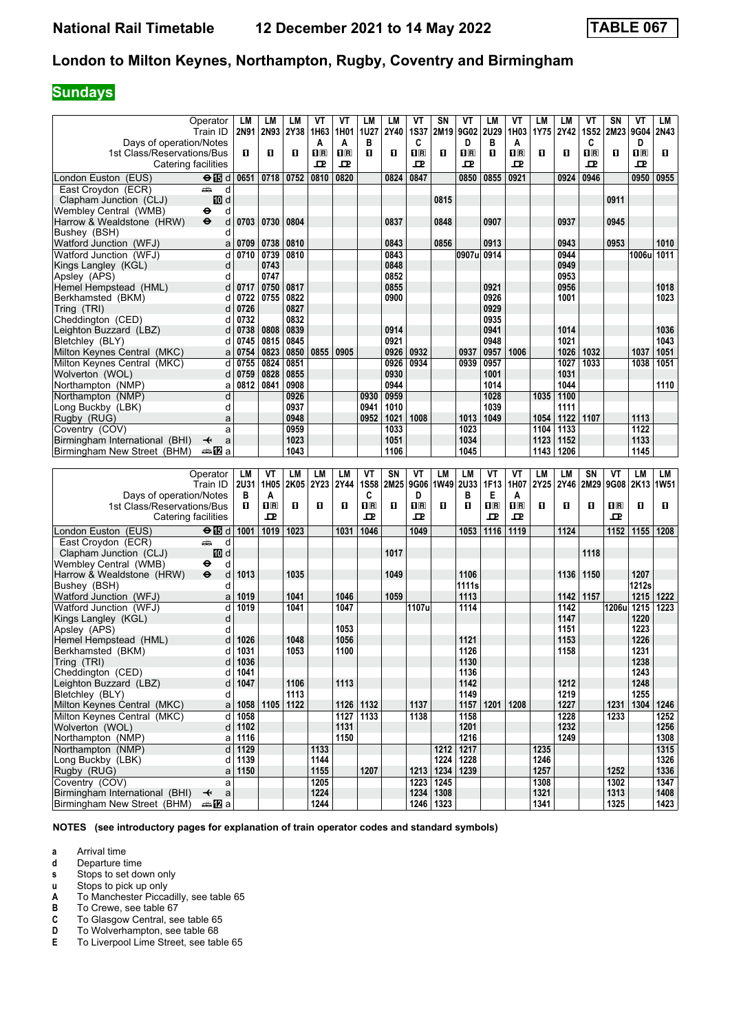# London to Milton Keynes, Northampton, Rugby, Coventry and Birmingham

## Sundays

| Operator | LM | LM | LM | VT | VT | LM | LM | VT | SN | VT | LM | VT | LM | LM | VT | SN | VT | LM |
|---|---|---|---|---|---|---|---|---|---|---|---|---|---|---|---|---|---|---|
| Train ID | 2N91 | 2N93 | 2Y38 | 1H63 | 1H01 | 1U27 | 2Y40 | 1S37 | 2M19 | 9G02 | 2U29 | 1H03 | 1Y75 | 2Y42 | 1S52 | 2M23 | 9G04 | 2N43 |
| Days of operation/Notes | | | | A | A | B | | C | | D | B | A | | | C | | D | |
| 1st Class/Reservations/Bus | ■ | ■ | ■ | ■R | ■R | ■ | ■ | ■R | ■ | ■R | ■ | ■R | ■ | ■ | ■R | ■ | ■R | ■ |
| Catering facilities | | | | ⊡ | ⊡ | | | ⊡ | | ⊡ | | ⊡ | | | ⊡ | | ⊡ | |
| London Euston (EUS) ⊖ 15 d | 0651 | 0718 | 0752 | 0810 | 0820 | | 0824 | 0847 | | 0850 | 0855 | 0921 | | 0924 | 0946 | | 0950 | 0955 |
| East Croydon (ECR) d | | | | | | | | | | | | | | | | | | |
| Clapham Junction (CLJ) 10 d | | | | | | | | | 0815 | | | | | | | 0911 | | |
| Wembley Central (WMB) ⊖ d | | | | | | | | | | | | | | | | | | |
| Harrow & Wealdstone (HRW) ⊖ d | 0703 | 0730 | 0804 | | | | 0837 | | 0848 | | 0907 | | | 0937 | | 0945 | | |
| Bushey (BSH) d | | | | | | | | | | | | | | | | | | |
| Watford Junction (WFJ) a | 0709 | 0738 | 0810 | | | | 0843 | | 0856 | | 0913 | | | 0943 | | 0953 | | 1010 |
| Watford Junction (WFJ) d | 0710 | 0739 | 0810 | | | | 0843 | | | 0907u | 0914 | | | 0944 | | | 1006u | 1011 |
| Kings Langley (KGL) d | | 0743 | | | | | 0848 | | | | | | | 0949 | | | | |
| Apsley (APS) d | | 0747 | | | | | 0852 | | | | | | | 0953 | | | | |
| Hemel Hempstead (HML) d | 0717 | 0750 | 0817 | | | | 0855 | | | | 0921 | | | 0956 | | | | 1018 |
| Berkhamsted (BKM) d | 0722 | 0755 | 0822 | | | | 0900 | | | | 0926 | | | 1001 | | | | 1023 |
| Tring (TRI) d | 0726 | | 0827 | | | | | | | | 0929 | | | | | | | |
| Cheddington (CED) d | 0732 | | 0832 | | | | | | | | 0935 | | | | | | | |
| Leighton Buzzard (LBZ) d | 0738 | 0808 | 0839 | | | | 0914 | | | | 0941 | | | 1014 | | | | 1036 |
| Bletchley (BLY) d | 0745 | 0815 | 0845 | | | | 0921 | | | | 0948 | | | 1021 | | | | 1043 |
| Milton Keynes Central (MKC) a | 0754 | 0823 | 0850 | 0855 | 0905 | | 0926 | 0932 | | 0937 | 0957 | 1006 | | 1026 | 1032 | | 1037 | 1051 |
| Milton Keynes Central (MKC) d | 0755 | 0824 | 0851 | | | | 0926 | 0934 | | 0939 | 0957 | | | 1027 | 1033 | | 1038 | 1051 |
| Wolverton (WOL) d | 0759 | 0828 | 0855 | | | | 0930 | | | | 1001 | | | 1031 | | | | |
| Northampton (NMP) a | 0812 | 0841 | 0908 | | | | 0944 | | | | 1014 | | | 1044 | | | | 1110 |
| Northampton (NMP) d | | | 0926 | | | 0930 | 0959 | | | | 1028 | | 1035 | 1100 | | | | |
| Long Buckby (LBK) d | | | 0937 | | | 0941 | 1010 | | | | 1039 | | | 1111 | | | | |
| Rugby (RUG) a | | | 0948 | | | 0952 | 1021 | 1008 | | 1013 | 1049 | | 1054 | 1122 | 1107 | | 1113 | |
| Coventry (COV) a | | | 0959 | | | | 1033 | | | 1023 | | | 1104 | 1133 | | | 1122 | |
| Birmingham International (BHI) ✈ a | | | 1023 | | | | 1051 | | | 1034 | | | 1123 | 1152 | | | 1133 | |
| Birmingham New Street (BHM) 12 a | | | 1043 | | | | 1106 | | | 1045 | | | 1143 | 1206 | | | 1145 | |

| Operator | LM | VT | LM | LM | LM | VT | SN | VT | LM | LM | VT | VT | LM | LM | SN | VT | LM | LM |
|---|---|---|---|---|---|---|---|---|---|---|---|---|---|---|---|---|---|---|
| Train ID | 2U31 | 1H05 | 2K05 | 2Y23 | 2Y44 | 1S58 | 2M25 | 9G06 | 1W49 | 2U33 | 1F13 | 1H07 | 2Y25 | 2Y46 | 2M29 | 9G08 | 2K13 | 1W51 |
| Days of operation/Notes | B | A | | | | C | | D | | B | E | A | | | | | | |
| 1st Class/Reservations/Bus | ■ | ■R | ■ | ■ | ■ | ■R | ■ | ■R | ■ | ■ | ■R | ■R | ■ | ■ | ■ | ■R | ■ | ■ |
| Catering facilities | | ⊡ | | | | ⊡ | | ⊡ | | | ⊡ | ⊡ | | | | ⊡ | | |
| London Euston (EUS) ⊖ 15 d | 1001 | 1019 | 1023 | | 1031 | 1046 | | 1049 | | 1053 | 1116 | 1119 | | 1124 | | 1152 | 1155 | 1208 |
| East Croydon (ECR) d | | | | | | | | | | | | | | | | | | |
| Clapham Junction (CLJ) 10 d | | | | | | | 1017 | | | | | | | | 1118 | | | |
| Wembley Central (WMB) ⊖ d | | | | | | | | | | | | | | | | | | |
| Harrow & Wealdstone (HRW) ⊖ d | 1013 | | 1035 | | | | 1049 | | | 1106 | | | | 1136 | 1150 | | 1207 | |
| Bushey (BSH) d | | | | | | | | | | 1111s | | | | | | | 1212s | |
| Watford Junction (WFJ) a | 1019 | | 1041 | | 1046 | | 1059 | | | 1113 | | | | 1142 | 1157 | | 1215 | 1222 |
| Watford Junction (WFJ) d | 1019 | | 1041 | | 1047 | | | 1107u | | 1114 | | | | 1142 | | 1206u | 1215 | 1223 |
| Kings Langley (KGL) d | | | | | | | | | | | | | | 1147 | | | 1220 | |
| Apsley (APS) d | | | | | 1053 | | | | | | | | | 1151 | | | 1223 | |
| Hemel Hempstead (HML) d | 1026 | | 1048 | | 1056 | | | | | 1121 | | | | 1153 | | | 1226 | |
| Berkhamsted (BKM) d | 1031 | | 1053 | | 1100 | | | | | 1126 | | | | 1158 | | | 1231 | |
| Tring (TRI) d | 1036 | | | | | | | | | 1130 | | | | | | | 1238 | |
| Cheddington (CED) d | 1041 | | | | | | | | | 1136 | | | | | | | 1243 | |
| Leighton Buzzard (LBZ) d | 1047 | | 1106 | | 1113 | | | | | 1142 | | | | 1212 | | | 1248 | |
| Bletchley (BLY) d | | | 1113 | | | | | | | 1149 | | | | 1219 | | | 1255 | |
| Milton Keynes Central (MKC) a | 1058 | 1105 | 1122 | | 1126 | 1132 | | 1137 | | 1157 | 1201 | 1208 | | 1227 | | 1231 | 1304 | 1246 |
| Milton Keynes Central (MKC) d | 1058 | | | | 1127 | 1133 | | 1138 | | 1158 | | | | 1228 | | 1233 | | 1252 |
| Wolverton (WOL) d | 1102 | | | | 1131 | | | | | 1201 | | | | 1232 | | | | 1256 |
| Northampton (NMP) a | 1116 | | | | 1150 | | | | | 1216 | | | | 1249 | | | | 1308 |
| Northampton (NMP) d | 1129 | | | 1133 | | | | | 1212 | 1217 | | | 1235 | | | | | 1315 |
| Long Buckby (LBK) d | 1139 | | | 1144 | | | | | 1224 | 1228 | | | 1246 | | | | | 1326 |
| Rugby (RUG) a | 1150 | | | 1155 | | 1207 | | 1213 | 1234 | 1239 | | | 1257 | | | 1252 | | 1336 |
| Coventry (COV) a | | | | 1205 | | | | 1223 | 1245 | | | | 1308 | | | 1302 | | 1347 |
| Birmingham International (BHI) ✈ a | | | | 1224 | | | | 1234 | 1308 | | | | 1321 | | | 1313 | | 1408 |
| Birmingham New Street (BHM) 12 a | | | | 1244 | | | | 1246 | 1323 | | | | 1341 | | | 1325 | | 1423 |

**NOTES (see introductory pages for explanation of train operator codes and standard symbols)**

- **a** Arrival time
- **d** Departure time
- **s** Stops to set down only
- **u** Stops to pick up only
- **A** To Manchester Piccadilly, see table 65
- **B** To Crewe, see table 67
- **C** To Glasgow Central, see table 65
- **D** To Wolverhampton, see table 68
- **E** To Liverpool Lime Street, see table 65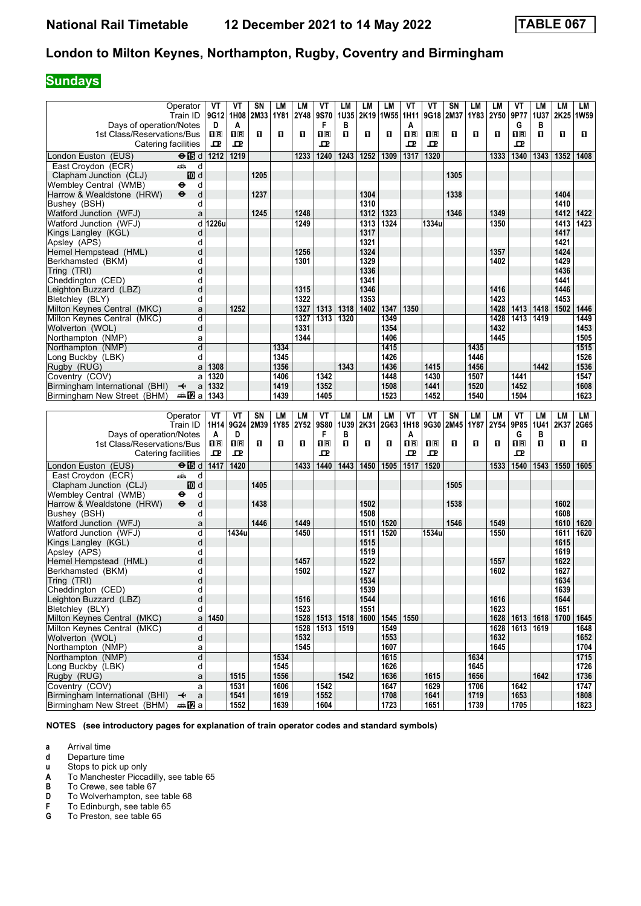# National Rail Timetable 12 December 2021 to 14 May 2022 TABLE 067

## London to Milton Keynes, Northampton, Rugby, Coventry and Birmingham

### Sundays

| Operator | | VT | VT | SN | LM | LM | VT | LM | LM | LM | VT | VT | SN | LM | LM | VT | LM | LM | LM |
|---|---|---|---|---|---|---|---|---|---|---|---|---|---|---|---|---|---|---|---|
| Train ID | | 9G12 | 1H08 | 2M33 | 1Y81 | 2Y48 | 9S70 | 1U35 | 2K19 | 1W55 | 1H11 | 9G18 | 2M37 | 1Y83 | 2Y50 | 9P77 | 1U37 | 2K25 | 1W59 |
| Days of operation/Notes | | D | A | | | | F | B | | | A | | | | | G | B | | |
| 1st Class/Reservations/Bus | | 1R | 1R | 1 | 1 | 1 | 1R | 1 | 1 | 1 | 1R | 1R | 1 | 1 | 1 | 1R | 1 | 1 | 1 |
| Catering facilities | | 🍴 | 🍴 | | | | 🍴 | | | | 🍴 | 🍴 | | | | 🍴 | | | |
| London Euston (EUS) ⊖ 15 | d | 1212 | 1219 | | | 1233 | 1240 | 1243 | 1252 | 1309 | 1317 | 1320 | | | 1333 | 1340 | 1343 | 1352 | 1408 |
| East Croydon (ECR) 🚌 | d | | | | | | | | | | | | | | | | | | |
| Clapham Junction (CLJ) 10 | d | | | 1205 | | | | | | | | | 1305 | | | | | | |
| Wembley Central (WMB) ⊖ | d | | | | | | | | | | | | | | | | | | |
| Harrow & Wealdstone (HRW) ⊖ | d | | | 1237 | | | | | 1304 | | | | 1338 | | | | | 1404 | |
| Bushey (BSH) | d | | | | | | | | 1310 | | | | | | | | | 1410 | |
| Watford Junction (WFJ) | a | | | 1245 | | 1248 | | | 1312 | 1323 | | | 1346 | | 1349 | | | 1412 | 1422 |
| Watford Junction (WFJ) | d | 1226u | | | | 1249 | | | 1313 | 1324 | | 1334u | | | 1350 | | | 1413 | 1423 |
| Kings Langley (KGL) | d | | | | | | | | 1317 | | | | | | | | | 1417 | |
| Apsley (APS) | d | | | | | | | | 1321 | | | | | | | | | 1421 | |
| Hemel Hempstead (HML) | d | | | | | 1256 | | | 1324 | | | | | | 1357 | | | 1424 | |
| Berkhamsted (BKM) | d | | | | | 1301 | | | 1329 | | | | | | 1402 | | | 1429 | |
| Tring (TRI) | d | | | | | | | | 1336 | | | | | | | | | 1436 | |
| Cheddington (CED) | d | | | | | | | | 1341 | | | | | | | | | 1441 | |
| Leighton Buzzard (LBZ) | d | | | | | 1315 | | | 1346 | | | | | | 1416 | | | 1446 | |
| Bletchley (BLY) | d | | | | | 1322 | | | 1353 | | | | | | 1423 | | | 1453 | |
| Milton Keynes Central (MKC) | a | | 1252 | | | 1327 | 1313 | 1318 | 1402 | 1347 | 1350 | | | | 1428 | 1413 | 1418 | 1502 | 1446 |
| Milton Keynes Central (MKC) | d | | | | | 1327 | 1313 | 1320 | | 1349 | | | | | 1428 | 1413 | 1419 | | 1449 |
| Wolverton (WOL) | d | | | | | 1331 | | | | 1354 | | | | | 1432 | | | | 1453 |
| Northampton (NMP) | a | | | | | 1344 | | | | 1406 | | | | | 1445 | | | | 1505 |
| Northampton (NMP) | d | | | | 1334 | | | | | 1415 | | | | 1435 | | | | | 1515 |
| Long Buckby (LBK) | d | | | | 1345 | | | | | 1426 | | | | 1446 | | | | | 1526 |
| Rugby (RUG) | a | 1308 | | | 1356 | | | 1343 | | 1436 | | 1415 | | 1456 | | | 1442 | | 1536 |
| Coventry (COV) | a | 1320 | | | 1406 | | 1342 | | | 1448 | | 1430 | | 1507 | | 1441 | | | 1547 |
| Birmingham International (BHI) ✈ | a | 1332 | | | 1419 | | 1352 | | | 1508 | | 1441 | | 1520 | | 1452 | | | 1608 |
| Birmingham New Street (BHM) 🚌 12 | a | 1343 | | | 1439 | | 1405 | | | 1523 | | 1452 | | 1540 | | 1504 | | | 1623 |

| Operator | | VT | VT | SN | LM | LM | VT | LM | LM | LM | VT | VT | SN | LM | LM | VT | LM | LM | LM |
|---|---|---|---|---|---|---|---|---|---|---|---|---|---|---|---|---|---|---|---|
| Train ID | | 1H14 | 9G24 | 2M39 | 1Y85 | 2Y52 | 9S80 | 1U39 | 2K31 | 2G63 | 1H18 | 9G30 | 2M45 | 1Y87 | 2Y54 | 9P85 | 1U41 | 2K37 | 2G65 |
| Days of operation/Notes | | A | D | | | | F | B | | | A | | | | | G | B | | |
| 1st Class/Reservations/Bus | | 1R | 1R | 1 | 1 | 1 | 1R | 1 | 1 | 1 | 1R | 1R | 1 | 1 | 1 | 1R | 1 | 1 | 1 |
| Catering facilities | | 🍴 | 🍴 | | | | 🍴 | | | | 🍴 | 🍴 | | | | 🍴 | | | |
| London Euston (EUS) ⊖ 15 | d | 1417 | 1420 | | | 1433 | 1440 | 1443 | 1450 | 1505 | 1517 | 1520 | | | 1533 | 1540 | 1543 | 1550 | 1605 |
| East Croydon (ECR) 🚌 | d | | | | | | | | | | | | | | | | | | |
| Clapham Junction (CLJ) 10 | d | | | 1405 | | | | | | | | | 1505 | | | | | | |
| Wembley Central (WMB) ⊖ | d | | | | | | | | | | | | | | | | | | |
| Harrow & Wealdstone (HRW) ⊖ | d | | | 1438 | | | | | 1502 | | | | 1538 | | | | | 1602 | |
| Bushey (BSH) | d | | | | | | | | 1508 | | | | | | | | | 1608 | |
| Watford Junction (WFJ) | a | | | 1446 | | 1449 | | | 1510 | 1520 | | | 1546 | | 1549 | | | 1610 | 1620 |
| Watford Junction (WFJ) | d | | 1434u | | | 1450 | | | 1511 | 1520 | | 1534u | | | 1550 | | | 1611 | 1620 |
| Kings Langley (KGL) | d | | | | | | | | 1515 | | | | | | | | | 1615 | |
| Apsley (APS) | d | | | | | | | | 1519 | | | | | | | | | 1619 | |
| Hemel Hempstead (HML) | d | | | | | 1457 | | | 1522 | | | | | | 1557 | | | 1622 | |
| Berkhamsted (BKM) | d | | | | | 1502 | | | 1527 | | | | | | 1602 | | | 1627 | |
| Tring (TRI) | d | | | | | | | | 1534 | | | | | | | | | 1634 | |
| Cheddington (CED) | d | | | | | | | | 1539 | | | | | | | | | 1639 | |
| Leighton Buzzard (LBZ) | d | | | | | 1516 | | | 1544 | | | | | | 1616 | | | 1644 | |
| Bletchley (BLY) | d | | | | | 1523 | | | 1551 | | | | | | 1623 | | | 1651 | |
| Milton Keynes Central (MKC) | a | 1450 | | | | 1528 | 1513 | 1518 | 1600 | 1545 | 1550 | | | | 1628 | 1613 | 1618 | 1700 | 1645 |
| Milton Keynes Central (MKC) | d | | | | | 1528 | 1513 | 1519 | | 1549 | | | | | 1628 | 1613 | 1619 | | 1648 |
| Wolverton (WOL) | d | | | | | 1532 | | | | 1553 | | | | | 1632 | | | | 1652 |
| Northampton (NMP) | a | | | | | 1545 | | | | 1607 | | | | | 1645 | | | | 1704 |
| Northampton (NMP) | d | | | | 1534 | | | | | 1615 | | | | 1634 | | | | | 1715 |
| Long Buckby (LBK) | d | | | | 1545 | | | | | 1626 | | | | 1645 | | | | | 1726 |
| Rugby (RUG) | a | | 1515 | | 1556 | | | 1542 | | 1636 | | 1615 | | 1656 | | | 1642 | | 1736 |
| Coventry (COV) | a | | 1531 | | 1606 | | 1542 | | | 1647 | | 1629 | | 1706 | | 1642 | | | 1747 |
| Birmingham International (BHI) ✈ | a | | 1541 | | 1619 | | 1552 | | | 1708 | | 1641 | | 1719 | | 1653 | | | 1808 |
| Birmingham New Street (BHM) 🚌 12 | a | | 1552 | | 1639 | | 1604 | | | 1723 | | 1651 | | 1739 | | 1705 | | | 1823 |

**NOTES (see introductory pages for explanation of train operator codes and standard symbols)**

- **a** Arrival time
- **d** Departure time
- **u** Stops to pick up only
- **A** To Manchester Piccadilly, see table 65
- **B** To Crewe, see table 67
- **D** To Wolverhampton, see table 68
- **F** To Edinburgh, see table 65
- **G** To Preston, see table 65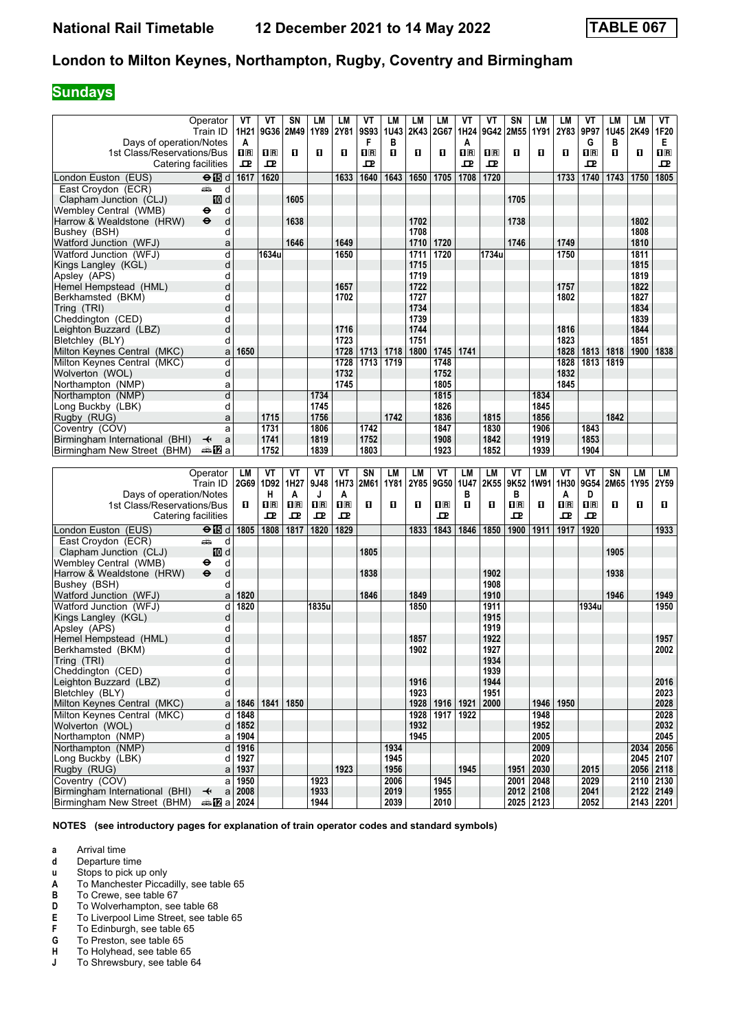# National Rail Timetable 12 December 2021 to 14 May 2022 TABLE 067

## London to Milton Keynes, Northampton, Rugby, Coventry and Birmingham

**Sundays**

| Operator | | VT | VT | SN | LM | LM | VT | LM | LM | LM | VT | VT | SN | LM | LM | VT | LM | LM | VT |
|---|---|---|---|---|---|---|---|---|---|---|---|---|---|---|---|---|---|---|---|
| Train ID | | 1H21 | 9G36 | 2M49 | 1Y89 | 2Y81 | 9S93 | 1U43 | 2K43 | 2G67 | 1H24 | 9G42 | 2M55 | 1Y91 | 2Y83 | 9P97 | 1U45 | 2K49 | 1F20 |
| Days of operation/Notes | | A | | | | | F | B | | | A | | | | | G | B | | E |
| 1st Class/Reservations/Bus | | 1R | 1R | 1 | 1 | 1 | 1R | 1 | 1 | 1 | 1R | 1R | 1 | 1 | 1 | 1R | 1 | 1 | 1R |
| Catering facilities | | ✕ | ✕ | | | | ✕ | | | | ✕ | ✕ | | | | ✕ | | | ✕ |
| London Euston (EUS) | d | 1617 | 1620 | | | 1633 | 1640 | 1643 | 1650 | 1705 | 1708 | 1720 | | | 1733 | 1740 | 1743 | 1750 | 1805 |
| East Croydon (ECR) | d | | | | | | | | | | | | | | | | | | |
| Clapham Junction (CLJ) | d | | | 1605 | | | | | | | | | 1705 | | | | | | |
| Wembley Central (WMB) | d | | | | | | | | | | | | | | | | | | |
| Harrow & Wealdstone (HRW) | d | | | 1638 | | | | | 1702 | | | | 1738 | | | | | 1802 | |
| Bushey (BSH) | d | | | | | | | | 1708 | | | | | | | | | 1808 | |
| Watford Junction (WFJ) | a | | | 1646 | | 1649 | | | 1710 | 1720 | | | 1746 | | 1749 | | | 1810 | |
| Watford Junction (WFJ) | d | | 1634u | | | 1650 | | | 1711 | 1720 | | 1734u | | | 1750 | | | 1811 | |
| Kings Langley (KGL) | d | | | | | | | | 1715 | | | | | | | | | 1815 | |
| Apsley (APS) | d | | | | | | | | 1719 | | | | | | | | | 1819 | |
| Hemel Hempstead (HML) | d | | | | | 1657 | | | 1722 | | | | | | 1757 | | | 1822 | |
| Berkhamsted (BKM) | d | | | | | 1702 | | | 1727 | | | | | | 1802 | | | 1827 | |
| Tring (TRI) | d | | | | | | | | 1734 | | | | | | | | | 1834 | |
| Cheddington (CED) | d | | | | | | | | 1739 | | | | | | | | | 1839 | |
| Leighton Buzzard (LBZ) | d | | | | | 1716 | | | 1744 | | | | | | 1816 | | | 1844 | |
| Bletchley (BLY) | d | | | | | 1723 | | | 1751 | | | | | | 1823 | | | 1851 | |
| Milton Keynes Central (MKC) | a | 1650 | | | | 1728 | 1713 | 1718 | 1800 | 1745 | 1741 | | | | 1828 | 1813 | 1818 | 1900 | 1838 |
| Milton Keynes Central (MKC) | d | | | | | 1728 | 1713 | 1719 | | 1748 | | | | | 1828 | 1813 | 1819 | | |
| Wolverton (WOL) | d | | | | | 1732 | | | | 1752 | | | | | 1832 | | | | |
| Northampton (NMP) | a | | | | | 1745 | | | | 1805 | | | | | 1845 | | | | |
| Northampton (NMP) | d | | | | 1734 | | | | | 1815 | | | | 1834 | | | | | |
| Long Buckby (LBK) | d | | | | 1745 | | | | | 1826 | | | | 1845 | | | | | |
| Rugby (RUG) | a | | 1715 | | 1756 | | | 1742 | | 1836 | | 1815 | | 1856 | | | 1842 | | |
| Coventry (COV) | a | | 1731 | | 1806 | | 1742 | | | 1847 | | 1830 | | 1906 | | 1843 | | | |
| Birmingham International (BHI) | a | | 1741 | | 1819 | | 1752 | | | 1908 | | 1842 | | 1919 | | 1853 | | | |
| Birmingham New Street (BHM) | a | | 1752 | | 1839 | | 1803 | | | 1923 | | 1852 | | 1939 | | 1904 | | | |

| Operator | | LM | VT | VT | VT | VT | SN | LM | LM | VT | LM | LM | VT | LM | VT | VT | SN | LM | LM |
|---|---|---|---|---|---|---|---|---|---|---|---|---|---|---|---|---|---|---|---|
| Train ID | | 2G69 | 1D92 | 1H27 | 9J48 | 1H73 | 2M61 | 1Y81 | 2Y85 | 9G50 | 1U47 | 2K55 | 9K52 | 1W91 | 1H30 | 9G54 | 2M65 | 1Y95 | 2Y59 |
| Days of operation/Notes | | | H | A | J | A | | | | | B | | B | | A | D | | | |
| 1st Class/Reservations/Bus | | 1 | 1R | 1R | 1R | 1R | 1 | 1 | 1 | 1R | 1 | 1 | 1R | 1 | 1R | 1R | 1 | 1 | 1 |
| Catering facilities | | | ✕ | ✕ | ✕ | ✕ | | | | ✕ | | | ✕ | | ✕ | ✕ | | | |
| London Euston (EUS) | d | 1805 | 1808 | 1817 | 1820 | 1829 | | | 1833 | 1843 | 1846 | 1850 | 1900 | 1911 | 1917 | 1920 | | | 1933 |
| East Croydon (ECR) | d | | | | | | | | | | | | | | | | | | |
| Clapham Junction (CLJ) | d | | | | | | 1805 | | | | | | | | | | 1905 | | |
| Wembley Central (WMB) | d | | | | | | | | | | | | | | | | | | |
| Harrow & Wealdstone (HRW) | d | | | | | | 1838 | | | | | 1902 | | | | | 1938 | | |
| Bushey (BSH) | d | | | | | | | | | | | 1908 | | | | | | | |
| Watford Junction (WFJ) | a | 1820 | | | | | 1846 | | 1849 | | | 1910 | | | | | 1946 | | 1949 |
| Watford Junction (WFJ) | d | 1820 | | | 1835u | | | | 1850 | | | 1911 | | | | 1934u | | | 1950 |
| Kings Langley (KGL) | d | | | | | | | | | | | 1915 | | | | | | | |
| Apsley (APS) | d | | | | | | | | | | | 1919 | | | | | | | |
| Hemel Hempstead (HML) | d | | | | | | | | 1857 | | | 1922 | | | | | | | 1957 |
| Berkhamsted (BKM) | d | | | | | | | | 1902 | | | 1927 | | | | | | | 2002 |
| Tring (TRI) | d | | | | | | | | | | | 1934 | | | | | | | |
| Cheddington (CED) | d | | | | | | | | | | | 1939 | | | | | | | |
| Leighton Buzzard (LBZ) | d | | | | | | | | 1916 | | | 1944 | | | | | | | 2016 |
| Bletchley (BLY) | d | | | | | | | | 1923 | | | 1951 | | | | | | | 2023 |
| Milton Keynes Central (MKC) | a | 1846 | 1841 | 1850 | | | | | 1928 | 1916 | 1921 | 2000 | | 1946 | 1950 | | | | 2028 |
| Milton Keynes Central (MKC) | d | 1848 | | | | | | | 1928 | 1917 | 1922 | | | 1948 | | | | | 2028 |
| Wolverton (WOL) | d | 1852 | | | | | | | 1932 | | | | | 1952 | | | | | 2032 |
| Northampton (NMP) | a | 1904 | | | | | | | 1945 | | | | | 2005 | | | | | 2045 |
| Northampton (NMP) | d | 1916 | | | | | | 1934 | | | | | | 2009 | | | | 2034 | 2056 |
| Long Buckby (LBK) | d | 1927 | | | | | | 1945 | | | | | | 2020 | | | | 2045 | 2107 |
| Rugby (RUG) | a | 1937 | | | | 1923 | | 1956 | | | 1945 | | 1951 | 2030 | | 2015 | | 2056 | 2118 |
| Coventry (COV) | a | 1950 | | | 1923 | | | 2006 | | 1945 | | | 2001 | 2048 | | 2029 | | 2110 | 2130 |
| Birmingham International (BHI) | a | 2008 | | | 1933 | | | 2019 | | 1955 | | | 2012 | 2108 | | 2041 | | 2122 | 2149 |
| Birmingham New Street (BHM) | a | 2024 | | | 1944 | | | 2039 | | 2010 | | | 2025 | 2123 | | 2052 | | 2143 | 2201 |

**NOTES (see introductory pages for explanation of train operator codes and standard symbols)**

- **a** Arrival time
- **d** Departure time
- **u** Stops to pick up only
- **A** To Manchester Piccadilly, see table 65
- **B** To Crewe, see table 67
- **D** To Wolverhampton, see table 68
- **E** To Liverpool Lime Street, see table 65
- **F** To Edinburgh, see table 65
- **G** To Preston, see table 65
- **H** To Holyhead, see table 65
- **J** To Shrewsbury, see table 64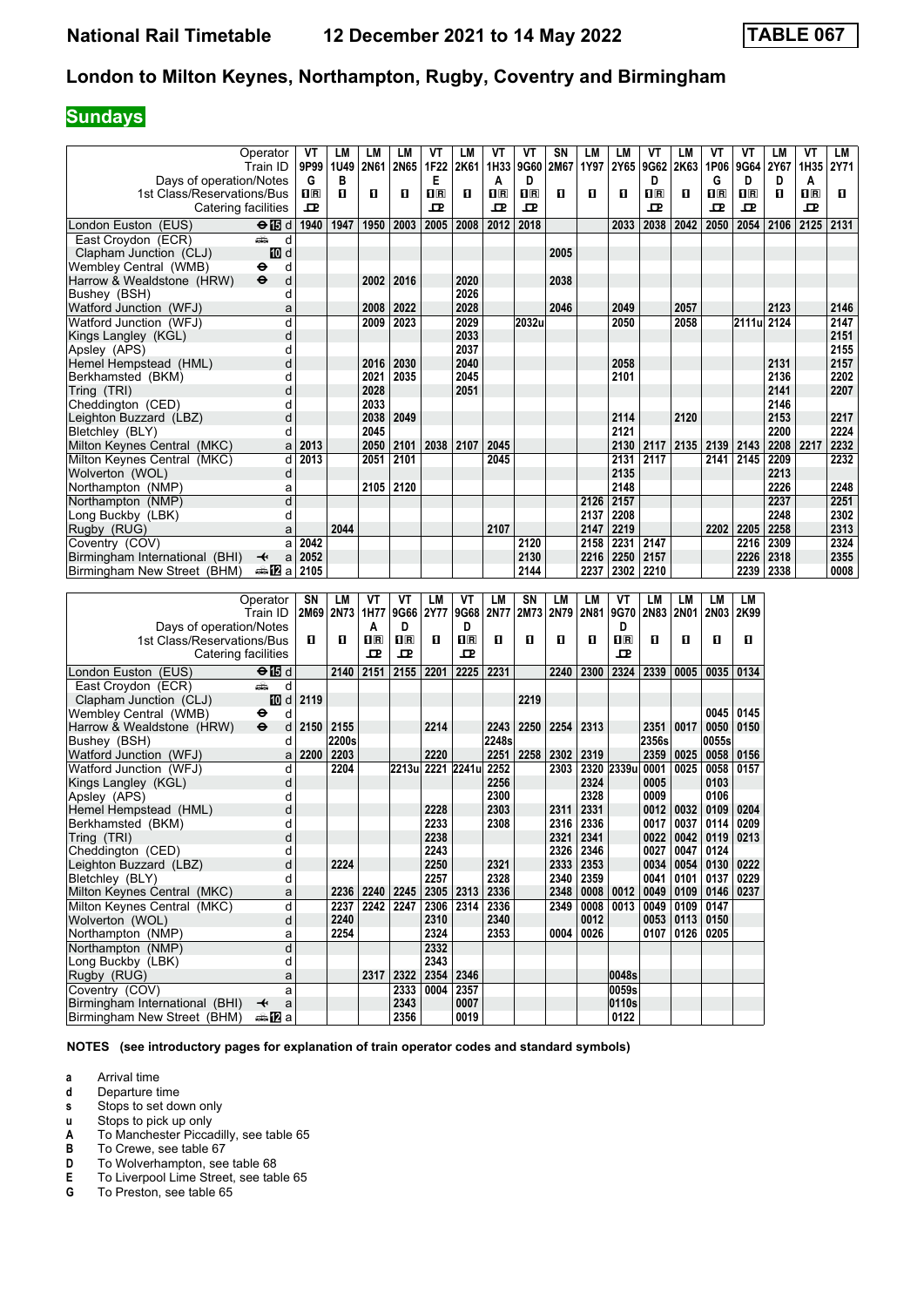# National Rail Timetable — 12 December 2021 to 14 May 2022 — TABLE 067

## London to Milton Keynes, Northampton, Rugby, Coventry and Birmingham

**Sundays**

| Operator | | VT | LM | LM | LM | VT | LM | VT | VT | SN | LM | LM | VT | LM | VT | VT | LM | VT | LM |
|---|---|---|---|---|---|---|---|---|---|---|---|---|---|---|---|---|---|---|---|
| Train ID | | 9P99 | 1U49 | 2N61 | 2N65 | 1F22 | 2K61 | 1H33 | 9G60 | 2M67 | 1Y97 | 2Y65 | 9G62 | 2K63 | 1P06 | 9G64 | 2Y67 | 1H35 | 2Y71 |
| Days of operation/Notes | | G | B | | | E | | A | D | | | | D | | G | D | D | A | |
| 1st Class/Reservations/Bus | | 1R | 1 | 1 | 1 | 1R | 1 | 1R | 1R | 1 | 1 | 1 | 1R | 1 | 1R | 1R | 1 | 1R | 1 |
| Catering facilities | | P | | | | P | | P | P | | | | P | | P | P | | P | |
| London Euston (EUS) | ⊖ 15 d | 1940 | 1947 | 1950 | 2003 | 2005 | 2008 | 2012 | 2018 | | | 2033 | 2038 | 2042 | 2050 | 2054 | 2106 | 2125 | 2131 |
| East Croydon (ECR) | 🚌 d | | | | | | | | | | | | | | | | | | |
| Clapham Junction (CLJ) | 10 d | | | | | | | | | 2005 | | | | | | | | | |
| Wembley Central (WMB) | ⊖ d | | | | | | | | | | | | | | | | | | |
| Harrow & Wealdstone (HRW) | ⊖ d | | | 2002 | 2016 | | 2020 | | | 2038 | | | | | | | | | |
| Bushey (BSH) | d | | | | | | 2026 | | | | | | | | | | | | |
| Watford Junction (WFJ) | a | | | 2008 | 2022 | | 2028 | | | 2046 | | 2049 | | 2057 | | | 2123 | | 2146 |
| Watford Junction (WFJ) | d | | | 2009 | 2023 | | 2029 | | 2032u | | | 2050 | | 2058 | | 2111u | 2124 | | 2147 |
| Kings Langley (KGL) | d | | | | | | 2033 | | | | | | | | | | | | 2151 |
| Apsley (APS) | d | | | | | | 2037 | | | | | | | | | | | | 2155 |
| Hemel Hempstead (HML) | d | | | 2016 | 2030 | | 2040 | | | | | 2058 | | | | | 2131 | | 2157 |
| Berkhamsted (BKM) | d | | | 2021 | 2035 | | 2045 | | | | | 2101 | | | | | 2136 | | 2202 |
| Tring (TRI) | d | | | 2028 | | | 2051 | | | | | | | | | | 2141 | | 2207 |
| Cheddington (CED) | d | | | 2033 | | | | | | | | | | | | | 2146 | | |
| Leighton Buzzard (LBZ) | d | | | 2038 | 2049 | | | | | | | 2114 | | 2120 | | | 2153 | | 2217 |
| Bletchley (BLY) | d | | | 2045 | | | | | | | | 2121 | | | | | 2200 | | 2224 |
| Milton Keynes Central (MKC) | a | 2013 | | 2050 | 2101 | 2038 | 2107 | 2045 | | | | 2130 | 2117 | 2135 | 2139 | 2143 | 2208 | 2217 | 2232 |
| Milton Keynes Central (MKC) | d | 2013 | | 2051 | 2101 | | | 2045 | | | | 2131 | 2117 | | 2141 | 2145 | 2209 | | 2232 |
| Wolverton (WOL) | d | | | | | | | | | | | 2135 | | | | | 2213 | | |
| Northampton (NMP) | a | | | 2105 | 2120 | | | | | | | 2148 | | | | | 2226 | | 2248 |
| Northampton (NMP) | d | | | | | | | | | | 2126 | 2157 | | | | | 2237 | | 2251 |
| Long Buckby (LBK) | d | | | | | | | | | | 2137 | 2208 | | | | | 2248 | | 2302 |
| Rugby (RUG) | a | | 2044 | | | | | 2107 | | | 2147 | 2219 | | | 2202 | 2205 | 2258 | | 2313 |
| Coventry (COV) | a | 2042 | | | | | | | 2120 | | 2158 | 2231 | 2147 | | | 2216 | 2309 | | 2324 |
| Birmingham International (BHI) | ✈ a | 2052 | | | | | | | 2130 | | 2216 | 2250 | 2157 | | | 2226 | 2318 | | 2355 |
| Birmingham New Street (BHM) | 🚌 12 a | 2105 | | | | | | | 2144 | | 2237 | 2302 | 2210 | | | 2239 | 2338 | | 0008 |

| Operator | | SN | LM | VT | VT | LM | VT | LM | SN | LM | LM | VT | LM | LM | LM | LM |
|---|---|---|---|---|---|---|---|---|---|---|---|---|---|---|---|---|
| Train ID | | 2M69 | 2N73 | 1H77 | 9G66 | 2Y77 | 9G68 | 2N77 | 2M73 | 2N79 | 2N81 | 9G70 | 2N83 | 2N01 | 2N03 | 2K99 |
| Days of operation/Notes | | | | A | D | | D | | | | | D | | | | |
| 1st Class/Reservations/Bus | | 1 | 1 | 1R | 1R | 1 | 1R | 1 | 1 | 1 | 1 | 1R | 1 | 1 | 1 | 1 |
| Catering facilities | | | | P | P | | P | | | | | P | | | | |
| London Euston (EUS) | ⊖ 15 d | | 2140 | 2151 | 2155 | 2201 | 2225 | 2231 | | 2240 | 2300 | 2324 | 2339 | 0005 | 0035 | 0134 |
| East Croydon (ECR) | 🚌 d | | | | | | | | | | | | | | | |
| Clapham Junction (CLJ) | 10 d | 2119 | | | | | | | 2219 | | | | | | | |
| Wembley Central (WMB) | ⊖ d | | | | | | | | | | | | | | 0045 | 0145 |
| Harrow & Wealdstone (HRW) | ⊖ d | 2150 | 2155 | | | 2214 | | 2243 | 2250 | 2254 | 2313 | | 2351 | 0017 | 0050 | 0150 |
| Bushey (BSH) | d | | 2200s | | | | | 2248s | | | | | 2356s | | 0055s | |
| Watford Junction (WFJ) | a | 2200 | 2203 | | | 2220 | | 2251 | 2258 | 2302 | 2319 | | 2359 | 0025 | 0058 | 0156 |
| Watford Junction (WFJ) | d | | 2204 | | 2213u | 2221 | 2241u | 2252 | | 2303 | 2320 | 2339u | 0001 | 0025 | 0058 | 0157 |
| Kings Langley (KGL) | d | | | | | | | 2256 | | | 2324 | | 0005 | | 0103 | |
| Apsley (APS) | d | | | | | | | 2300 | | | 2328 | | 0009 | | 0106 | |
| Hemel Hempstead (HML) | d | | | | | 2228 | | 2303 | | 2311 | 2331 | | 0012 | 0032 | 0109 | 0204 |
| Berkhamsted (BKM) | d | | | | | 2233 | | 2308 | | 2316 | 2336 | | 0017 | 0037 | 0114 | 0209 |
| Tring (TRI) | d | | | | | 2238 | | | | 2321 | 2341 | | 0022 | 0042 | 0119 | 0213 |
| Cheddington (CED) | d | | | | | 2243 | | | | 2326 | 2346 | | 0027 | 0047 | 0124 | |
| Leighton Buzzard (LBZ) | d | | 2224 | | | 2250 | | 2321 | | 2333 | 2353 | | 0034 | 0054 | 0130 | 0222 |
| Bletchley (BLY) | d | | | | | 2257 | | 2328 | | 2340 | 2359 | | 0041 | 0101 | 0137 | 0229 |
| Milton Keynes Central (MKC) | a | | 2236 | 2240 | 2245 | 2305 | 2313 | 2336 | | 2348 | 0008 | 0012 | 0049 | 0109 | 0146 | 0237 |
| Milton Keynes Central (MKC) | d | | 2237 | 2242 | 2247 | 2306 | 2314 | 2336 | | 2349 | 0008 | 0013 | 0049 | 0109 | 0147 | |
| Wolverton (WOL) | d | | 2240 | | | 2310 | | 2340 | | | 0012 | | 0053 | 0113 | 0150 | |
| Northampton (NMP) | a | | 2254 | | | 2324 | | 2353 | | 0004 | 0026 | | 0107 | 0126 | 0205 | |
| Northampton (NMP) | d | | | | | 2332 | | | | | | | | | | |
| Long Buckby (LBK) | d | | | | | 2343 | | | | | | | | | | |
| Rugby (RUG) | a | | | 2317 | 2322 | 2354 | 2346 | | | | | 0048s | | | | |
| Coventry (COV) | a | | | | 2333 | 0004 | 2357 | | | | | 0059s | | | | |
| Birmingham International (BHI) | ✈ a | | | | 2343 | | 0007 | | | | | 0110s | | | | |
| Birmingham New Street (BHM) | 🚌 12 a | | | | 2356 | | 0019 | | | | | 0122 | | | | |

**NOTES (see introductory pages for explanation of train operator codes and standard symbols)**

- **a** Arrival time
- **d** Departure time
- **s** Stops to set down only
- **u** Stops to pick up only
- **A** To Manchester Piccadilly, see table 65
- **B** To Crewe, see table 67
- **D** To Wolverhampton, see table 68
- **E** To Liverpool Lime Street, see table 65
- **G** To Preston, see table 65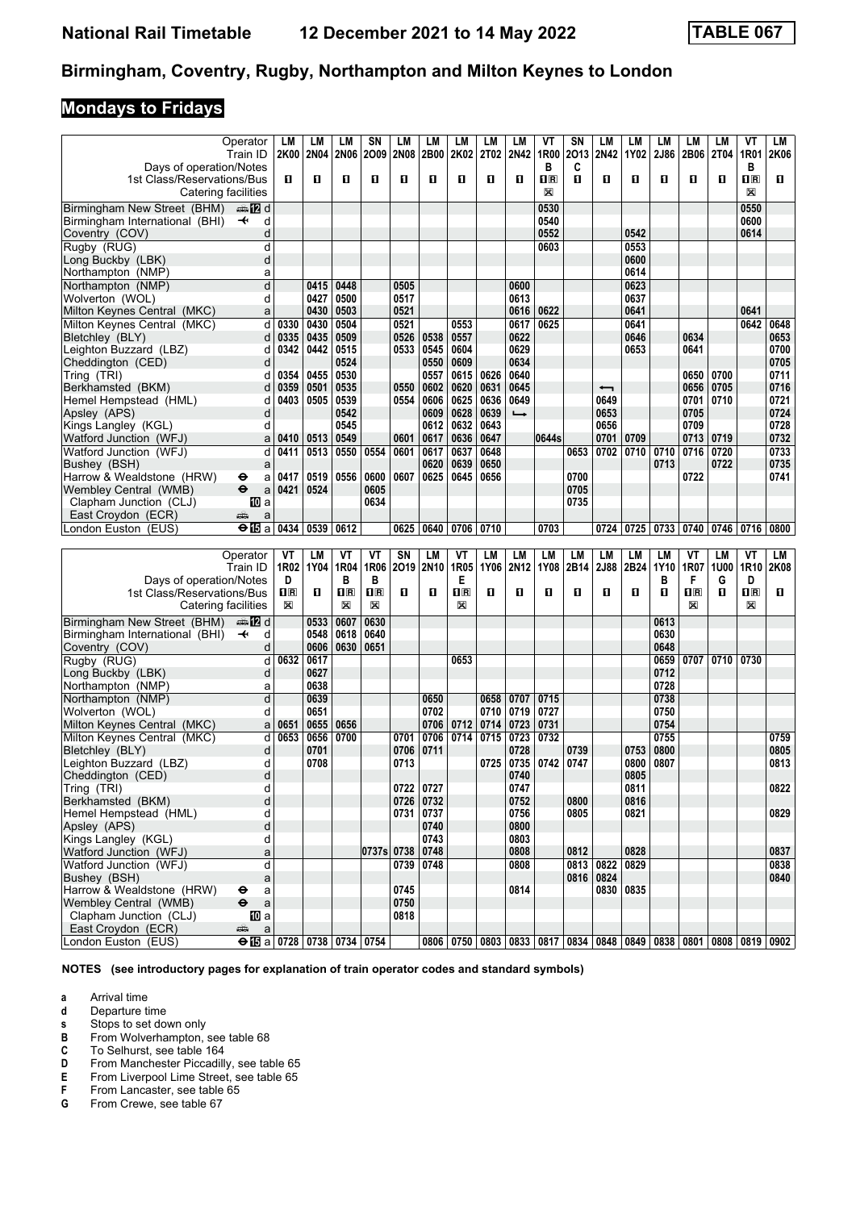# Birmingham, Coventry, Rugby, Northampton and Milton Keynes to London

## Mondays to Fridays

| Operator | | LM | LM | LM | SN | LM | LM | LM | LM | LM | VT | SN | LM | LM | LM | LM | LM | VT | LM |
|---|---|---|---|---|---|---|---|---|---|---|---|---|---|---|---|---|---|---|---|
| Train ID | | 2K00 | 2N04 | 2N06 | 2O09 | 2N08 | 2B00 | 2K02 | 2T02 | 2N42 | 1R00 | 2O13 | 2N42 | 1Y02 | 2J86 | 2B06 | 2T04 | 1R01 | 2K06 |
| Days of operation/Notes | | | | | | | | | | | B | C | | | | | | B | |
| 1st Class/Reservations/Bus | | 1 | 1 | 1 | 1 | 1 | 1 | 1 | 1 | 1 | 1R | 1 | 1 | 1 | 1 | 1 | 1 | 1R | 1 |
| Catering facilities | | | | | | | | | | | X | | | | | | | X | |
| Birmingham New Street (BHM) | 12 d | | | | | | | | | | 0530 | | | | | | | 0550 | |
| Birmingham International (BHI) | ✈ d | | | | | | | | | | 0540 | | | | | | | 0600 | |
| Coventry (COV) | d | | | | | | | | | | 0552 | | | 0542 | | | | 0614 | |
| Rugby (RUG) | d | | | | | | | | | | 0603 | | | 0553 | | | | | |
| Long Buckby (LBK) | d | | | | | | | | | | | | | 0600 | | | | | |
| Northampton (NMP) | a | | | | | | | | | | | | | 0614 | | | | | |
| Northampton (NMP) | d | | 0415 | 0448 | | 0505 | | | | 0600 | | | | 0623 | | | | | |
| Wolverton (WOL) | d | | 0427 | 0500 | | 0517 | | | | 0613 | | | | 0637 | | | | | |
| Milton Keynes Central (MKC) | a | | 0430 | 0503 | | 0521 | | | | 0616 | 0622 | | | 0641 | | | | 0641 | |
| Milton Keynes Central (MKC) | d | 0330 | 0430 | 0504 | | 0521 | | 0553 | | 0617 | 0625 | | | 0641 | | | | 0642 | 0648 |
| Bletchley (BLY) | d | 0335 | 0435 | 0509 | | 0526 | 0538 | 0557 | | 0622 | | | | 0646 | | 0634 | | | 0653 |
| Leighton Buzzard (LBZ) | d | 0342 | 0442 | 0515 | | 0533 | 0545 | 0604 | | 0629 | | | | 0653 | | 0641 | | | 0700 |
| Cheddington (CED) | d | | | 0524 | | | 0550 | 0609 | | 0634 | | | | | | | | | 0705 |
| Tring (TRI) | d | 0354 | 0455 | 0530 | | | 0557 | 0615 | 0626 | 0640 | | | | | | 0650 | 0700 | | 0711 |
| Berkhamsted (BKM) | d | 0359 | 0501 | 0535 | | 0550 | 0602 | 0620 | 0631 | 0645 | | | ← | | | 0656 | 0705 | | 0716 |
| Hemel Hempstead (HML) | d | 0403 | 0505 | 0539 | | 0554 | 0606 | 0625 | 0636 | 0649 | | | 0649 | | | 0701 | 0710 | | 0721 |
| Apsley (APS) | d | | | 0542 | | | 0609 | 0628 | 0639 | ↳ | | | 0653 | | | 0705 | | | 0724 |
| Kings Langley (KGL) | d | | | 0545 | | | 0612 | 0632 | 0643 | | | | 0656 | | | 0709 | | | 0728 |
| Watford Junction (WFJ) | a | 0410 | 0513 | 0549 | | 0601 | 0617 | 0636 | 0647 | | 0644s | | 0701 | 0709 | | 0713 | 0719 | | 0732 |
| Watford Junction (WFJ) | d | 0411 | 0513 | 0550 | 0554 | 0601 | 0617 | 0637 | 0648 | | | 0653 | 0702 | 0710 | 0710 | 0716 | 0720 | | 0733 |
| Bushey (BSH) | a | | | | | | 0620 | 0639 | 0650 | | | | | | 0713 | | 0722 | | 0735 |
| Harrow & Wealdstone (HRW) | ⊖ a | 0417 | 0519 | 0556 | 0600 | 0607 | 0625 | 0645 | 0656 | | | 0700 | | | | 0722 | | | 0741 |
| Wembley Central (WMB) | ⊖ a | 0421 | 0524 | | 0605 | | | | | | | 0705 | | | | | | | |
| Clapham Junction (CLJ) | 10 a | | | | 0634 | | | | | | | 0735 | | | | | | | |
| East Croydon (ECR) | a | | | | | | | | | | | | | | | | | | |
| London Euston (EUS) | ⊖ 15 a | 0434 | 0539 | 0612 | | 0625 | 0640 | 0706 | 0710 | | 0703 | | 0724 | 0725 | 0733 | 0740 | 0746 | 0716 | 0800 |

| Operator | | VT | LM | VT | VT | SN | LM | VT | LM | LM | LM | LM | LM | LM | LM | VT | LM | VT | LM |
|---|---|---|---|---|---|---|---|---|---|---|---|---|---|---|---|---|---|---|---|
| Train ID | | 1R02 | 1Y04 | 1R04 | 1R06 | 2O19 | 2N10 | 1R05 | 1Y06 | 2N12 | 1Y08 | 2B14 | 2J88 | 2B24 | 1Y10 | 1R07 | 1U00 | 1R10 | 2K08 |
| Days of operation/Notes | | D | | B | B | | | E | | | | | | | B | F | G | D | |
| 1st Class/Reservations/Bus | | 1R | 1 | 1R | 1R | 1 | 1 | 1R | 1 | 1 | 1 | 1 | 1 | 1 | 1 | 1R | 1 | 1R | 1 |
| Catering facilities | | X | | X | X | | | X | | | | | | | | X | | X | |
| Birmingham New Street (BHM) | 12 d | | 0533 | 0607 | 0630 | | | | | | | | | | 0613 | | | | |
| Birmingham International (BHI) | ✈ d | | 0548 | 0618 | 0640 | | | | | | | | | | 0630 | | | | |
| Coventry (COV) | d | | 0606 | 0630 | 0651 | | | | | | | | | | 0648 | | | | |
| Rugby (RUG) | d | 0632 | 0617 | | | | | 0653 | | | | | | | 0659 | 0707 | 0710 | 0730 | |
| Long Buckby (LBK) | d | | 0627 | | | | | | | | | | | | 0712 | | | | |
| Northampton (NMP) | a | | 0638 | | | | | | | | | | | | 0728 | | | | |
| Northampton (NMP) | d | | 0639 | | | | 0650 | | 0658 | 0707 | 0715 | | | | 0738 | | | | |
| Wolverton (WOL) | d | | 0651 | | | | 0702 | | 0710 | 0719 | 0727 | | | | 0750 | | | | |
| Milton Keynes Central (MKC) | a | 0651 | 0655 | 0656 | | | 0706 | 0712 | 0714 | 0723 | 0731 | | | | 0754 | | | | |
| Milton Keynes Central (MKC) | d | 0653 | 0656 | 0700 | | 0701 | 0706 | 0714 | 0715 | 0723 | 0732 | | | | 0755 | | | | 0759 |
| Bletchley (BLY) | d | | 0701 | | | 0706 | 0711 | | | 0728 | | 0739 | | 0753 | 0800 | | | | 0805 |
| Leighton Buzzard (LBZ) | d | | 0708 | | | 0713 | | | 0725 | 0735 | 0742 | 0747 | | 0800 | 0807 | | | | 0813 |
| Cheddington (CED) | d | | | | | | | | | 0740 | | | | 0805 | | | | | |
| Tring (TRI) | d | | | | | 0722 | 0727 | | | 0747 | | | | 0811 | | | | | 0822 |
| Berkhamsted (BKM) | d | | | | | 0726 | 0732 | | | 0752 | | 0800 | | 0816 | | | | | |
| Hemel Hempstead (HML) | d | | | | | 0731 | 0737 | | | 0756 | | 0805 | | 0821 | | | | | 0829 |
| Apsley (APS) | d | | | | | | 0740 | | | 0800 | | | | | | | | | |
| Kings Langley (KGL) | d | | | | | | 0743 | | | 0803 | | | | | | | | | |
| Watford Junction (WFJ) | a | | | | 0737s | 0738 | 0748 | | | 0808 | | 0812 | | 0828 | | | | | 0837 |
| Watford Junction (WFJ) | d | | | | | 0739 | 0748 | | | 0808 | | 0813 | 0822 | 0829 | | | | | 0838 |
| Bushey (BSH) | a | | | | | | | | | | | 0816 | 0824 | | | | | | 0840 |
| Harrow & Wealdstone (HRW) | ⊖ a | | | | | 0745 | | | | 0814 | | | 0830 | 0835 | | | | | |
| Wembley Central (WMB) | ⊖ a | | | | | 0750 | | | | | | | | | | | | | |
| Clapham Junction (CLJ) | 10 a | | | | | 0818 | | | | | | | | | | | | | |
| East Croydon (ECR) | a | | | | | | | | | | | | | | | | | | |
| London Euston (EUS) | ⊖ 15 a | 0728 | 0738 | 0734 | 0754 | | 0806 | 0750 | 0803 | 0833 | 0817 | 0834 | 0848 | 0849 | 0838 | 0801 | 0808 | 0819 | 0902 |

**NOTES (see introductory pages for explanation of train operator codes and standard symbols)**

- **a** Arrival time
- **d** Departure time
- **s** Stops to set down only
- **B** From Wolverhampton, see table 68
- **C** To Selhurst, see table 164
- **D** From Manchester Piccadilly, see table 65
- **E** From Liverpool Lime Street, see table 65
- **F** From Lancaster, see table 65
- **G** From Crewe, see table 67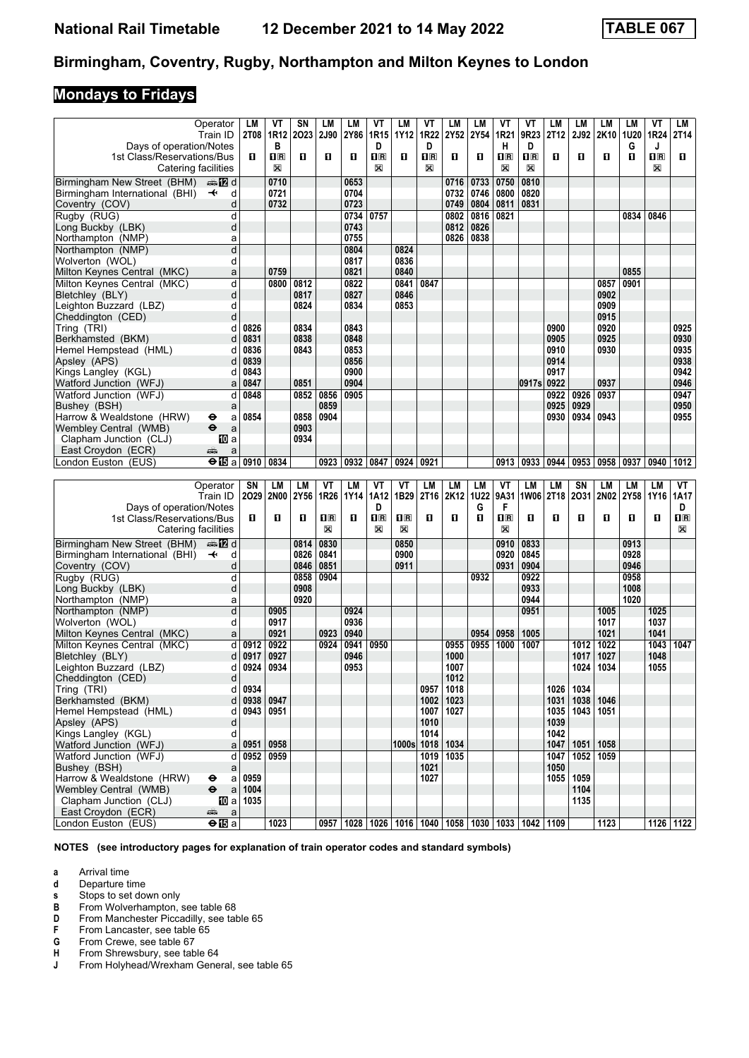# National Rail Timetable 12 December 2021 to 14 May 2022 TABLE 067

## Birmingham, Coventry, Rugby, Northampton and Milton Keynes to London

## Mondays to Fridays

| Operator | | LM | VT | SN | LM | LM | VT | LM | VT | LM | LM | VT | VT | LM | LM | LM | LM | VT | LM |
|---|---|---|---|---|---|---|---|---|---|---|---|---|---|---|---|---|---|---|---|
| Train ID | | 2T08 | 1R12 | 2O23 | 2J90 | 2Y86 | 1R15 | 1Y12 | 1R22 | 2Y52 | 2Y54 | 1R21 | 9R23 | 2T12 | 2J92 | 2K10 | 1U20 | 1R24 | 2T14 |
| Days of operation/Notes | | | B | | | | D | | D | | | H | D | | | | G | J | |
| 1st Class/Reservations/Bus | | 1 | 1R | 1 | 1 | 1 | 1R | 1 | 1R | 1 | 1 | 1R | 1R | 1 | 1 | 1 | 1 | 1R | 1 |
| Catering facilities | | | ⊠ | | | | ⊠ | | ⊠ | | | ⊠ | ⊠ | | | | | ⊠ | |
| Birmingham New Street (BHM) 12 | d | | 0710 | | | 0653 | | | | 0716 | 0733 | 0750 | 0810 | | | | | | |
| Birmingham International (BHI) ✈ | d | | 0721 | | | 0704 | | | | 0732 | 0746 | 0800 | 0820 | | | | | | |
| Coventry (COV) | d | | 0732 | | | 0723 | | | | 0749 | 0804 | 0811 | 0831 | | | | | | |
| Rugby (RUG) | d | | | | | 0734 | 0757 | | | 0802 | 0816 | 0821 | | | | | 0834 | 0846 | |
| Long Buckby (LBK) | d | | | | | 0743 | | | | 0812 | 0826 | | | | | | | | |
| Northampton (NMP) | a | | | | | 0755 | | | | 0826 | 0838 | | | | | | | | |
| Northampton (NMP) | d | | | | | 0804 | | 0824 | | | | | | | | | | | |
| Wolverton (WOL) | d | | | | | 0817 | | 0836 | | | | | | | | | | | |
| Milton Keynes Central (MKC) | a | | 0759 | | | 0821 | | 0840 | | | | | | | | | 0855 | | |
| Milton Keynes Central (MKC) | d | | 0800 | 0812 | | 0822 | | 0841 | 0847 | | | | | | | 0857 | 0901 | | |
| Bletchley (BLY) | d | | | 0817 | | 0827 | | 0846 | | | | | | | | 0902 | | | |
| Leighton Buzzard (LBZ) | d | | | 0824 | | 0834 | | 0853 | | | | | | | | 0909 | | | |
| Cheddington (CED) | d | | | | | | | | | | | | | | | 0915 | | | |
| Tring (TRI) | d | 0826 | | 0834 | | 0843 | | | | | | | | 0900 | | 0920 | | | 0925 |
| Berkhamsted (BKM) | d | 0831 | | 0838 | | 0848 | | | | | | | | 0905 | | 0925 | | | 0930 |
| Hemel Hempstead (HML) | d | 0836 | | 0843 | | 0853 | | | | | | | | 0910 | | 0930 | | | 0935 |
| Apsley (APS) | d | 0839 | | | | 0856 | | | | | | | | 0914 | | | | | 0938 |
| Kings Langley (KGL) | d | 0843 | | | | 0900 | | | | | | | | 0917 | | | | | 0942 |
| Watford Junction (WFJ) | a | 0847 | | 0851 | | 0904 | | | | | | | 0917s | 0922 | | 0937 | | | 0946 |
| Watford Junction (WFJ) | d | 0848 | | 0852 | 0856 | 0905 | | | | | | | | 0922 | 0926 | 0937 | | | 0947 |
| Bushey (BSH) | a | | | | 0859 | | | | | | | | | 0925 | 0929 | | | | 0950 |
| Harrow & Wealdstone (HRW) ⊖ | a | 0854 | | 0858 | 0904 | | | | | | | | | 0930 | 0934 | 0943 | | | 0955 |
| Wembley Central (WMB) ⊖ | a | | | 0903 | | | | | | | | | | | | | | | |
| Clapham Junction (CLJ) 10 | a | | | 0934 | | | | | | | | | | | | | | | |
| East Croydon (ECR) | a | | | | | | | | | | | | | | | | | | |
| London Euston (EUS) ⊖ 15 | a | 0910 | 0834 | | 0923 | 0932 | 0847 | 0924 | 0921 | | | 0913 | 0933 | 0944 | 0953 | 0958 | 0937 | 0940 | 1012 |

| Operator | | SN | LM | LM | VT | LM | VT | VT | LM | LM | LM | VT | LM | LM | SN | LM | LM | LM | VT |
|---|---|---|---|---|---|---|---|---|---|---|---|---|---|---|---|---|---|---|---|
| Train ID | | 2O29 | 2N00 | 2Y56 | 1R26 | 1Y14 | 1A12 | 1B29 | 2T16 | 2K12 | 1U22 | 9A31 | 1W06 | 2T18 | 2O31 | 2N02 | 2Y58 | 1Y16 | 1A17 |
| Days of operation/Notes | | | | | | | D | | | | G | F | | | | | | | D |
| 1st Class/Reservations/Bus | | 1 | 1 | 1 | 1R | 1 | 1R | 1R | 1 | 1 | 1 | 1R | 1 | 1 | 1 | 1 | 1 | 1 | 1R |
| Catering facilities | | | | | ⊠ | | ⊠ | ⊠ | | | | ⊠ | | | | | | | ⊠ |
| Birmingham New Street (BHM) 12 | d | | | 0814 | 0830 | | | 0850 | | | | 0910 | 0833 | | | | 0913 | | |
| Birmingham International (BHI) ✈ | d | | | 0826 | 0841 | | | 0900 | | | | 0920 | 0845 | | | | 0928 | | |
| Coventry (COV) | d | | | 0846 | 0851 | | | 0911 | | | | 0931 | 0904 | | | | 0946 | | |
| Rugby (RUG) | d | | | 0858 | 0904 | | | | | | 0932 | | 0922 | | | | 0958 | | |
| Long Buckby (LBK) | d | | | 0908 | | | | | | | | | 0933 | | | | 1008 | | |
| Northampton (NMP) | a | | | 0920 | | | | | | | | | 0944 | | | | 1020 | | |
| Northampton (NMP) | d | | 0905 | | | 0924 | | | | | | | 0951 | | | 1005 | | 1025 | |
| Wolverton (WOL) | d | | 0917 | | | 0936 | | | | | | | | | | 1017 | | 1037 | |
| Milton Keynes Central (MKC) | a | | 0921 | | 0923 | 0940 | | | | | 0954 | 0958 | 1005 | | | 1021 | | 1041 | |
| Milton Keynes Central (MKC) | d | 0912 | 0922 | | 0924 | 0941 | 0950 | | | 0955 | 0955 | 1000 | 1007 | | 1012 | 1022 | | 1043 | 1047 |
| Bletchley (BLY) | d | 0917 | 0927 | | | 0946 | | | | 1000 | | | | | 1017 | 1027 | | 1048 | |
| Leighton Buzzard (LBZ) | d | 0924 | 0934 | | | 0953 | | | | 1007 | | | | | 1024 | 1034 | | 1055 | |
| Cheddington (CED) | d | | | | | | | | | 1012 | | | | | | | | | |
| Tring (TRI) | d | 0934 | | | | | | | 0957 | 1018 | | | | 1026 | 1034 | | | | |
| Berkhamsted (BKM) | d | 0938 | 0947 | | | | | | 1002 | 1023 | | | | 1031 | 1038 | 1046 | | | |
| Hemel Hempstead (HML) | d | 0943 | 0951 | | | | | | 1007 | 1027 | | | | 1035 | 1043 | 1051 | | | |
| Apsley (APS) | d | | | | | | | | 1010 | | | | | 1039 | | | | | |
| Kings Langley (KGL) | d | | | | | | | | 1014 | | | | | 1042 | | | | | |
| Watford Junction (WFJ) | a | 0951 | 0958 | | | | | 1000s | 1018 | 1034 | | | | 1047 | 1051 | 1058 | | | |
| Watford Junction (WFJ) | d | 0952 | 0959 | | | | | | 1019 | 1035 | | | | 1047 | 1052 | 1059 | | | |
| Bushey (BSH) | a | | | | | | | | 1021 | | | | | 1050 | | | | | |
| Harrow & Wealdstone (HRW) ⊖ | a | 0959 | | | | | | | 1027 | | | | | 1055 | 1059 | | | | |
| Wembley Central (WMB) ⊖ | a | 1004 | | | | | | | | | | | | | 1104 | | | | |
| Clapham Junction (CLJ) 10 | a | 1035 | | | | | | | | | | | | | 1135 | | | | |
| East Croydon (ECR) | a | | | | | | | | | | | | | | | | | | |
| London Euston (EUS) ⊖ 15 | a | | 1023 | | 0957 | 1028 | 1026 | 1016 | 1040 | 1058 | 1030 | 1033 | 1042 | 1109 | | 1123 | | 1126 | 1122 |

**NOTES (see introductory pages for explanation of train operator codes and standard symbols)**

- **a** Arrival time
- **d** Departure time
- **s** Stops to set down only
- **B** From Wolverhampton, see table 68
- **D** From Manchester Piccadilly, see table 65
- **F** From Lancaster, see table 65
- **G** From Crewe, see table 67
- **H** From Shrewsbury, see table 64
- **J** From Holyhead/Wrexham General, see table 65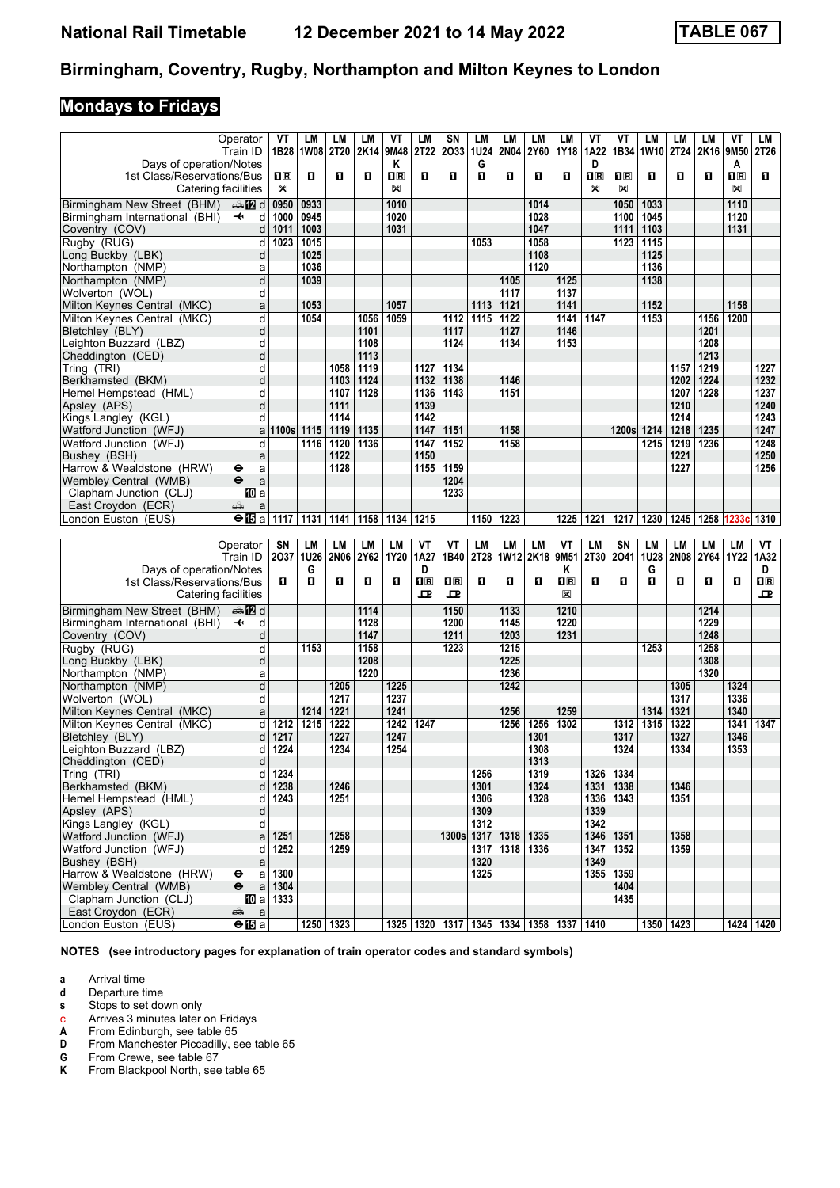# Birmingham, Coventry, Rugby, Northampton and Milton Keynes to London

**TABLE 067** — National Rail Timetable 12 December 2021 to 14 May 2022

## Mondays to Fridays

| Operator | | VT | LM | LM | LM | VT | LM | SN | LM | LM | LM | LM | VT | VT | LM | LM | LM | VT | LM |
|---|---|---|---|---|---|---|---|---|---|---|---|---|---|---|---|---|---|---|---|
| Train ID | | 1B28 | 1W08 | 2T20 | 2K14 | 9M48 | 2T22 | 2O33 | 1U24 | 2N04 | 2Y60 | 1Y18 | 1A22 | 1B34 | 1W10 | 2T24 | 2K16 | 9M50 | 2T26 |
| Days of operation/Notes | | | | | | K | | | G | | | | D | | | | | A | |
| 1st Class/Reservations/Bus | | 1R | 1 | 1 | 1 | 1R | 1 | 1 | 1 | 1 | 1 | 1 | 1R | 1R | 1 | 1 | 1 | 1R | 1 |
| Catering facilities | | ☒ | | | | ☒ | | | | | | | ☒ | ☒ | | | | ☒ | |
| Birmingham New Street (BHM) | d | 0950 | 0933 | | | 1010 | | | | | 1014 | | | 1050 | 1033 | | | 1110 | |
| Birmingham International (BHI) | d | 1000 | 0945 | | | 1020 | | | | | 1028 | | | 1100 | 1045 | | | 1120 | |
| Coventry (COV) | d | 1011 | 1003 | | | 1031 | | | | | 1047 | | | 1111 | 1103 | | | 1131 | |
| Rugby (RUG) | d | 1023 | 1015 | | | | | | 1053 | | 1058 | | | 1123 | 1115 | | | | |
| Long Buckby (LBK) | d | | 1025 | | | | | | | | 1108 | | | | 1125 | | | | |
| Northampton (NMP) | a | | 1036 | | | | | | | | 1120 | | | | 1136 | | | | |
| Northampton (NMP) | d | | 1039 | | | | | | | 1105 | | 1125 | | | 1138 | | | | |
| Wolverton (WOL) | d | | | | | | | | | 1117 | | 1137 | | | | | | | |
| Milton Keynes Central (MKC) | a | | 1053 | | | 1057 | | | 1113 | 1121 | | 1141 | | | 1152 | | | 1158 | |
| Milton Keynes Central (MKC) | d | | 1054 | | 1056 | 1059 | | 1112 | 1115 | 1122 | | 1141 | 1147 | | 1153 | | 1156 | 1200 | |
| Bletchley (BLY) | d | | | | 1101 | | | 1117 | | 1127 | | 1146 | | | | | 1201 | | |
| Leighton Buzzard (LBZ) | d | | | | 1108 | | | 1124 | | 1134 | | 1153 | | | | | 1208 | | |
| Cheddington (CED) | d | | | | 1113 | | | | | | | | | | | | 1213 | | |
| Tring (TRI) | d | | | 1058 | 1119 | | 1127 | 1134 | | | | | | | | 1157 | 1219 | | 1227 |
| Berkhamsted (BKM) | d | | | 1103 | 1124 | | 1132 | 1138 | | 1146 | | | | | | 1202 | 1224 | | 1232 |
| Hemel Hempstead (HML) | d | | | 1107 | 1128 | | 1136 | 1143 | | 1151 | | | | | | 1207 | 1228 | | 1237 |
| Apsley (APS) | d | | | 1111 | | | 1139 | | | | | | | | | 1210 | | | 1240 |
| Kings Langley (KGL) | d | | | 1114 | | | 1142 | | | | | | | | | 1214 | | | 1243 |
| Watford Junction (WFJ) | a | 1100s | 1115 | 1119 | 1135 | | 1147 | 1151 | | 1158 | | | | 1200s | 1214 | 1218 | 1235 | | 1247 |
| Watford Junction (WFJ) | d | | 1116 | 1120 | 1136 | | 1147 | 1152 | | 1158 | | | | | 1215 | 1219 | 1236 | | 1248 |
| Bushey (BSH) | a | | | 1122 | | | 1150 | | | | | | | | | 1221 | | | 1250 |
| Harrow & Wealdstone (HRW) | a | | | 1128 | | | 1155 | 1159 | | | | | | | | 1227 | | | 1256 |
| Wembley Central (WMB) | a | | | | | | | 1204 | | | | | | | | | | | |
| Clapham Junction (CLJ) | a | | | | | | | 1233 | | | | | | | | | | | |
| East Croydon (ECR) | a | | | | | | | | | | | | | | | | | | |
| London Euston (EUS) | a | 1117 | 1131 | 1141 | 1158 | 1134 | 1215 | | 1150 | 1223 | | 1225 | 1221 | 1217 | 1230 | 1245 | 1258 | 1233c | 1310 |

| Operator | | SN | LM | LM | LM | LM | VT | VT | LM | LM | LM | VT | LM | SN | LM | LM | LM | LM | VT |
|---|---|---|---|---|---|---|---|---|---|---|---|---|---|---|---|---|---|---|---|
| Train ID | | 2O37 | 1U26 | 2N06 | 2Y62 | 1Y20 | 1A27 | 1B40 | 2T28 | 1W12 | 2K18 | 9M51 | 2T30 | 2O41 | 1U28 | 2N08 | 2Y64 | 1Y22 | 1A32 |
| Days of operation/Notes | | | G | | | | D | | | | | K | | | G | | | | D |
| 1st Class/Reservations/Bus | | 1 | 1 | 1 | 1 | 1 | 1R | 1R | 1 | 1 | 1 | 1R | 1 | 1 | 1 | 1 | 1 | 1 | 1R |
| Catering facilities | | | | | | | Trolley | Trolley | | | | ☒ | | | | | | | Trolley |
| Birmingham New Street (BHM) | d | | | | 1114 | | | 1150 | | 1133 | | 1210 | | | | | 1214 | | |
| Birmingham International (BHI) | d | | | | 1128 | | | 1200 | | 1145 | | 1220 | | | | | 1229 | | |
| Coventry (COV) | d | | | | 1147 | | | 1211 | | 1203 | | 1231 | | | | | 1248 | | |
| Rugby (RUG) | d | | 1153 | | 1158 | | | 1223 | | 1215 | | | | | 1253 | | 1258 | | |
| Long Buckby (LBK) | d | | | | 1208 | | | | | 1225 | | | | | | | 1308 | | |
| Northampton (NMP) | a | | | | 1220 | | | | | 1236 | | | | | | | 1320 | | |
| Northampton (NMP) | d | | | 1205 | | 1225 | | | | 1242 | | | | | | 1305 | | 1324 | |
| Wolverton (WOL) | d | | | 1217 | | 1237 | | | | | | | | | | 1317 | | 1336 | |
| Milton Keynes Central (MKC) | a | | 1214 | 1221 | | 1241 | | | | 1256 | | 1259 | | | 1314 | 1321 | | 1340 | |
| Milton Keynes Central (MKC) | d | 1212 | 1215 | 1222 | | 1242 | 1247 | | | 1256 | 1256 | 1302 | | 1312 | 1315 | 1322 | | 1341 | 1347 |
| Bletchley (BLY) | d | 1217 | | 1227 | | 1247 | | | | | 1301 | | | 1317 | | 1327 | | 1346 | |
| Leighton Buzzard (LBZ) | d | 1224 | | 1234 | | 1254 | | | | | 1308 | | | 1324 | | 1334 | | 1353 | |
| Cheddington (CED) | d | | | | | | | | | | 1313 | | | | | | | | |
| Tring (TRI) | d | 1234 | | | | | | | 1256 | | 1319 | | 1326 | 1334 | | | | | |
| Berkhamsted (BKM) | d | 1238 | | 1246 | | | | | 1301 | | 1324 | | 1331 | 1338 | | 1346 | | | |
| Hemel Hempstead (HML) | d | 1243 | | 1251 | | | | | 1306 | | 1328 | | 1336 | 1343 | | 1351 | | | |
| Apsley (APS) | d | | | | | | | | 1309 | | | | 1339 | | | | | | |
| Kings Langley (KGL) | d | | | | | | | | 1312 | | | | 1342 | | | | | | |
| Watford Junction (WFJ) | a | 1251 | | 1258 | | | | 1300s | 1317 | 1318 | 1335 | | 1346 | 1351 | | 1358 | | | |
| Watford Junction (WFJ) | d | 1252 | | 1259 | | | | | 1317 | 1318 | 1336 | | 1347 | 1352 | | 1359 | | | |
| Bushey (BSH) | a | | | | | | | | 1320 | | | | 1349 | | | | | | |
| Harrow & Wealdstone (HRW) | a | 1300 | | | | | | | 1325 | | | | 1355 | 1359 | | | | | |
| Wembley Central (WMB) | a | 1304 | | | | | | | | | | | | 1404 | | | | | |
| Clapham Junction (CLJ) | a | 1333 | | | | | | | | | | | | 1435 | | | | | |
| East Croydon (ECR) | a | | | | | | | | | | | | | | | | | | |
| London Euston (EUS) | a | | 1250 | 1323 | | 1325 | 1320 | 1317 | 1345 | 1334 | 1358 | 1337 | 1410 | | 1350 | 1423 | | 1424 | 1420 |

**NOTES (see introductory pages for explanation of train operator codes and standard symbols)**

- **a** Arrival time
- **d** Departure time
- **s** Stops to set down only
- **c** Arrives 3 minutes later on Fridays
- **A** From Edinburgh, see table 65
- **D** From Manchester Piccadilly, see table 65
- **G** From Crewe, see table 67
- **K** From Blackpool North, see table 65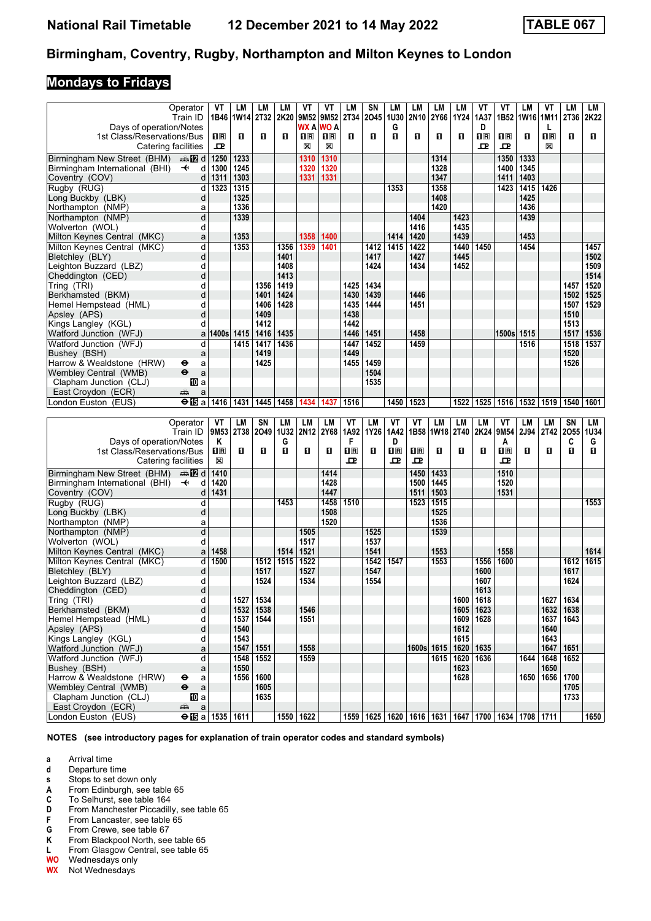# National Rail Timetable — 12 December 2021 to 14 May 2022 — TABLE 067

## Birmingham, Coventry, Rugby, Northampton and Milton Keynes to London

### Mondays to Fridays

| Operator | | VT | LM | LM | LM | VT | VT | LM | SN | LM | LM | LM | LM | VT | VT | LM | VT | LM | LM |
|---|---|---|---|---|---|---|---|---|---|---|---|---|---|---|---|---|---|---|---|
| Train ID | | 1B46 | 1W14 | 2T32 | 2K20 | 9M52 | 9M52 | 2T34 | 2O45 | 1U30 | 2N10 | 2Y66 | 1Y24 | 1A37 | 1B52 | 1W16 | 1M11 | 2T36 | 2K22 |
| Days of operation/Notes | | | | | | WX A | WO A | | | G | | | | D | | | L | | |
| 1st Class/Reservations/Bus | | 1R | 1 | 1 | 1 | 1R | 1R | 1 | 1 | 1 | 1 | 1 | 1 | 1R | 1R | 1 | 1R | 1 | 1 |
| Catering facilities | | ▭ | | | | ⊠ | ⊠ | | | | | | | ▭ | ▭ | | ⊠ | | |
| Birmingham New Street (BHM) | d | 1250 | 1233 | | | 1310 | 1310 | | | | | 1314 | | | 1350 | 1333 | | | |
| Birmingham International (BHI) | d | 1300 | 1245 | | | 1320 | 1320 | | | | | 1328 | | | 1400 | 1345 | | | |
| Coventry (COV) | d | 1311 | 1303 | | | 1331 | 1331 | | | | | 1347 | | | 1411 | 1403 | | | |
| Rugby (RUG) | d | 1323 | 1315 | | | | | | | 1353 | | 1358 | | | 1423 | 1415 | 1426 | | |
| Long Buckby (LBK) | d | | 1325 | | | | | | | | | 1408 | | | | 1425 | | | |
| Northampton (NMP) | a | | 1336 | | | | | | | | | 1420 | | | | 1436 | | | |
| Northampton (NMP) | d | | 1339 | | | | | | | | 1404 | | 1423 | | | 1439 | | | |
| Wolverton (WOL) | d | | | | | | | | | | 1416 | | 1435 | | | | | | |
| Milton Keynes Central (MKC) | a | | 1353 | | | 1358 | 1400 | | | 1414 | 1420 | | 1439 | | | 1453 | | | |
| Milton Keynes Central (MKC) | d | | 1353 | | 1356 | 1359 | 1401 | | 1412 | 1415 | 1422 | | 1440 | 1450 | | 1454 | | | 1457 |
| Bletchley (BLY) | d | | | | 1401 | | | | 1417 | | 1427 | | 1445 | | | | | | 1502 |
| Leighton Buzzard (LBZ) | d | | | | 1408 | | | | 1424 | | 1434 | | 1452 | | | | | | 1509 |
| Cheddington (CED) | d | | | | 1413 | | | | | | | | | | | | | | 1514 |
| Tring (TRI) | d | | | 1356 | 1419 | | | 1425 | 1434 | | | | | | | | | 1457 | 1520 |
| Berkhamsted (BKM) | d | | | 1401 | 1424 | | | 1430 | 1439 | | 1446 | | | | | | | 1502 | 1525 |
| Hemel Hempstead (HML) | d | | | 1406 | 1428 | | | 1435 | 1444 | | 1451 | | | | | | | 1507 | 1529 |
| Apsley (APS) | d | | | 1409 | | | | 1438 | | | | | | | | | | 1510 | |
| Kings Langley (KGL) | d | | | 1412 | | | | 1442 | | | | | | | | | | 1513 | |
| Watford Junction (WFJ) | a | 1400s | 1415 | 1416 | 1435 | | | 1446 | 1451 | | 1458 | | | | 1500s | 1515 | | 1517 | 1536 |
| Watford Junction (WFJ) | d | | 1415 | 1417 | 1436 | | | 1447 | 1452 | | 1459 | | | | | 1516 | | 1518 | 1537 |
| Bushey (BSH) | a | | | 1419 | | | | 1449 | | | | | | | | | | 1520 | |
| Harrow & Wealdstone (HRW) | a | | | 1425 | | | | 1455 | 1459 | | | | | | | | | 1526 | |
| Wembley Central (WMB) | a | | | | | | | | 1504 | | | | | | | | | | |
| Clapham Junction (CLJ) | a | | | | | | | | 1535 | | | | | | | | | | |
| East Croydon (ECR) | a | | | | | | | | | | | | | | | | | | |
| London Euston (EUS) | a | 1416 | 1431 | 1445 | 1458 | 1434 | 1437 | 1516 | | 1450 | 1523 | | 1522 | 1525 | 1516 | 1532 | 1519 | 1540 | 1601 |

| Operator | | VT | LM | SN | LM | LM | LM | VT | LM | VT | VT | LM | LM | LM | VT | LM | LM | SN | LM |
|---|---|---|---|---|---|---|---|---|---|---|---|---|---|---|---|---|---|---|---|
| Train ID | | 9M53 | 2T38 | 2O49 | 1U32 | 2N12 | 2Y68 | 1A92 | 1Y26 | 1A42 | 1B58 | 1W18 | 2T40 | 2K24 | 9M54 | 2J94 | 2T42 | 2O55 | 1U34 |
| Days of operation/Notes | | K | | | G | | | F | | D | | | | | A | | | C | G |
| 1st Class/Reservations/Bus | | 1R | 1 | 1 | 1 | 1 | 1 | 1R | 1 | 1R | 1R | 1 | 1 | 1 | 1R | 1 | 1 | 1 | 1 |
| Catering facilities | | ⊠ | | | | | | ▭ | | ▭ | ▭ | | | | ▭ | | | | |
| Birmingham New Street (BHM) | d | 1410 | | | | | 1414 | | | | 1450 | 1433 | | | 1510 | | | | |
| Birmingham International (BHI) | d | 1420 | | | | | 1428 | | | | 1500 | 1445 | | | 1520 | | | | |
| Coventry (COV) | d | 1431 | | | | | 1447 | | | | 1511 | 1503 | | | 1531 | | | | |
| Rugby (RUG) | d | | | | 1453 | | 1458 | 1510 | | | 1523 | 1515 | | | | | | | 1553 |
| Long Buckby (LBK) | d | | | | | | 1508 | | | | | 1525 | | | | | | | |
| Northampton (NMP) | a | | | | | | 1520 | | | | | 1536 | | | | | | | |
| Northampton (NMP) | d | | | | | 1505 | | | 1525 | | | 1539 | | | | | | | |
| Wolverton (WOL) | d | | | | | 1517 | | | 1537 | | | | | | | | | | |
| Milton Keynes Central (MKC) | a | 1458 | | | 1514 | 1521 | | | 1541 | | | 1553 | | | 1558 | | | | 1614 |
| Milton Keynes Central (MKC) | d | 1500 | | 1512 | 1515 | 1522 | | | 1542 | 1547 | | 1553 | | 1556 | 1600 | | | 1612 | 1615 |
| Bletchley (BLY) | d | | | 1517 | | 1527 | | | 1547 | | | | | 1600 | | | | 1617 | |
| Leighton Buzzard (LBZ) | d | | | 1524 | | 1534 | | | 1554 | | | | | 1607 | | | | 1624 | |
| Cheddington (CED) | d | | | | | | | | | | | | | 1613 | | | | | |
| Tring (TRI) | d | | 1527 | 1534 | | | | | | | | | 1600 | 1618 | | | 1627 | 1634 | |
| Berkhamsted (BKM) | d | | 1532 | 1538 | | 1546 | | | | | | | 1605 | 1623 | | | 1632 | 1638 | |
| Hemel Hempstead (HML) | d | | 1537 | 1544 | | 1551 | | | | | | | 1609 | 1628 | | | 1637 | 1643 | |
| Apsley (APS) | d | | 1540 | | | | | | | | | | 1612 | | | | 1640 | | |
| Kings Langley (KGL) | d | | 1543 | | | | | | | | | | 1615 | | | | 1643 | | |
| Watford Junction (WFJ) | a | | 1547 | 1551 | | 1558 | | | | | 1600s | 1615 | 1620 | 1635 | | | 1647 | 1651 | |
| Watford Junction (WFJ) | d | | 1548 | 1552 | | 1559 | | | | | | 1615 | 1620 | 1636 | | 1644 | 1648 | 1652 | |
| Bushey (BSH) | a | | 1550 | | | | | | | | | | 1623 | | | | 1650 | | |
| Harrow & Wealdstone (HRW) | a | | 1556 | 1600 | | | | | | | | | 1628 | | | 1650 | 1656 | 1700 | |
| Wembley Central (WMB) | a | | | 1605 | | | | | | | | | | | | | | 1705 | |
| Clapham Junction (CLJ) | a | | | 1635 | | | | | | | | | | | | | | 1733 | |
| East Croydon (ECR) | a | | | | | | | | | | | | | | | | | | |
| London Euston (EUS) | a | 1535 | 1611 | | 1550 | 1622 | | 1559 | 1625 | 1620 | 1616 | 1631 | 1647 | 1700 | 1634 | 1708 | 1711 | | 1650 |

**NOTES (see introductory pages for explanation of train operator codes and standard symbols)**

- **a** Arrival time
- **d** Departure time
- **s** Stops to set down only
- **A** From Edinburgh, see table 65
- **C** To Selhurst, see table 164
- **D** From Manchester Piccadilly, see table 65
- **F** From Lancaster, see table 65
- **G** From Crewe, see table 67
- **K** From Blackpool North, see table 65
- **L** From Glasgow Central, see table 65
- **WO** Wednesdays only
- **WX** Not Wednesdays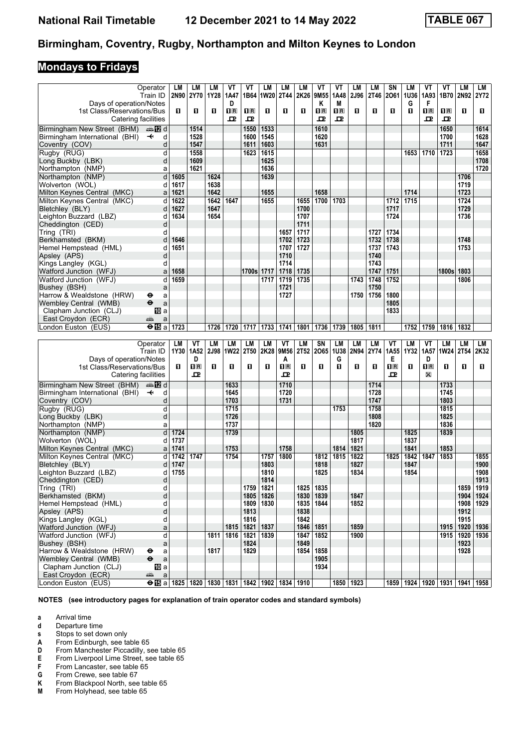# National Rail Timetable 12 December 2021 to 14 May 2022 TABLE 067

## Birmingham, Coventry, Rugby, Northampton and Milton Keynes to London

### Mondays to Fridays

| Operator | | LM | LM | LM | VT | VT | LM | LM | LM | VT | VT | LM | LM | SN | LM | VT | VT | LM | LM |
|---|---|---|---|---|---|---|---|---|---|---|---|---|---|---|---|---|---|---|---|
| Train ID | | 2N90 | 2Y70 | 1Y28 | 1A47 | 1B64 | 1W20 | 2T44 | 2K26 | 9M55 | 1A48 | 2J96 | 2T46 | 2O61 | 1U36 | 1A93 | 1B70 | 2N92 | 2Y72 |
| Days of operation/Notes | | | | | D | | | | | K | M | | | | G | F | | | |
| 1st Class/Reservations/Bus | | 1 | 1 | 1 | 1R | 1R | 1 | 1 | 1 | 1R | 1R | 1 | 1 | 1 | 1 | 1R | 1R | 1 | 1 |
| Catering facilities | | | | | 🛒 | 🛒 | | | | 🛒 | 🛒 | | | | | 🛒 | 🛒 | | |
| Birmingham New Street (BHM) | 12 d | | 1514 | | | 1550 | 1533 | | | 1610 | | | | | | | 1650 | | 1614 |
| Birmingham International (BHI) ✈ | d | | 1528 | | | 1600 | 1545 | | | 1620 | | | | | | | 1700 | | 1628 |
| Coventry (COV) | d | | 1547 | | | 1611 | 1603 | | | 1631 | | | | | | | 1711 | | 1647 |
| Rugby (RUG) | d | | 1558 | | | 1623 | 1615 | | | | | | | | 1653 | 1710 | 1723 | | 1658 |
| Long Buckby (LBK) | d | | 1609 | | | | 1625 | | | | | | | | | | | | 1708 |
| Northampton (NMP) | a | | 1621 | | | | 1636 | | | | | | | | | | | | 1720 |
| Northampton (NMP) | d | 1605 | | 1624 | | | 1639 | | | | | | | | | | | 1706 | |
| Wolverton (WOL) | d | 1617 | | 1638 | | | | | | | | | | | | | | 1719 | |
| Milton Keynes Central (MKC) | a | 1621 | | 1642 | | | 1655 | | | 1658 | | | | | 1714 | | | 1723 | |
| Milton Keynes Central (MKC) | d | 1622 | | 1642 | 1647 | | 1655 | | 1655 | 1700 | 1703 | | | 1712 | 1715 | | | 1724 | |
| Bletchley (BLY) | d | 1627 | | 1647 | | | | | 1700 | | | | | 1717 | | | | 1729 | |
| Leighton Buzzard (LBZ) | d | 1634 | | 1654 | | | | | 1707 | | | | | 1724 | | | | 1736 | |
| Cheddington (CED) | d | | | | | | | | 1711 | | | | | | | | | | |
| Tring (TRI) | d | | | | | | | 1657 | 1717 | | | | 1727 | 1734 | | | | | |
| Berkhamsted (BKM) | d | 1646 | | | | | | 1702 | 1723 | | | | 1732 | 1738 | | | | 1748 | |
| Hemel Hempstead (HML) | d | 1651 | | | | | | 1707 | 1727 | | | | 1737 | 1743 | | | | 1753 | |
| Apsley (APS) | d | | | | | | | 1710 | | | | | 1740 | | | | | | |
| Kings Langley (KGL) | d | | | | | | | 1714 | | | | | 1743 | | | | | | |
| Watford Junction (WFJ) | a | 1658 | | | | 1700s | 1717 | 1718 | 1735 | | | | 1747 | 1751 | | | 1800s | 1803 | |
| Watford Junction (WFJ) | d | 1659 | | | | | 1717 | 1719 | 1735 | | | 1743 | 1748 | 1752 | | | | 1806 | |
| Bushey (BSH) | a | | | | | | | 1721 | | | | | 1750 | | | | | | |
| Harrow & Wealdstone (HRW) ⊖ | a | | | | | | | 1727 | | | | 1750 | 1756 | 1800 | | | | | |
| Wembley Central (WMB) ⊖ | a | | | | | | | | | | | | | 1805 | | | | | |
| Clapham Junction (CLJ) | 10 a | | | | | | | | | | | | | 1833 | | | | | |
| East Croydon (ECR) | a | | | | | | | | | | | | | | | | | | |
| London Euston (EUS) ⊖ | 15 a | 1723 | | 1726 | 1720 | 1717 | 1733 | 1741 | 1801 | 1736 | 1739 | 1805 | 1811 | | 1752 | 1759 | 1816 | 1832 | |

| Operator | | LM | VT | LM | LM | LM | LM | VT | LM | SN | LM | LM | LM | VT | LM | VT | LM | LM | LM |
|---|---|---|---|---|---|---|---|---|---|---|---|---|---|---|---|---|---|---|---|
| Train ID | | 1Y30 | 1A52 | 2J98 | 1W22 | 2T50 | 2K28 | 9M56 | 2T52 | 2O65 | 1U38 | 2N94 | 2Y74 | 1A55 | 1Y32 | 1A57 | 1W24 | 2T54 | 2K32 |
| Days of operation/Notes | | | D | | | | | A | | | G | | | E | | D | | | |
| 1st Class/Reservations/Bus | | 1 | 1R | 1 | 1 | 1 | 1 | 1R | 1 | 1 | 1 | 1 | 1 | 1R | 1 | 1R | 1 | 1 | 1 |
| Catering facilities | | | 🛒 | | | | | 🛒 | | | | | | 🛒 | | 🍴 | | | |
| Birmingham New Street (BHM) | 12 d | | | | 1633 | | | 1710 | | | | | 1714 | | | | 1733 | | |
| Birmingham International (BHI) ✈ | d | | | | 1645 | | | 1720 | | | | | 1728 | | | | 1745 | | |
| Coventry (COV) | d | | | | 1703 | | | 1731 | | | | | 1747 | | | | 1803 | | |
| Rugby (RUG) | d | | | | 1715 | | | | | | 1753 | | 1758 | | | | 1815 | | |
| Long Buckby (LBK) | d | | | | 1726 | | | | | | | | 1808 | | | | 1825 | | |
| Northampton (NMP) | a | | | | 1737 | | | | | | | | 1820 | | | | 1836 | | |
| Northampton (NMP) | d | 1724 | | | 1739 | | | | | | | 1805 | | | 1825 | | 1839 | | |
| Wolverton (WOL) | d | 1737 | | | | | | | | | | 1817 | | | 1837 | | | | |
| Milton Keynes Central (MKC) | a | 1741 | | | 1753 | | | 1758 | | | 1814 | 1821 | | | 1841 | | 1853 | | |
| Milton Keynes Central (MKC) | d | 1742 | 1747 | | 1754 | | 1757 | 1800 | | 1812 | 1815 | 1822 | | 1825 | 1842 | 1847 | 1853 | | 1855 |
| Bletchley (BLY) | d | 1747 | | | | | 1803 | | | 1818 | | 1827 | | | 1847 | | | | 1900 |
| Leighton Buzzard (LBZ) | d | 1755 | | | | | 1810 | | | 1825 | | 1834 | | | 1854 | | | | 1908 |
| Cheddington (CED) | d | | | | | | 1814 | | | | | | | | | | | | 1913 |
| Tring (TRI) | d | | | | | 1759 | 1821 | | 1825 | 1835 | | | | | | | | 1859 | 1919 |
| Berkhamsted (BKM) | d | | | | | 1805 | 1826 | | 1830 | 1839 | | 1847 | | | | | | 1904 | 1924 |
| Hemel Hempstead (HML) | d | | | | | 1809 | 1830 | | 1835 | 1844 | | 1852 | | | | | | 1908 | 1929 |
| Apsley (APS) | d | | | | | 1813 | | | 1838 | | | | | | | | | 1912 | |
| Kings Langley (KGL) | d | | | | | 1816 | | | 1842 | | | | | | | | | 1915 | |
| Watford Junction (WFJ) | a | | | | 1815 | 1821 | 1837 | | 1846 | 1851 | | 1859 | | | | | 1915 | 1920 | 1936 |
| Watford Junction (WFJ) | d | | | 1811 | 1816 | 1821 | 1839 | | 1847 | 1852 | | 1900 | | | | | 1915 | 1920 | 1936 |
| Bushey (BSH) | a | | | | | 1824 | | | 1849 | | | | | | | | | 1923 | |
| Harrow & Wealdstone (HRW) ⊖ | a | | | 1817 | | 1829 | | | 1854 | 1858 | | | | | | | | 1928 | |
| Wembley Central (WMB) ⊖ | a | | | | | | | | | 1905 | | | | | | | | | |
| Clapham Junction (CLJ) | 10 a | | | | | | | | | 1934 | | | | | | | | | |
| East Croydon (ECR) | a | | | | | | | | | | | | | | | | | | |
| London Euston (EUS) ⊖ | 15 a | 1825 | 1820 | 1830 | 1831 | 1842 | 1902 | 1834 | 1910 | | 1850 | 1923 | | 1859 | 1924 | 1920 | 1931 | 1941 | 1958 |

**NOTES (see introductory pages for explanation of train operator codes and standard symbols)**

- **a** Arrival time
- **d** Departure time
- **s** Stops to set down only
- **A** From Edinburgh, see table 65
- **D** From Manchester Piccadilly, see table 65
- **E** From Liverpool Lime Street, see table 65
- **F** From Lancaster, see table 65
- **G** From Crewe, see table 67
- **K** From Blackpool North, see table 65
- **M** From Holyhead, see table 65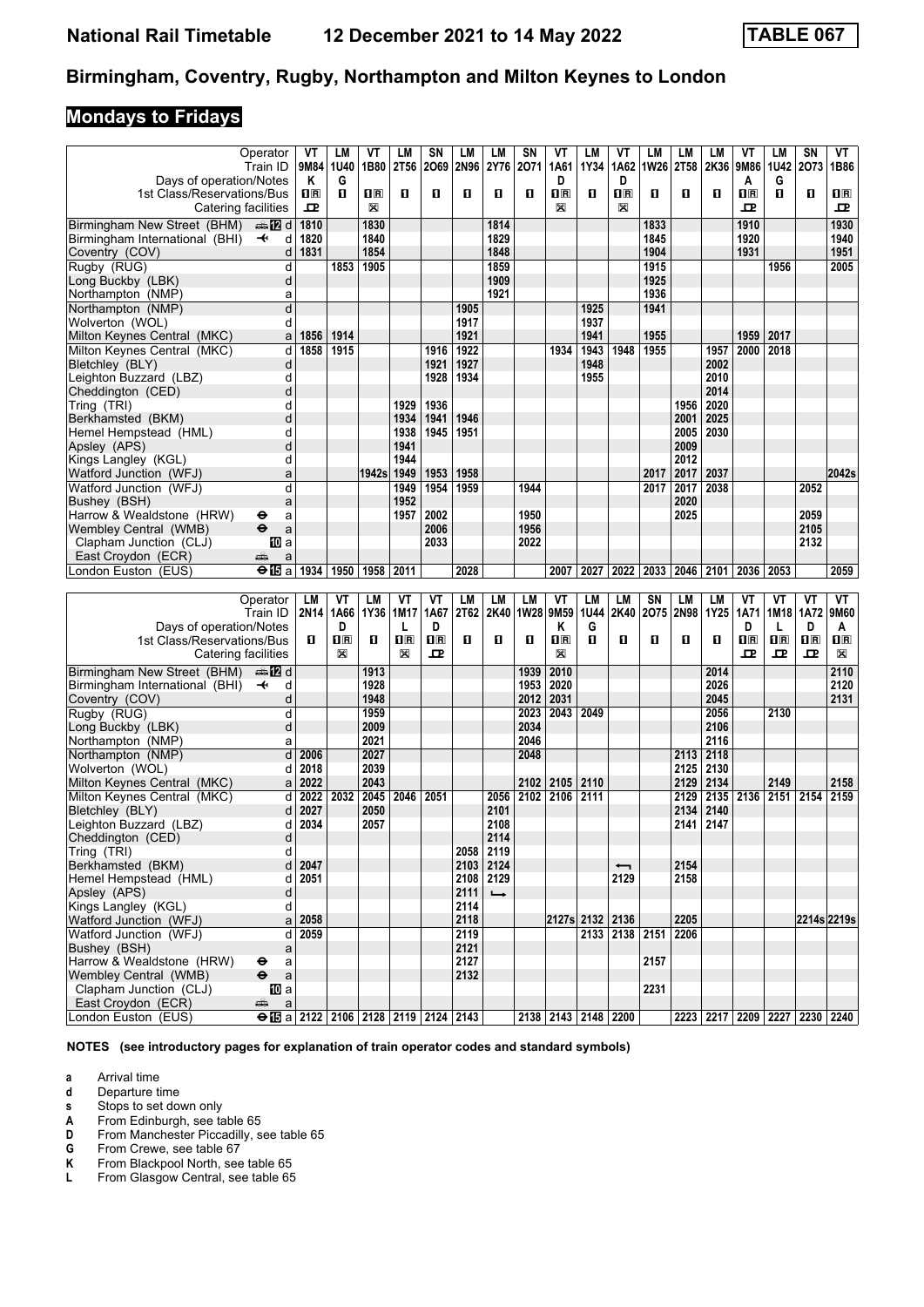# National Rail Timetable 12 December 2021 to 14 May 2022 TABLE 067

## Birmingham, Coventry, Rugby, Northampton and Milton Keynes to London

### Mondays to Fridays

| Operator | | VT | LM | VT | LM | SN | LM | LM | SN | VT | LM | VT | LM | LM | LM | VT | LM | SN | VT |
|---|---|---|---|---|---|---|---|---|---|---|---|---|---|---|---|---|---|---|---|
| Train ID | | 9M84 | 1U40 | 1B80 | 2T56 | 2O69 | 2N96 | 2Y76 | 2O71 | 1A61 | 1Y34 | 1A62 | 1W26 | 2T58 | 2K36 | 9M86 | 1U42 | 2O73 | 1B86 |
| Days of operation/Notes | | K | G | | | | | | | D | | D | | | | A | G | | |
| 1st Class/Reservations/Bus | | 1R | 1 | 1R | 1 | 1 | 1 | 1 | 1 | 1R | 1 | 1R | 1 | 1 | 1 | 1R | 1 | 1 | 1R |
| Catering facilities | | | | | | | | | | | | | | | | | | | |
| Birmingham New Street (BHM) | d | 1810 | | 1830 | | | | 1814 | | | | | 1833 | | | 1910 | | | 1930 |
| Birmingham International (BHI) | d | 1820 | | 1840 | | | | 1829 | | | | | 1845 | | | 1920 | | | 1940 |
| Coventry (COV) | d | 1831 | | 1854 | | | | 1848 | | | | | 1904 | | | 1931 | | | 1951 |
| Rugby (RUG) | d | | 1853 | 1905 | | | | 1859 | | | | | 1915 | | | | 1956 | | 2005 |
| Long Buckby (LBK) | d | | | | | | | 1909 | | | | | 1925 | | | | | | |
| Northampton (NMP) | a | | | | | | | 1921 | | | | | 1936 | | | | | | |
| Northampton (NMP) | d | | | | | | 1905 | | | | 1925 | | 1941 | | | | | | |
| Wolverton (WOL) | d | | | | | | 1917 | | | | 1937 | | | | | | | | |
| Milton Keynes Central (MKC) | a | 1856 | 1914 | | | | 1921 | | | | 1941 | | 1955 | | | 1959 | 2017 | | |
| Milton Keynes Central (MKC) | d | 1858 | 1915 | | | 1916 | 1922 | | | 1934 | 1943 | 1948 | 1955 | | 1957 | 2000 | 2018 | | |
| Bletchley (BLY) | d | | | | | 1921 | 1927 | | | | 1948 | | | | 2002 | | | | |
| Leighton Buzzard (LBZ) | d | | | | | 1928 | 1934 | | | | 1955 | | | | 2010 | | | | |
| Cheddington (CED) | d | | | | | | | | | | | | | | 2014 | | | | |
| Tring (TRI) | d | | | | 1929 | 1936 | | | | | | | | 1956 | 2020 | | | | |
| Berkhamsted (BKM) | d | | | | 1934 | 1941 | 1946 | | | | | | | 2001 | 2025 | | | | |
| Hemel Hempstead (HML) | d | | | | 1938 | 1945 | 1951 | | | | | | | 2005 | 2030 | | | | |
| Apsley (APS) | d | | | | 1941 | | | | | | | | | 2009 | | | | | |
| Kings Langley (KGL) | d | | | | 1944 | | | | | | | | | 2012 | | | | | |
| Watford Junction (WFJ) | a | | | 1942s | 1949 | 1953 | 1958 | | | | | | 2017 | 2017 | 2037 | | | | 2042s |
| Watford Junction (WFJ) | d | | | | 1949 | 1954 | 1959 | | 1944 | | | | 2017 | 2017 | 2038 | | | 2052 | |
| Bushey (BSH) | a | | | | 1952 | | | | | | | | | 2020 | | | | | |
| Harrow & Wealdstone (HRW) | a | | | | 1957 | 2002 | | | 1950 | | | | | 2025 | | | | 2059 | |
| Wembley Central (WMB) | a | | | | | 2006 | | | 1956 | | | | | | | | | 2105 | |
| Clapham Junction (CLJ) | a | | | | | 2033 | | | 2022 | | | | | | | | | 2132 | |
| East Croydon (ECR) | a | | | | | | | | | | | | | | | | | | |
| London Euston (EUS) | a | 1934 | 1950 | 1958 | 2011 | | 2028 | | | 2007 | 2027 | 2022 | 2033 | 2046 | 2101 | 2036 | 2053 | | 2059 |

| Operator | | LM | VT | LM | VT | VT | LM | LM | LM | VT | LM | LM | SN | LM | LM | VT | VT | VT | VT |
|---|---|---|---|---|---|---|---|---|---|---|---|---|---|---|---|---|---|---|---|
| Train ID | | 2N14 | 1A66 | 1Y36 | 1M17 | 1A67 | 2T62 | 2K40 | 1W28 | 9M59 | 1U44 | 2K40 | 2O75 | 2N98 | 1Y25 | 1A71 | 1M18 | 1A72 | 9M60 |
| Days of operation/Notes | | | D | | L | D | | | | K | G | | | | | D | L | D | A |
| 1st Class/Reservations/Bus | | 1 | 1R | 1 | 1R | 1R | 1 | 1 | 1 | 1R | 1 | 1 | 1 | 1 | 1 | 1R | 1R | 1R | 1R |
| Catering facilities | | | | | | | | | | | | | | | | | | | |
| Birmingham New Street (BHM) | d | | | 1913 | | | | | 1939 | 2010 | | | | | 2014 | | | | 2110 |
| Birmingham International (BHI) | d | | | 1928 | | | | | 1953 | 2020 | | | | | 2026 | | | | 2120 |
| Coventry (COV) | d | | | 1948 | | | | | 2012 | 2031 | | | | | 2045 | | | | 2131 |
| Rugby (RUG) | d | | | 1959 | | | | | 2023 | 2043 | 2049 | | | | 2056 | | 2130 | | |
| Long Buckby (LBK) | d | | | 2009 | | | | | 2034 | | | | | | 2106 | | | | |
| Northampton (NMP) | a | | | 2021 | | | | | 2046 | | | | | | 2116 | | | | |
| Northampton (NMP) | d | 2006 | | 2027 | | | | | 2048 | | | | | 2113 | 2118 | | | | |
| Wolverton (WOL) | d | 2018 | | 2039 | | | | | | | | | | 2125 | 2130 | | | | |
| Milton Keynes Central (MKC) | a | 2022 | | 2043 | | | | | 2102 | 2105 | 2110 | | | 2129 | 2134 | | 2149 | | 2158 |
| Milton Keynes Central (MKC) | d | 2022 | 2032 | 2045 | 2046 | 2051 | | 2056 | 2102 | 2106 | 2111 | | | 2129 | 2135 | 2136 | 2151 | 2154 | 2159 |
| Bletchley (BLY) | d | 2027 | | 2050 | | | | 2101 | | | | | | 2134 | 2140 | | | | |
| Leighton Buzzard (LBZ) | d | 2034 | | 2057 | | | | 2108 | | | | | | 2141 | 2147 | | | | |
| Cheddington (CED) | d | | | | | | | 2114 | | | | | | | | | | | |
| Tring (TRI) | d | | | | | | 2058 | 2119 | | | | | | | | | | | |
| Berkhamsted (BKM) | d | 2047 | | | | | 2103 | 2124 | | | | ← | | 2154 | | | | | |
| Hemel Hempstead (HML) | d | 2051 | | | | | 2108 | 2129 | | | | 2129 | | 2158 | | | | | |
| Apsley (APS) | d | | | | | | 2111 | → | | | | | | | | | | | |
| Kings Langley (KGL) | d | | | | | | 2114 | | | | | | | | | | | | |
| Watford Junction (WFJ) | a | 2058 | | | | | 2118 | | | 2127s | 2132 | 2136 | | 2205 | | | | 2214s | 2219s |
| Watford Junction (WFJ) | d | 2059 | | | | | 2119 | | | | 2133 | 2138 | 2151 | 2206 | | | | | |
| Bushey (BSH) | a | | | | | | 2121 | | | | | | | | | | | | |
| Harrow & Wealdstone (HRW) | a | | | | | | 2127 | | | | | | 2157 | | | | | | |
| Wembley Central (WMB) | a | | | | | | 2132 | | | | | | | | | | | | |
| Clapham Junction (CLJ) | a | | | | | | | | | | | | 2231 | | | | | | |
| East Croydon (ECR) | a | | | | | | | | | | | | | | | | | | |
| London Euston (EUS) | a | 2122 | 2106 | 2128 | 2119 | 2124 | 2143 | | 2138 | 2143 | 2148 | 2200 | | 2223 | 2217 | 2209 | 2227 | 2230 | 2240 |

**NOTES (see introductory pages for explanation of train operator codes and standard symbols)**

- **a** Arrival time
- **d** Departure time
- **s** Stops to set down only
- **A** From Edinburgh, see table 65
- **D** From Manchester Piccadilly, see table 65
- **G** From Crewe, see table 67
- **K** From Blackpool North, see table 65
- **L** From Glasgow Central, see table 65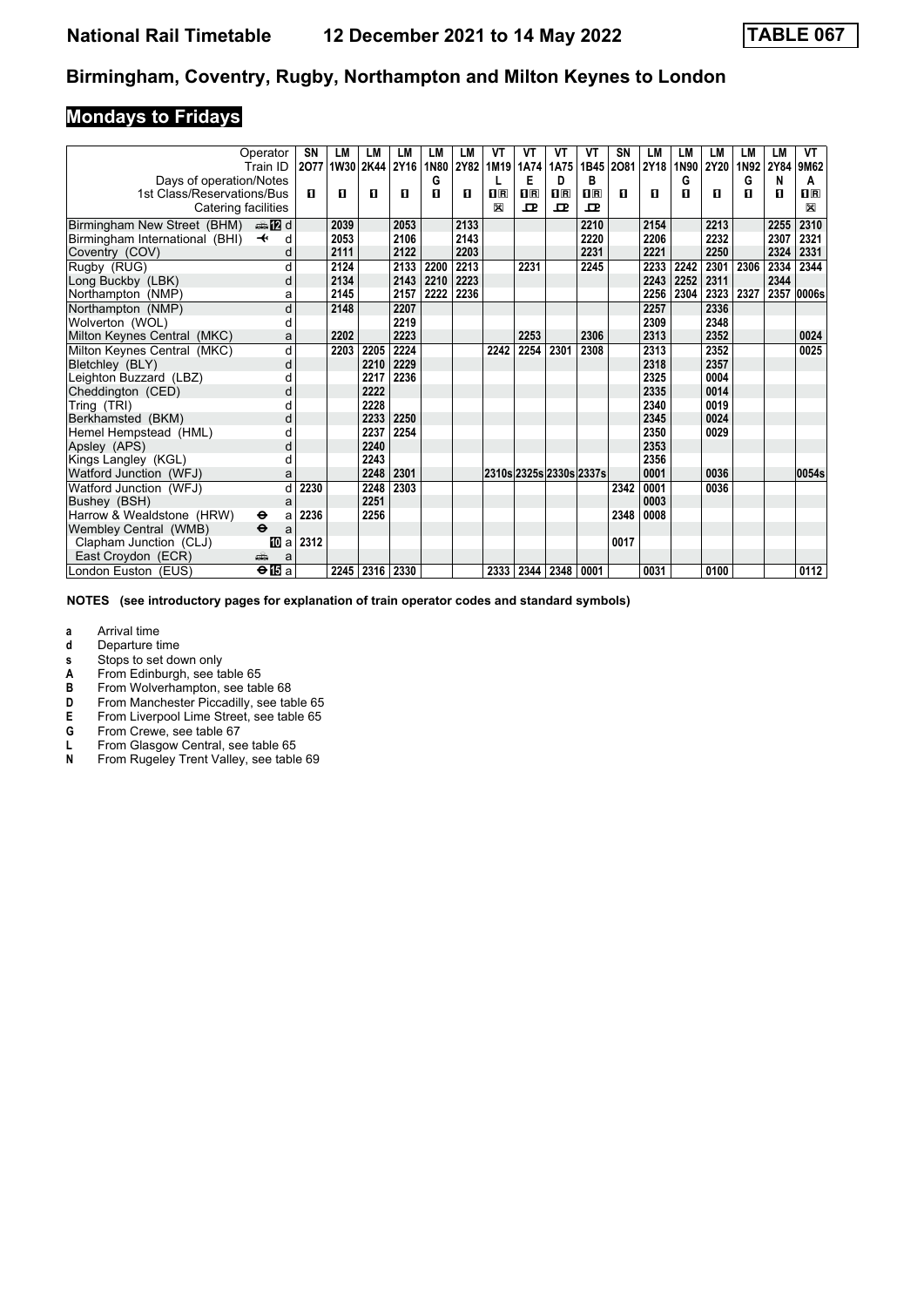# Birmingham, Coventry, Rugby, Northampton and Milton Keynes to London

## Mondays to Fridays

| Operator | | SN | LM | LM | LM | LM | LM | VT | VT | VT | VT | SN | LM | LM | LM | LM | LM | VT |
|---|---|---|---|---|---|---|---|---|---|---|---|---|---|---|---|---|---|---|
| Train ID | | 2O77 | 1W30 | 2K44 | 2Y16 | 1N80 | 2Y82 | 1M19 | 1A74 | 1A75 | 1B45 | 2O81 | 2Y18 | 1N90 | 2Y20 | 1N92 | 2Y84 | 9M62 |
| Days of operation/Notes | | | | | | G | | L | E | D | B | | | G | | G | N | A |
| 1st Class/Reservations/Bus | | 1 | 1 | 1 | 1 | 1 | 1 | 1R | 1R | 1R | 1R | 1 | 1 | 1 | 1 | 1 | 1 | 1R |
| Catering facilities | | | | | | | | ⊠ | ☕ | ☕ | ☕ | | | | | | | ⊠ |
| Birmingham New Street (BHM) | 12 d | | 2039 | | 2053 | | 2133 | | | | 2210 | | 2154 | | 2213 | | 2255 | 2310 |
| Birmingham International (BHI) | ✈ d | | 2053 | | 2106 | | 2143 | | | | 2220 | | 2206 | | 2232 | | 2307 | 2321 |
| Coventry (COV) | d | | 2111 | | 2122 | | 2203 | | | | 2231 | | 2221 | | 2250 | | 2324 | 2331 |
| Rugby (RUG) | d | | 2124 | | 2133 | 2200 | 2213 | | 2231 | | 2245 | | 2233 | 2242 | 2301 | 2306 | 2334 | 2344 |
| Long Buckby (LBK) | d | | 2134 | | 2143 | 2210 | 2223 | | | | | | 2243 | 2252 | 2311 | | 2344 | |
| Northampton (NMP) | a | | 2145 | | 2157 | 2222 | 2236 | | | | | | 2256 | 2304 | 2323 | 2327 | 2357 | 0006s |
| Northampton (NMP) | d | | 2148 | | 2207 | | | | | | | | 2257 | | 2336 | | | |
| Wolverton (WOL) | d | | | | 2219 | | | | | | | | 2309 | | 2348 | | | |
| Milton Keynes Central (MKC) | a | | 2202 | | 2223 | | | | 2253 | | 2306 | | 2313 | | 2352 | | | 0024 |
| Milton Keynes Central (MKC) | d | | 2203 | 2205 | 2224 | | | 2242 | 2254 | 2301 | 2308 | | 2313 | | 2352 | | | 0025 |
| Bletchley (BLY) | d | | | 2210 | 2229 | | | | | | | | 2318 | | 2357 | | | |
| Leighton Buzzard (LBZ) | d | | | 2217 | 2236 | | | | | | | | 2325 | | 0004 | | | |
| Cheddington (CED) | d | | | 2222 | | | | | | | | | 2335 | | 0014 | | | |
| Tring (TRI) | d | | | 2228 | | | | | | | | | 2340 | | 0019 | | | |
| Berkhamsted (BKM) | d | | | 2233 | 2250 | | | | | | | | 2345 | | 0024 | | | |
| Hemel Hempstead (HML) | d | | | 2237 | 2254 | | | | | | | | 2350 | | 0029 | | | |
| Apsley (APS) | d | | | 2240 | | | | | | | | | 2353 | | | | | |
| Kings Langley (KGL) | d | | | 2243 | | | | | | | | | 2356 | | | | | |
| Watford Junction (WFJ) | a | | | 2248 | 2301 | | | 2310s | 2325s | 2330s | 2337s | | 0001 | | 0036 | | | 0054s |
| Watford Junction (WFJ) | d | 2230 | | 2248 | 2303 | | | | | | | 2342 | 0001 | | 0036 | | | |
| Bushey (BSH) | a | | | 2251 | | | | | | | | | 0003 | | | | | |
| Harrow & Wealdstone (HRW) | ⊖ a | 2236 | | 2256 | | | | | | | | 2348 | 0008 | | | | | |
| Wembley Central (WMB) | ⊖ a | | | | | | | | | | | | | | | | | |
| Clapham Junction (CLJ) | 10 a | 2312 | | | | | | | | | | 0017 | | | | | | |
| East Croydon (ECR) | 🚌 a | | | | | | | | | | | | | | | | | |
| London Euston (EUS) | ⊖15 a | | 2245 | 2316 | 2330 | | | 2333 | 2344 | 2348 | 0001 | | 0031 | | 0100 | | | 0112 |

**NOTES (see introductory pages for explanation of train operator codes and standard symbols)**

- **a** Arrival time
- **d** Departure time
- **s** Stops to set down only
- **A** From Edinburgh, see table 65
- **B** From Wolverhampton, see table 68
- **D** From Manchester Piccadilly, see table 65
- **E** From Liverpool Lime Street, see table 65
- **G** From Crewe, see table 67
- **L** From Glasgow Central, see table 65
- **N** From Rugeley Trent Valley, see table 69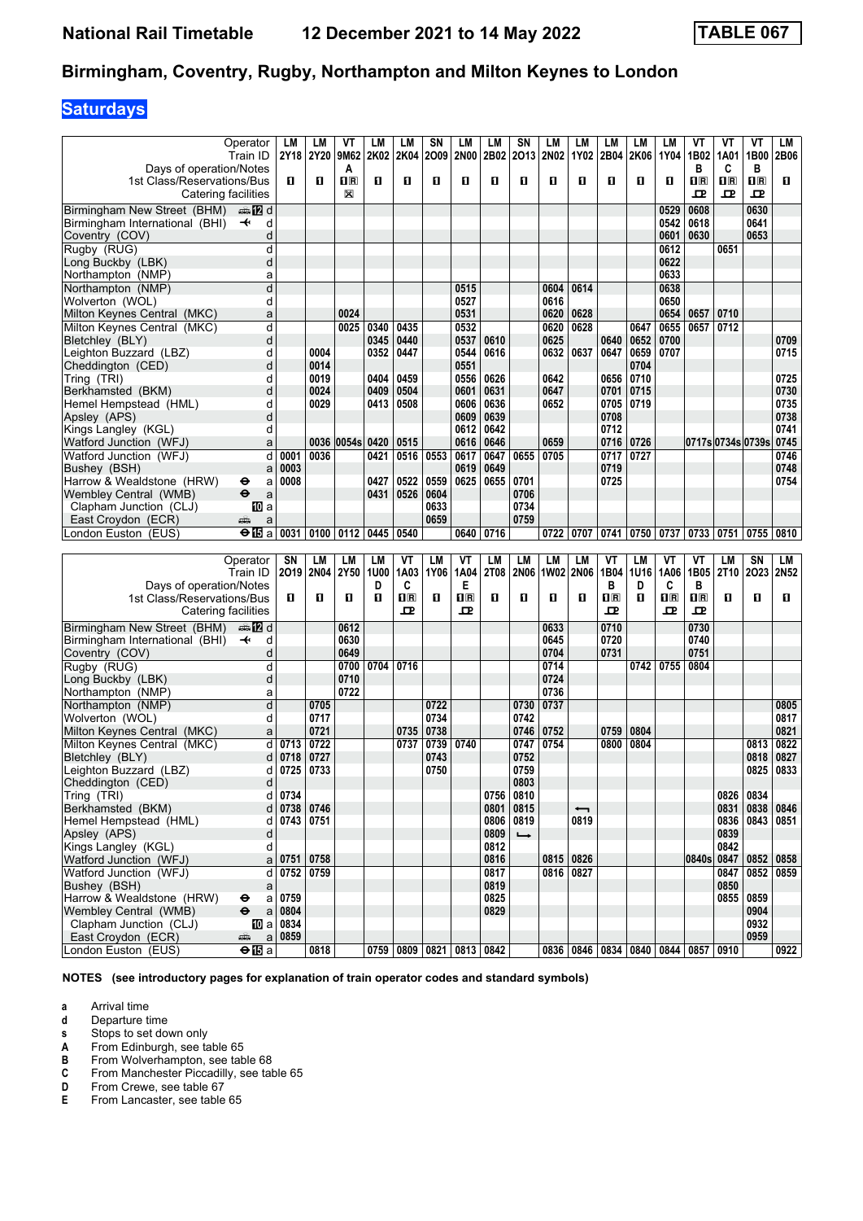# National Rail Timetable 12 December 2021 to 14 May 2022 — TABLE 067

## Birmingham, Coventry, Rugby, Northampton and Milton Keynes to London

### Saturdays

| Operator | | LM | LM | VT | LM | LM | SN | LM | LM | SN | LM | LM | LM | LM | LM | VT | VT | VT | LM |
|---|---|---|---|---|---|---|---|---|---|---|---|---|---|---|---|---|---|---|---|
| Train ID | | 2Y18 | 2Y20 | 9M62 | 2K02 | 2K04 | 2O09 | 2N00 | 2B02 | 2O13 | 2N02 | 1Y02 | 2B04 | 2K06 | 1Y04 | 1B02 | 1A01 | 1B00 | 2B06 |
| Days of operation/Notes | | | | A | | | | | | | | | | | | B | C | B | |
| 1st Class/Reservations/Bus | | 1 | 1 | 1R | 1 | 1 | 1 | 1 | 1 | 1 | 1 | 1 | 1 | 1 | 1 | 1R | 1R | 1R | 1 |
| Catering facilities | | | | ⊠ | | | | | | | | | | | | ꟾ | ꟾ | ꟾ | |
| Birmingham New Street (BHM) | d | | | | | | | | | | | | | | 0529 | 0608 | | 0630 | |
| Birmingham International (BHI) | d | | | | | | | | | | | | | | 0542 | 0618 | | 0641 | |
| Coventry (COV) | d | | | | | | | | | | | | | | 0601 | 0630 | | 0653 | |
| Rugby (RUG) | d | | | | | | | | | | | | | | 0612 | | 0651 | | |
| Long Buckby (LBK) | d | | | | | | | | | | | | | | 0622 | | | | |
| Northampton (NMP) | a | | | | | | | | | | | | | | 0633 | | | | |
| Northampton (NMP) | d | | | | | | | 0515 | | | 0604 | 0614 | | | 0638 | | | | |
| Wolverton (WOL) | d | | | | | | | 0527 | | | 0616 | | | | 0650 | | | | |
| Milton Keynes Central (MKC) | a | | | 0024 | | | | 0531 | | | 0620 | 0628 | | | 0654 | 0657 | 0710 | | |
| Milton Keynes Central (MKC) | d | | | 0025 | 0340 | 0435 | | 0532 | | | 0620 | 0628 | | 0647 | 0655 | 0657 | 0712 | | |
| Bletchley (BLY) | d | | | | 0345 | 0440 | | 0537 | 0610 | | 0625 | | 0640 | 0652 | 0700 | | | | 0709 |
| Leighton Buzzard (LBZ) | d | | 0004 | | 0352 | 0447 | | 0544 | 0616 | | 0632 | 0637 | 0647 | 0659 | 0707 | | | | 0715 |
| Cheddington (CED) | d | | 0014 | | | | | 0551 | | | | | | 0704 | | | | | |
| Tring (TRI) | d | | 0019 | | 0404 | 0459 | | 0556 | 0626 | | 0642 | | 0656 | 0710 | | | | | 0725 |
| Berkhamsted (BKM) | d | | 0024 | | 0409 | 0504 | | 0601 | 0631 | | 0647 | | 0701 | 0715 | | | | | 0730 |
| Hemel Hempstead (HML) | d | | 0029 | | 0413 | 0508 | | 0606 | 0636 | | 0652 | | 0705 | 0719 | | | | | 0735 |
| Apsley (APS) | d | | | | | | | 0609 | 0639 | | | | 0708 | | | | | | 0738 |
| Kings Langley (KGL) | d | | | | | | | 0612 | 0642 | | | | 0712 | | | | | | 0741 |
| Watford Junction (WFJ) | a | | 0036 | 0054s | 0420 | 0515 | | 0616 | 0646 | | 0659 | | 0716 | 0726 | | 0717s | 0734s | 0739s | 0745 |
| Watford Junction (WFJ) | d | 0001 | 0036 | | 0421 | 0516 | 0553 | 0617 | 0647 | 0655 | 0705 | | 0717 | 0727 | | | | | 0746 |
| Bushey (BSH) | a | 0003 | | | | | | 0619 | 0649 | | | | 0719 | | | | | | 0748 |
| Harrow & Wealdstone (HRW) ⊖ | a | 0008 | | | 0427 | 0522 | 0559 | 0625 | 0655 | 0701 | | | 0725 | | | | | | 0754 |
| Wembley Central (WMB) ⊖ | a | | | | 0431 | 0526 | 0604 | | | 0706 | | | | | | | | | |
| Clapham Junction (CLJ) | a | | | | | | 0633 | | | 0734 | | | | | | | | | |
| East Croydon (ECR) | a | | | | | | 0659 | | | 0759 | | | | | | | | | |
| London Euston (EUS) ⊖ | a | 0031 | 0100 | 0112 | 0445 | 0540 | | 0640 | 0716 | | 0722 | 0707 | 0741 | 0750 | 0737 | 0733 | 0751 | 0755 | 0810 |

| Operator | | SN | LM | LM | LM | VT | LM | VT | LM | LM | LM | LM | VT | LM | VT | VT | LM | SN | LM |
|---|---|---|---|---|---|---|---|---|---|---|---|---|---|---|---|---|---|---|---|
| Train ID | | 2O19 | 2N04 | 2Y50 | 1U00 | 1A03 | 1Y06 | 1A04 | 2T08 | 2N06 | 1W02 | 2N06 | 1B04 | 1U16 | 1A06 | 1B05 | 2T10 | 2O23 | 2N52 |
| Days of operation/Notes | | | | | D | C | | E | | | | | B | D | C | B | | | |
| 1st Class/Reservations/Bus | | 1 | 1 | 1 | 1 | 1R | 1 | 1R | 1 | 1 | 1 | 1 | 1R | 1 | 1R | 1R | 1 | 1 | 1 |
| Catering facilities | | | | | | ꟾ | | ꟾ | | | | | ꟾ | | ꟾ | ꟾ | | | |
| Birmingham New Street (BHM) | d | | | 0612 | | | | | | | 0633 | | 0710 | | | 0730 | | | |
| Birmingham International (BHI) | d | | | 0630 | | | | | | | 0645 | | 0720 | | | 0740 | | | |
| Coventry (COV) | d | | | 0649 | | | | | | | 0704 | | 0731 | | | 0751 | | | |
| Rugby (RUG) | d | | | 0700 | 0704 | 0716 | | | | | 0714 | | | 0742 | 0755 | 0804 | | | |
| Long Buckby (LBK) | d | | | 0710 | | | | | | | 0724 | | | | | | | | |
| Northampton (NMP) | a | | | 0722 | | | | | | | 0736 | | | | | | | | |
| Northampton (NMP) | d | | 0705 | | | | 0722 | | | 0730 | 0737 | | | | | | | | 0805 |
| Wolverton (WOL) | d | | 0717 | | | | 0734 | | | 0742 | | | | | | | | | 0817 |
| Milton Keynes Central (MKC) | a | | 0721 | | | 0735 | 0738 | | | 0746 | 0752 | | 0759 | 0804 | | | | | 0821 |
| Milton Keynes Central (MKC) | d | 0713 | 0722 | | | 0737 | 0739 | 0740 | | 0747 | 0754 | | 0800 | 0804 | | | | 0813 | 0822 |
| Bletchley (BLY) | d | 0718 | 0727 | | | | 0743 | | | 0752 | | | | | | | | 0818 | 0827 |
| Leighton Buzzard (LBZ) | d | 0725 | 0733 | | | | 0750 | | | 0759 | | | | | | | | 0825 | 0833 |
| Cheddington (CED) | d | | | | | | | | | 0803 | | | | | | | | | |
| Tring (TRI) | d | 0734 | | | | | | | 0756 | 0810 | | | | | | | 0826 | 0834 | |
| Berkhamsted (BKM) | d | 0738 | 0746 | | | | | | 0801 | 0815 | | ← | | | | | 0831 | 0838 | 0846 |
| Hemel Hempstead (HML) | d | 0743 | 0751 | | | | | | 0806 | 0819 | | 0819 | | | | | 0836 | 0843 | 0851 |
| Apsley (APS) | d | | | | | | | | 0809 | ↳ | | | | | | | 0839 | | |
| Kings Langley (KGL) | d | | | | | | | | 0812 | | | | | | | | 0842 | | |
| Watford Junction (WFJ) | a | 0751 | 0758 | | | | | | 0816 | | 0815 | 0826 | | | | 0840s | 0847 | 0852 | 0858 |
| Watford Junction (WFJ) | d | 0752 | 0759 | | | | | | 0817 | | 0816 | 0827 | | | | | 0847 | 0852 | 0859 |
| Bushey (BSH) | a | | | | | | | | 0819 | | | | | | | | 0850 | | |
| Harrow & Wealdstone (HRW) ⊖ | a | 0759 | | | | | | | 0825 | | | | | | | | 0855 | 0859 | |
| Wembley Central (WMB) ⊖ | a | 0804 | | | | | | | 0829 | | | | | | | | | 0904 | |
| Clapham Junction (CLJ) | a | 0834 | | | | | | | | | | | | | | | | 0932 | |
| East Croydon (ECR) | a | 0859 | | | | | | | | | | | | | | | | 0959 | |
| London Euston (EUS) ⊖ | a | | 0818 | | 0759 | 0809 | 0821 | 0813 | 0842 | | 0836 | 0846 | 0834 | 0840 | 0844 | 0857 | 0910 | | 0922 |

**NOTES (see introductory pages for explanation of train operator codes and standard symbols)**

- **a** Arrival time
- **d** Departure time
- **s** Stops to set down only
- **A** From Edinburgh, see table 65
- **B** From Wolverhampton, see table 68
- **C** From Manchester Piccadilly, see table 65
- **D** From Crewe, see table 67
- **E** From Lancaster, see table 65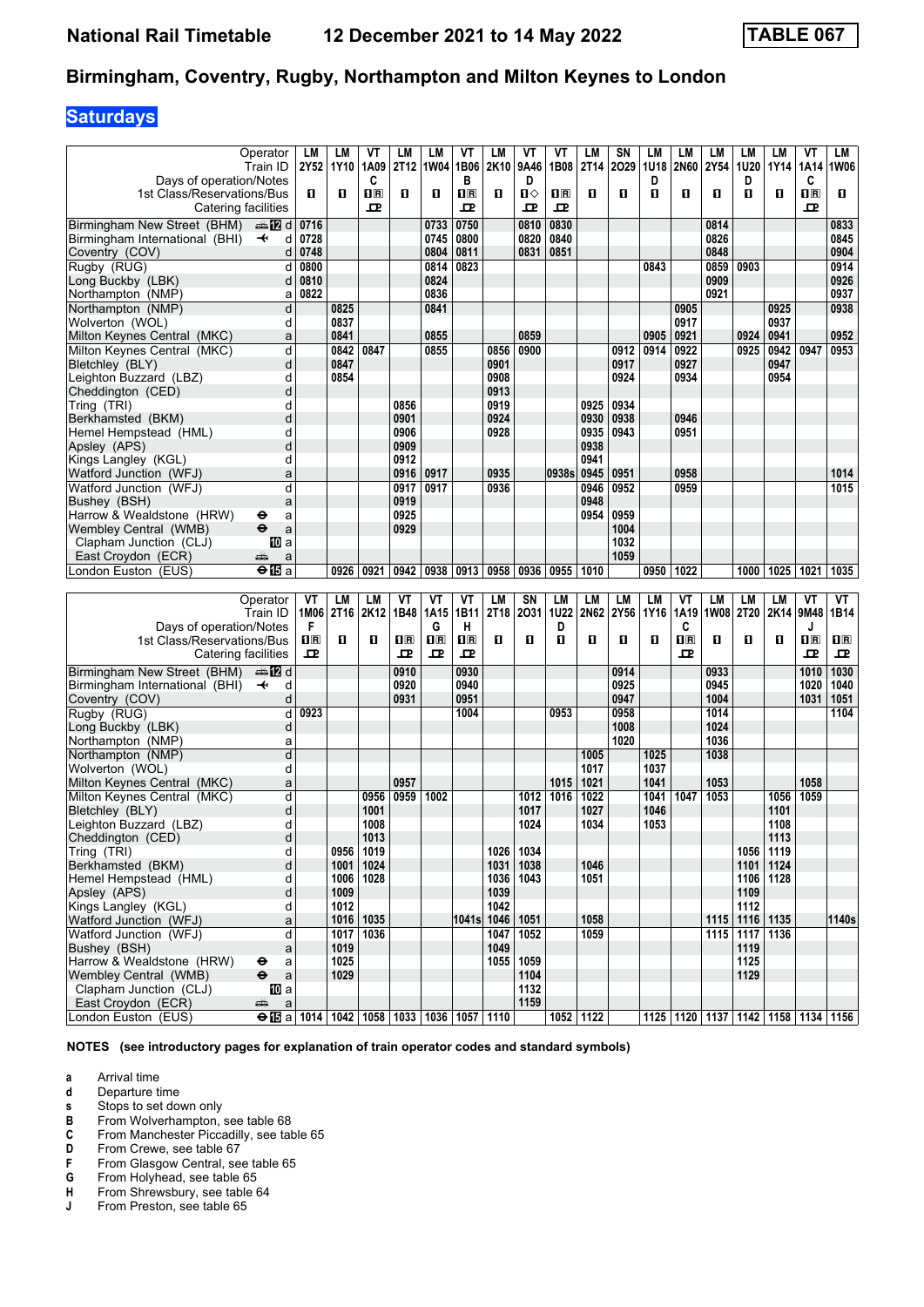# National Rail Timetable 12 December 2021 to 14 May 2022 TABLE 067

## Birmingham, Coventry, Rugby, Northampton and Milton Keynes to London

### Saturdays

| Operator | LM | LM | VT | LM | LM | VT | LM | VT | VT | LM | SN | LM | LM | LM | LM | LM | VT | LM |
|---|---|---|---|---|---|---|---|---|---|---|---|---|---|---|---|---|---|---|
| Train ID | 2Y52 | 1Y10 | 1A09 | 2T12 | 1W04 | 1B06 | 2K10 | 9A46 | 1B08 | 2T14 | 2O29 | 1U18 | 2N60 | 2Y54 | 1U20 | 1Y14 | 1A14 | 1W06 |
| Days of operation/Notes | | | C | | | B | | D | | | | D | | | D | | C | |
| 1st Class/Reservations/Bus | 1 | 1 | 1R | 1 | 1 | 1R | 1 | 1◇ | 1R | 1 | 1 | 1 | 1 | 1 | 1 | 1 | 1R | 1 |
| Catering facilities | | | CP | | | CP | | CP | CP | | | | | | | | CP | |
| Birmingham New Street (BHM) d | 0716 | | | | 0733 | 0750 | | 0810 | 0830 | | | | | 0814 | | | | 0833 |
| Birmingham International (BHI) d | 0728 | | | | 0745 | 0800 | | 0820 | 0840 | | | | | 0826 | | | | 0845 |
| Coventry (COV) d | 0748 | | | | 0804 | 0811 | | 0831 | 0851 | | | | | 0848 | | | | 0904 |
| Rugby (RUG) d | 0800 | | | | 0814 | 0823 | | | | | | 0843 | | 0859 | 0903 | | | 0914 |
| Long Buckby (LBK) d | 0810 | | | | 0824 | | | | | | | | | 0909 | | | | 0926 |
| Northampton (NMP) a | 0822 | | | | 0836 | | | | | | | | | 0921 | | | | 0937 |
| Northampton (NMP) d | | 0825 | | | 0841 | | | | | | | | 0905 | | | 0925 | | 0938 |
| Wolverton (WOL) d | | 0837 | | | | | | | | | | | 0917 | | | 0937 | | |
| Milton Keynes Central (MKC) a | | 0841 | | | 0855 | | | 0859 | | | | 0905 | 0921 | | 0924 | 0941 | | 0952 |
| Milton Keynes Central (MKC) d | | 0842 | 0847 | | 0855 | | 0856 | 0900 | | | 0912 | 0914 | 0922 | | 0925 | 0942 | 0947 | 0953 |
| Bletchley (BLY) d | | 0847 | | | | | 0901 | | | | 0917 | | 0927 | | | 0947 | | |
| Leighton Buzzard (LBZ) d | | 0854 | | | | | 0908 | | | | 0924 | | 0934 | | | 0954 | | |
| Cheddington (CED) d | | | | | | | 0913 | | | | | | | | | | | |
| Tring (TRI) d | | | | 0856 | | | 0919 | | | 0925 | 0934 | | | | | | | |
| Berkhamsted (BKM) d | | | | 0901 | | | 0924 | | | 0930 | 0938 | | 0946 | | | | | |
| Hemel Hempstead (HML) d | | | | 0906 | | | 0928 | | | 0935 | 0943 | | 0951 | | | | | |
| Apsley (APS) d | | | | 0909 | | | | | | 0938 | | | | | | | | |
| Kings Langley (KGL) d | | | | 0912 | | | | | | 0941 | | | | | | | | |
| Watford Junction (WFJ) a | | | | 0916 | 0917 | | 0935 | | 0938s | 0945 | 0951 | | 0958 | | | | | 1014 |
| Watford Junction (WFJ) d | | | | 0917 | 0917 | | 0936 | | | 0946 | 0952 | | 0959 | | | | | 1015 |
| Bushey (BSH) a | | | | 0919 | | | | | | 0948 | | | | | | | | |
| Harrow & Wealdstone (HRW) a | | | | 0925 | | | | | | 0954 | 0959 | | | | | | | |
| Wembley Central (WMB) a | | | | 0929 | | | | | | | 1004 | | | | | | | |
| Clapham Junction (CLJ) a | | | | | | | | | | | 1032 | | | | | | | |
| East Croydon (ECR) a | | | | | | | | | | | 1059 | | | | | | | |
| London Euston (EUS) a | | 0926 | 0921 | 0942 | 0938 | 0913 | 0958 | 0936 | 0955 | 1010 | | 0950 | 1022 | | 1000 | 1025 | 1021 | 1035 |

| Operator | VT | LM | LM | VT | VT | VT | LM | SN | LM | LM | LM | LM | VT | LM | LM | LM | VT | VT |
|---|---|---|---|---|---|---|---|---|---|---|---|---|---|---|---|---|---|---|
| Train ID | 1M06 | 2T16 | 2K12 | 1B48 | 1A15 | 1B11 | 2T18 | 2O31 | 1U22 | 2N62 | 2Y56 | 1Y16 | 1A19 | 1W08 | 2T20 | 2K14 | 9M48 | 1B14 |
| Days of operation/Notes | F | | | | G | H | | | D | | | | C | | | | J | |
| 1st Class/Reservations/Bus | 1R | 1 | 1 | 1R | 1R | 1R | 1 | 1 | 1 | 1 | 1 | 1 | 1R | 1 | 1 | 1 | 1R | 1R |
| Catering facilities | CP | | | CP | CP | CP | | | | | | | CP | | | | CP | CP |
| Birmingham New Street (BHM) d | | | | 0910 | | 0930 | | | | | 0914 | | | 0933 | | | 1010 | 1030 |
| Birmingham International (BHI) d | | | | 0920 | | 0940 | | | | | 0925 | | | 0945 | | | 1020 | 1040 |
| Coventry (COV) d | | | | 0931 | | 0951 | | | | | 0947 | | | 1004 | | | 1031 | 1051 |
| Rugby (RUG) d | 0923 | | | | | 1004 | | | 0953 | | 0958 | | | 1014 | | | | 1104 |
| Long Buckby (LBK) d | | | | | | | | | | | 1008 | | | 1024 | | | | |
| Northampton (NMP) a | | | | | | | | | | | 1020 | | | 1036 | | | | |
| Northampton (NMP) d | | | | | | | | | | 1005 | | 1025 | | 1038 | | | | |
| Wolverton (WOL) d | | | | | | | | | | 1017 | | 1037 | | | | | | |
| Milton Keynes Central (MKC) a | | | | 0957 | | | | | 1015 | 1021 | | 1041 | | 1053 | | | 1058 | |
| Milton Keynes Central (MKC) d | | | 0956 | 0959 | 1002 | | | 1012 | 1016 | 1022 | | 1041 | 1047 | 1053 | | 1056 | 1059 | |
| Bletchley (BLY) d | | | 1001 | | | | | 1017 | | 1027 | | 1046 | | | | 1101 | | |
| Leighton Buzzard (LBZ) d | | | 1008 | | | | | 1024 | | 1034 | | 1053 | | | | 1108 | | |
| Cheddington (CED) d | | | 1013 | | | | | | | | | | | | | 1113 | | |
| Tring (TRI) d | | 0956 | 1019 | | | | 1026 | 1034 | | | | | | | 1056 | 1119 | | |
| Berkhamsted (BKM) d | | 1001 | 1024 | | | | 1031 | 1038 | | 1046 | | | | | 1101 | 1124 | | |
| Hemel Hempstead (HML) d | | 1006 | 1028 | | | | 1036 | 1043 | | 1051 | | | | | 1106 | 1128 | | |
| Apsley (APS) d | | 1009 | | | | | 1039 | | | | | | | | 1109 | | | |
| Kings Langley (KGL) d | | 1012 | | | | | 1042 | | | | | | | | 1112 | | | |
| Watford Junction (WFJ) a | | 1016 | 1035 | | | 1041s | 1046 | 1051 | | 1058 | | | | 1115 | 1116 | 1135 | | 1140s |
| Watford Junction (WFJ) d | | 1017 | 1036 | | | | 1047 | 1052 | | 1059 | | | | 1115 | 1117 | 1136 | | |
| Bushey (BSH) a | | 1019 | | | | | 1049 | | | | | | | | 1119 | | | |
| Harrow & Wealdstone (HRW) a | | 1025 | | | | | 1055 | 1059 | | | | | | | 1125 | | | |
| Wembley Central (WMB) a | | 1029 | | | | | | 1104 | | | | | | | 1129 | | | |
| Clapham Junction (CLJ) a | | | | | | | | 1132 | | | | | | | | | | |
| East Croydon (ECR) a | | | | | | | | 1159 | | | | | | | | | | |
| London Euston (EUS) a | 1014 | 1042 | 1058 | 1033 | 1036 | 1057 | 1110 | | 1052 | 1122 | | 1125 | 1120 | 1137 | 1142 | 1158 | 1134 | 1156 |

**NOTES (see introductory pages for explanation of train operator codes and standard symbols)**

- **a** Arrival time
- **d** Departure time
- **s** Stops to set down only
- **B** From Wolverhampton, see table 68
- **C** From Manchester Piccadilly, see table 65
- **D** From Crewe, see table 67
- **F** From Glasgow Central, see table 65
- **G** From Holyhead, see table 65
- **H** From Shrewsbury, see table 64
- **J** From Preston, see table 65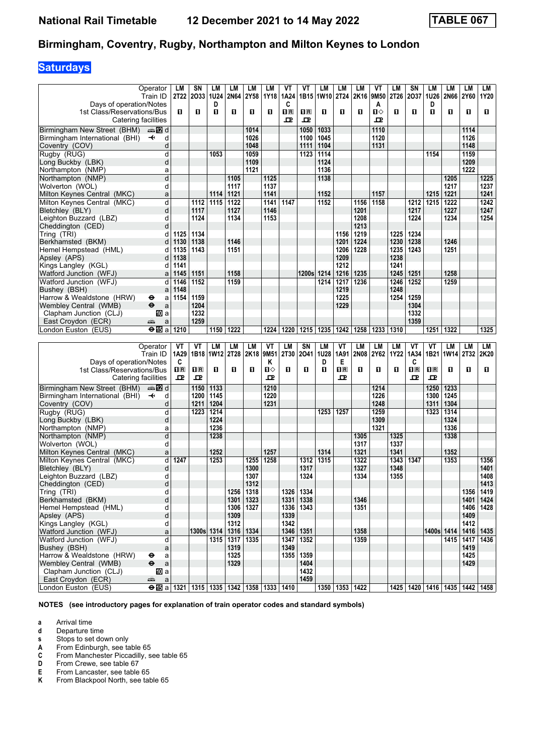# Birmingham, Coventry, Rugby, Northampton and Milton Keynes to London

**National Rail Timetable 12 December 2021 to 14 May 2022 — TABLE 067**

## Saturdays

| Operator | | LM | SN | LM | LM | LM | LM | VT | VT | LM | LM | LM | VT | LM | SN | LM | LM | LM | LM |
|---|---|---|---|---|---|---|---|---|---|---|---|---|---|---|---|---|---|---|---|
| Train ID | | 2T22 | 2O33 | 1U24 | 2N64 | 2Y58 | 1Y18 | 1A24 | 1B15 | 1W10 | 2T24 | 2K16 | 9M50 | 2T26 | 2O37 | 1U26 | 2N66 | 2Y60 | 1Y20 |
| Days of operation/Notes | | | | D | | | | C | | | | | A | | | D | | | |
| 1st Class/Reservations/Bus | | ■ | ■ | ■ | ■ | ■ | ■ | ■R | ■R | ■ | ■ | ■ | ■◇ | ■ | ■ | ■ | ■ | ■ | ■ |
| Catering facilities | | | | | | | | ⊠ | ⊠ | | | | ⊠ | | | | | | |
| Birmingham New Street (BHM) | d | | | | | 1014 | | | 1050 | 1033 | | | 1110 | | | | | 1114 | |
| Birmingham International (BHI) | d | | | | | 1026 | | | 1100 | 1045 | | | 1120 | | | | | 1126 | |
| Coventry (COV) | d | | | | | 1048 | | | 1111 | 1104 | | | 1131 | | | | | 1148 | |
| Rugby (RUG) | d | | | 1053 | | 1059 | | | 1123 | 1114 | | | | | | 1154 | | 1159 | |
| Long Buckby (LBK) | d | | | | | 1109 | | | | 1124 | | | | | | | | 1209 | |
| Northampton (NMP) | a | | | | | 1121 | | | | 1136 | | | | | | | | 1222 | |
| Northampton (NMP) | d | | | | 1105 | | 1125 | | | 1138 | | | | | | | 1205 | | 1225 |
| Wolverton (WOL) | d | | | | 1117 | | 1137 | | | | | | | | | | 1217 | | 1237 |
| Milton Keynes Central (MKC) | a | | | 1114 | 1121 | | 1141 | | | 1152 | | | 1157 | | | 1215 | 1221 | | 1241 |
| Milton Keynes Central (MKC) | d | | 1112 | 1115 | 1122 | | 1141 | 1147 | | 1152 | | 1156 | 1158 | | 1212 | 1215 | 1222 | | 1242 |
| Bletchley (BLY) | d | | 1117 | | 1127 | | 1146 | | | | | 1201 | | | 1217 | | 1227 | | 1247 |
| Leighton Buzzard (LBZ) | d | | 1124 | | 1134 | | 1153 | | | | | 1208 | | | 1224 | | 1234 | | 1254 |
| Cheddington (CED) | d | | | | | | | | | | | 1213 | | | | | | | |
| Tring (TRI) | d | 1125 | 1134 | | | | | | | | 1156 | 1219 | | 1225 | 1234 | | | | |
| Berkhamsted (BKM) | d | 1130 | 1138 | | 1146 | | | | | | 1201 | 1224 | | 1230 | 1238 | | 1246 | | |
| Hemel Hempstead (HML) | d | 1135 | 1143 | | 1151 | | | | | | 1206 | 1228 | | 1235 | 1243 | | 1251 | | |
| Apsley (APS) | d | 1138 | | | | | | | | | 1209 | | | 1238 | | | | | |
| Kings Langley (KGL) | d | 1141 | | | | | | | | | 1212 | | | 1241 | | | | | |
| Watford Junction (WFJ) | a | 1145 | 1151 | | 1158 | | | | 1200s | 1214 | 1216 | 1235 | | 1245 | 1251 | | 1258 | | |
| Watford Junction (WFJ) | d | 1146 | 1152 | | 1159 | | | | | 1214 | 1217 | 1236 | | 1246 | 1252 | | 1259 | | |
| Bushey (BSH) | a | 1148 | | | | | | | | | 1219 | | | 1248 | | | | | |
| Harrow & Wealdstone (HRW) | a | 1154 | 1159 | | | | | | | | 1225 | | | 1254 | 1259 | | | | |
| Wembley Central (WMB) | a | | 1204 | | | | | | | | 1229 | | | | 1304 | | | | |
| Clapham Junction (CLJ) | a | | 1232 | | | | | | | | | | | | 1332 | | | | |
| East Croydon (ECR) | a | | 1259 | | | | | | | | | | | | 1359 | | | | |
| London Euston (EUS) | a | 1210 | | 1150 | 1222 | | 1224 | 1220 | 1215 | 1235 | 1242 | 1258 | 1233 | 1310 | | 1251 | 1322 | | 1325 |

| Operator | | VT | VT | LM | LM | LM | VT | LM | SN | LM | VT | LM | LM | LM | VT | VT | LM | LM | LM |
|---|---|---|---|---|---|---|---|---|---|---|---|---|---|---|---|---|---|---|---|
| Train ID | | 1A29 | 1B18 | 1W12 | 2T28 | 2K18 | 9M51 | 2T30 | 2O41 | 1U28 | 1A91 | 2N08 | 2Y62 | 1Y22 | 1A34 | 1B21 | 1W14 | 2T32 | 2K20 |
| Days of operation/Notes | | C | | | | | K | | | D | E | | | | C | | | | |
| 1st Class/Reservations/Bus | | ■R | ■R | ■ | ■ | ■ | ■◇ | ■ | ■ | ■ | ■R | ■ | ■ | ■ | ■R | ■R | ■ | ■ | ■ |
| Catering facilities | | ⊠ | ⊠ | | | | ⊠ | | | | ⊠ | | | | ⊠ | ⊠ | | | |
| Birmingham New Street (BHM) | d | | 1150 | 1133 | | | 1210 | | | | | | 1214 | | | 1250 | 1233 | | |
| Birmingham International (BHI) | d | | 1200 | 1145 | | | 1220 | | | | | | 1226 | | | 1300 | 1245 | | |
| Coventry (COV) | d | | 1211 | 1204 | | | 1231 | | | | | | 1248 | | | 1311 | 1304 | | |
| Rugby (RUG) | d | | 1223 | 1214 | | | | | | 1253 | 1257 | | 1259 | | | 1323 | 1314 | | |
| Long Buckby (LBK) | d | | | 1224 | | | | | | | | | 1309 | | | | 1324 | | |
| Northampton (NMP) | a | | | 1236 | | | | | | | | | 1321 | | | | 1336 | | |
| Northampton (NMP) | d | | | 1238 | | | | | | | | 1305 | | 1325 | | | 1338 | | |
| Wolverton (WOL) | d | | | | | | | | | | | 1317 | | 1337 | | | | | |
| Milton Keynes Central (MKC) | a | | | 1252 | | | 1257 | | | 1314 | | 1321 | | 1341 | | | 1352 | | |
| Milton Keynes Central (MKC) | d | 1247 | | 1253 | | 1255 | 1258 | | 1312 | 1315 | | 1322 | | 1343 | 1347 | | 1353 | | 1356 |
| Bletchley (BLY) | d | | | | | 1300 | | | 1317 | | | 1327 | | 1348 | | | | | 1401 |
| Leighton Buzzard (LBZ) | d | | | | | 1307 | | | 1324 | | | 1334 | | 1355 | | | | | 1408 |
| Cheddington (CED) | d | | | | | 1312 | | | | | | | | | | | | | 1413 |
| Tring (TRI) | d | | | | 1256 | 1318 | | 1326 | 1334 | | | | | | | | | 1356 | 1419 |
| Berkhamsted (BKM) | d | | | | 1301 | 1323 | | 1331 | 1338 | | | 1346 | | | | | | 1401 | 1424 |
| Hemel Hempstead (HML) | d | | | | 1306 | 1327 | | 1336 | 1343 | | | 1351 | | | | | | 1406 | 1428 |
| Apsley (APS) | d | | | | 1309 | | | 1339 | | | | | | | | | | 1409 | |
| Kings Langley (KGL) | d | | | | 1312 | | | 1342 | | | | | | | | | | 1412 | |
| Watford Junction (WFJ) | a | | 1300s | 1314 | 1316 | 1334 | | 1346 | 1351 | | | 1358 | | | | 1400s | 1414 | 1416 | 1435 |
| Watford Junction (WFJ) | d | | | 1315 | 1317 | 1335 | | 1347 | 1352 | | | 1359 | | | | | 1415 | 1417 | 1436 |
| Bushey (BSH) | a | | | | 1319 | | | 1349 | | | | | | | | | | 1419 | |
| Harrow & Wealdstone (HRW) | a | | | | 1325 | | | 1355 | 1359 | | | | | | | | | 1425 | |
| Wembley Central (WMB) | a | | | | 1329 | | | | 1404 | | | | | | | | | 1429 | |
| Clapham Junction (CLJ) | a | | | | | | | | 1432 | | | | | | | | | | |
| East Croydon (ECR) | a | | | | | | | | 1459 | | | | | | | | | | |
| London Euston (EUS) | a | 1321 | 1315 | 1335 | 1342 | 1358 | 1333 | 1410 | | 1350 | 1353 | 1422 | | 1425 | 1420 | 1416 | 1435 | 1442 | 1458 |

**NOTES (see introductory pages for explanation of train operator codes and standard symbols)**

- **a** Arrival time
- **d** Departure time
- **s** Stops to set down only
- **A** From Edinburgh, see table 65
- **C** From Manchester Piccadilly, see table 65
- **D** From Crewe, see table 67
- **E** From Lancaster, see table 65
- **K** From Blackpool North, see table 65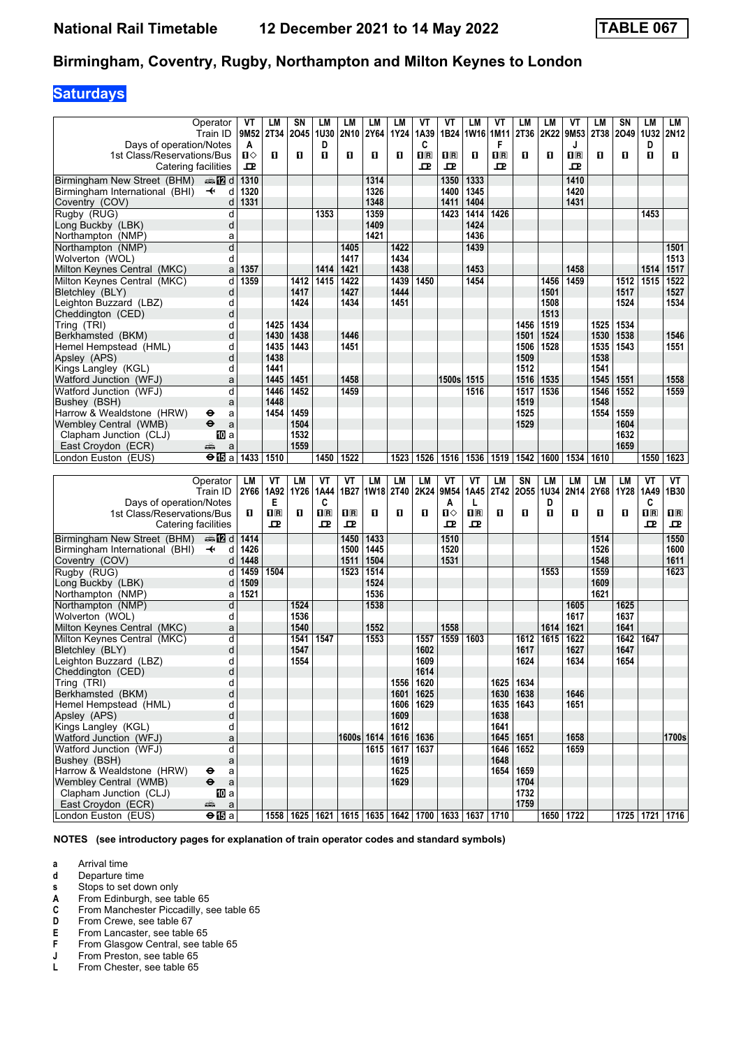# National Rail Timetable — 12 December 2021 to 14 May 2022 — TABLE 067

## Birmingham, Coventry, Rugby, Northampton and Milton Keynes to London

**Saturdays**

| Operator | | VT | LM | SN | LM | LM | LM | LM | VT | VT | LM | VT | LM | LM | VT | LM | SN | LM | LM |
|---|---|---|---|---|---|---|---|---|---|---|---|---|---|---|---|---|---|---|---|
| Train ID | | 9M52 | 2T34 | 2O45 | 1U30 | 2N10 | 2Y64 | 1Y24 | 1A39 | 1B24 | 1W16 | 1M11 | 2T36 | 2K22 | 9M53 | 2T38 | 2O49 | 1U32 | 2N12 |
| Days of operation/Notes | | A | | | D | | | | C | | | F | | | J | | | D | |
| 1st Class/Reservations/Bus | | ■◇ | ■ | ■ | ■ | ■ | ■ | ■ | ■R | ■R | ■ | ■R | ■ | ■ | ■R | ■ | ■ | ■ | ■ |
| Catering facilities | | 🍴 | | | | | | | 🍴 | 🍴 | | 🍴 | | | 🍴 | | | | |
| Birmingham New Street (BHM) | d | 1310 | | | | | 1314 | | | 1350 | 1333 | | | | 1410 | | | | |
| Birmingham International (BHI) | d | 1320 | | | | | 1326 | | | 1400 | 1345 | | | | 1420 | | | | |
| Coventry (COV) | d | 1331 | | | | | 1348 | | | 1411 | 1404 | | | | 1431 | | | | |
| Rugby (RUG) | d | | | | 1353 | | 1359 | | | 1423 | 1414 | 1426 | | | | | | 1453 | |
| Long Buckby (LBK) | d | | | | | | 1409 | | | | 1424 | | | | | | | | |
| Northampton (NMP) | a | | | | | | 1421 | | | | 1436 | | | | | | | | |
| Northampton (NMP) | d | | | | | 1405 | | 1422 | | | 1439 | | | | | | | | 1501 |
| Wolverton (WOL) | d | | | | | 1417 | | 1434 | | | | | | | | | | | 1513 |
| Milton Keynes Central (MKC) | a | 1357 | | | 1414 | 1421 | | 1438 | | | 1453 | | | | 1458 | | | 1514 | 1517 |
| Milton Keynes Central (MKC) | d | 1359 | | 1412 | 1415 | 1422 | | 1439 | 1450 | | 1454 | | | 1456 | 1459 | | 1512 | 1515 | 1522 |
| Bletchley (BLY) | d | | | 1417 | | 1427 | | 1444 | | | | | | 1501 | | | 1517 | | 1527 |
| Leighton Buzzard (LBZ) | d | | | 1424 | | 1434 | | 1451 | | | | | | 1508 | | | 1524 | | 1534 |
| Cheddington (CED) | d | | | | | | | | | | | | | 1513 | | | | | |
| Tring (TRI) | d | | 1425 | 1434 | | | | | | | | | 1456 | 1519 | | 1525 | 1534 | | |
| Berkhamsted (BKM) | d | | 1430 | 1438 | | 1446 | | | | | | | 1501 | 1524 | | 1530 | 1538 | | 1546 |
| Hemel Hempstead (HML) | d | | 1435 | 1443 | | 1451 | | | | | | | 1506 | 1528 | | 1535 | 1543 | | 1551 |
| Apsley (APS) | d | | 1438 | | | | | | | | | | 1509 | | | 1538 | | | |
| Kings Langley (KGL) | d | | 1441 | | | | | | | | | | 1512 | | | 1541 | | | |
| Watford Junction (WFJ) | a | | 1445 | 1451 | | 1458 | | | | 1500s | 1515 | | 1516 | 1535 | | 1545 | 1551 | | 1558 |
| Watford Junction (WFJ) | d | | 1446 | 1452 | | 1459 | | | | | 1516 | | 1517 | 1536 | | 1546 | 1552 | | 1559 |
| Bushey (BSH) | a | | 1448 | | | | | | | | | | 1519 | | | 1548 | | | |
| Harrow & Wealdstone (HRW) | a | | 1454 | 1459 | | | | | | | | | 1525 | | | 1554 | 1559 | | |
| Wembley Central (WMB) | a | | | 1504 | | | | | | | | | 1529 | | | | 1604 | | |
| Clapham Junction (CLJ) | a | | | 1532 | | | | | | | | | | | | | 1632 | | |
| East Croydon (ECR) | a | | | 1559 | | | | | | | | | | | | | 1659 | | |
| London Euston (EUS) | a | 1433 | 1510 | | 1450 | 1522 | | 1523 | 1526 | 1516 | 1536 | 1519 | 1542 | 1600 | 1534 | 1610 | | 1550 | 1623 |

| Operator | | LM | VT | LM | VT | VT | LM | LM | LM | VT | VT | LM | SN | LM | LM | LM | LM | VT | VT |
|---|---|---|---|---|---|---|---|---|---|---|---|---|---|---|---|---|---|---|---|
| Train ID | | 2Y66 | 1A92 | 1Y26 | 1A44 | 1B27 | 1W18 | 2T40 | 2K24 | 9M54 | 1A45 | 2T42 | 2O55 | 1U34 | 2N14 | 2Y68 | 1Y28 | 1A49 | 1B30 |
| Days of operation/Notes | | | E | | C | | | | | A | L | | | D | | | | C | |
| 1st Class/Reservations/Bus | | ■ | ■R | ■ | ■R | ■R | ■ | ■ | ■ | ■◇ | ■R | ■ | ■ | ■ | ■ | ■ | ■ | ■R | ■R |
| Catering facilities | | | 🍴 | | 🍴 | 🍴 | | | | 🍴 | 🍴 | | | | | | | 🍴 | 🍴 |
| Birmingham New Street (BHM) | d | 1414 | | | | 1450 | 1433 | | | 1510 | | | | | | 1514 | | | 1550 |
| Birmingham International (BHI) | d | 1426 | | | | 1500 | 1445 | | | 1520 | | | | | | 1526 | | | 1600 |
| Coventry (COV) | d | 1448 | | | | 1511 | 1504 | | | 1531 | | | | | | 1548 | | | 1611 |
| Rugby (RUG) | d | 1459 | 1504 | | | 1523 | 1514 | | | | | | | 1553 | | 1559 | | | 1623 |
| Long Buckby (LBK) | d | 1509 | | | | | 1524 | | | | | | | | | 1609 | | | |
| Northampton (NMP) | a | 1521 | | | | | 1536 | | | | | | | | | 1621 | | | |
| Northampton (NMP) | d | | | 1524 | | | 1538 | | | | | | | | 1605 | | 1625 | | |
| Wolverton (WOL) | d | | | 1536 | | | | | | | | | | | 1617 | | 1637 | | |
| Milton Keynes Central (MKC) | a | | | 1540 | | | 1552 | | | 1558 | | | | 1614 | 1621 | | 1641 | | |
| Milton Keynes Central (MKC) | d | | | 1541 | 1547 | | 1553 | | 1557 | 1559 | 1603 | | 1612 | 1615 | 1622 | | 1642 | 1647 | |
| Bletchley (BLY) | d | | | 1547 | | | | | 1602 | | | | 1617 | | 1627 | | 1647 | | |
| Leighton Buzzard (LBZ) | d | | | 1554 | | | | | 1609 | | | | 1624 | | 1634 | | 1654 | | |
| Cheddington (CED) | d | | | | | | | | 1614 | | | | | | | | | | |
| Tring (TRI) | d | | | | | | | 1556 | 1620 | | | 1625 | 1634 | | | | | | |
| Berkhamsted (BKM) | d | | | | | | | 1601 | 1625 | | | 1630 | 1638 | | 1646 | | | | |
| Hemel Hempstead (HML) | d | | | | | | | 1606 | 1629 | | | 1635 | 1643 | | 1651 | | | | |
| Apsley (APS) | d | | | | | | | 1609 | | | | 1638 | | | | | | | |
| Kings Langley (KGL) | d | | | | | | | 1612 | | | | 1641 | | | | | | | |
| Watford Junction (WFJ) | a | | | | | 1600s | 1614 | 1616 | 1636 | | | 1645 | 1651 | | 1658 | | | | 1700s |
| Watford Junction (WFJ) | d | | | | | | 1615 | 1617 | 1637 | | | 1646 | 1652 | | 1659 | | | | |
| Bushey (BSH) | a | | | | | | | 1619 | | | | 1648 | | | | | | | |
| Harrow & Wealdstone (HRW) | a | | | | | | | 1625 | | | | 1654 | 1659 | | | | | | |
| Wembley Central (WMB) | a | | | | | | | 1629 | | | | | 1704 | | | | | | |
| Clapham Junction (CLJ) | a | | | | | | | | | | | | 1732 | | | | | | |
| East Croydon (ECR) | a | | | | | | | | | | | | 1759 | | | | | | |
| London Euston (EUS) | a | | 1558 | 1625 | 1621 | 1615 | 1635 | 1642 | 1700 | 1633 | 1637 | 1710 | | 1650 | 1722 | | 1725 | 1721 | 1716 |

**NOTES (see introductory pages for explanation of train operator codes and standard symbols)**

- **a** Arrival time
- **d** Departure time
- **s** Stops to set down only
- **A** From Edinburgh, see table 65
- **C** From Manchester Piccadilly, see table 65
- **D** From Crewe, see table 67
- **E** From Lancaster, see table 65
- **F** From Glasgow Central, see table 65
- **J** From Preston, see table 65
- **L** From Chester, see table 65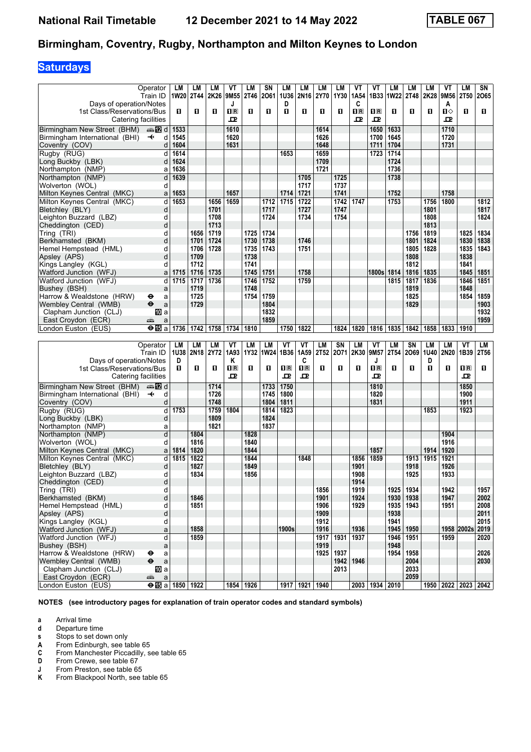# Birmingham, Coventry, Rugby, Northampton and Milton Keynes to London

## Saturdays

| Operator | | LM | LM | LM | VT | LM | SN | LM | LM | LM | LM | VT | VT | LM | LM | LM | VT | LM | SN |
|---|---|---|---|---|---|---|---|---|---|---|---|---|---|---|---|---|---|---|---|
| Train ID | | 1W20 | 2T44 | 2K26 | 9M55 | 2T46 | 2O61 | 1U36 | 2N16 | 2Y70 | 1Y30 | 1A54 | 1B33 | 1W22 | 2T48 | 2K28 | 9M56 | 2T50 | 2O65 |
| Days of operation/Notes | | | | | J | | | D | | | | C | | | | | A | | |
| 1st Class/Reservations/Bus | | 1 | 1 | 1 | 1R | 1 | 1 | 1 | 1 | 1 | 1 | 1R | 1R | 1 | 1 | 1 | 1◇ | 1 | 1 |
| Catering facilities | | | | | T | | | | | | | T | T | | | | T | | |
| Birmingham New Street (BHM) | d | 1533 | | | 1610 | | | | | 1614 | | | 1650 | 1633 | | | 1710 | | |
| Birmingham International (BHI) | d | 1545 | | | 1620 | | | | | 1626 | | | 1700 | 1645 | | | 1720 | | |
| Coventry (COV) | d | 1604 | | | 1631 | | | | | 1648 | | | 1711 | 1704 | | | 1731 | | |
| Rugby (RUG) | d | 1614 | | | | | | 1653 | | 1659 | | | 1723 | 1714 | | | | | |
| Long Buckby (LBK) | d | 1624 | | | | | | | | 1709 | | | | 1724 | | | | | |
| Northampton (NMP) | a | 1636 | | | | | | | | 1721 | | | | 1736 | | | | | |
| Northampton (NMP) | d | 1639 | | | | | | | 1705 | | 1725 | | | 1738 | | | | | |
| Wolverton (WOL) | d | | | | | | | | 1717 | | 1737 | | | | | | | | |
| Milton Keynes Central (MKC) | a | 1653 | | | 1657 | | | 1714 | 1721 | | 1741 | | | 1752 | | | 1758 | | |
| Milton Keynes Central (MKC) | d | 1653 | | 1656 | 1659 | | 1712 | 1715 | 1722 | | 1742 | 1747 | | 1753 | | 1756 | 1800 | | 1812 |
| Bletchley (BLY) | d | | | 1701 | | | 1717 | | 1727 | | 1747 | | | | | 1801 | | | 1817 |
| Leighton Buzzard (LBZ) | d | | | 1708 | | | 1724 | | 1734 | | 1754 | | | | | 1808 | | | 1824 |
| Cheddington (CED) | d | | | 1713 | | | | | | | | | | | | 1813 | | | |
| Tring (TRI) | d | | 1656 | 1719 | | 1725 | 1734 | | | | | | | | 1756 | 1819 | | 1825 | 1834 |
| Berkhamsted (BKM) | d | | 1701 | 1724 | | 1730 | 1738 | | 1746 | | | | | | 1801 | 1824 | | 1830 | 1838 |
| Hemel Hempstead (HML) | d | | 1706 | 1728 | | 1735 | 1743 | | 1751 | | | | | | 1805 | 1828 | | 1835 | 1843 |
| Apsley (APS) | d | | 1709 | | | 1738 | | | | | | | | | 1808 | | | 1838 | |
| Kings Langley (KGL) | d | | 1712 | | | 1741 | | | | | | | | | 1812 | | | 1841 | |
| Watford Junction (WFJ) | a | 1715 | 1716 | 1735 | | 1745 | 1751 | | 1758 | | | | 1800s | 1814 | 1816 | 1835 | | 1845 | 1851 |
| Watford Junction (WFJ) | d | 1715 | 1717 | 1736 | | 1746 | 1752 | | 1759 | | | | | 1815 | 1817 | 1836 | | 1846 | 1851 |
| Bushey (BSH) | a | | 1719 | | | 1748 | | | | | | | | | 1819 | | | 1848 | |
| Harrow & Wealdstone (HRW) ⊖ | a | | 1725 | | | 1754 | 1759 | | | | | | | | 1825 | | | 1854 | 1859 |
| Wembley Central (WMB) ⊖ | a | | 1729 | | | | 1804 | | | | | | | | 1829 | | | | 1903 |
| Clapham Junction (CLJ) | a | | | | | | 1832 | | | | | | | | | | | | 1932 |
| East Croydon (ECR) | a | | | | | | 1859 | | | | | | | | | | | | 1959 |
| London Euston (EUS) ⊖ | a | 1736 | 1742 | 1758 | 1734 | 1810 | | 1750 | 1822 | | 1824 | 1820 | 1816 | 1835 | 1842 | 1858 | 1833 | 1910 | |

| Operator | | LM | LM | LM | VT | LM | LM | VT | VT | LM | SN | LM | VT | LM | SN | LM | LM | VT | LM |
|---|---|---|---|---|---|---|---|---|---|---|---|---|---|---|---|---|---|---|---|
| Train ID | | 1U38 | 2N18 | 2Y72 | 1A93 | 1Y32 | 1W24 | 1B36 | 1A59 | 2T52 | 2O71 | 2K30 | 9M57 | 2T54 | 2O69 | 1U40 | 2N20 | 1B39 | 2T56 |
| Days of operation/Notes | | D | | | K | | | | C | | | | J | | | D | | | |
| 1st Class/Reservations/Bus | | 1 | 1 | 1 | 1R | 1 | 1 | 1R | 1R | 1 | 1 | 1 | 1R | 1 | 1 | 1 | 1 | 1R | 1 |
| Catering facilities | | | | | T | | | T | T | | | | T | | | | | T | |
| Birmingham New Street (BHM) | d | | | 1714 | | | 1733 | 1750 | | | | | 1810 | | | | | 1850 | |
| Birmingham International (BHI) | d | | | 1726 | | | 1745 | 1800 | | | | | 1820 | | | | | 1900 | |
| Coventry (COV) | d | | | 1748 | | | 1804 | 1811 | | | | | 1831 | | | | | 1911 | |
| Rugby (RUG) | d | 1753 | | 1759 | 1804 | | 1814 | 1823 | | | | | | | | 1853 | | 1923 | |
| Long Buckby (LBK) | d | | | 1809 | | | 1824 | | | | | | | | | | | | |
| Northampton (NMP) | a | | | 1821 | | | 1837 | | | | | | | | | | | | |
| Northampton (NMP) | d | | 1804 | | | 1828 | | | | | | | | | | | 1904 | | |
| Wolverton (WOL) | d | | 1816 | | | 1840 | | | | | | | | | | | 1916 | | |
| Milton Keynes Central (MKC) | a | 1814 | 1820 | | | 1844 | | | | | | | 1857 | | | 1914 | 1920 | | |
| Milton Keynes Central (MKC) | d | 1815 | 1822 | | | 1844 | | | 1848 | | | 1856 | 1859 | | 1913 | 1915 | 1921 | | |
| Bletchley (BLY) | d | | 1827 | | | 1849 | | | | | | 1901 | | | 1918 | | 1926 | | |
| Leighton Buzzard (LBZ) | d | | 1834 | | | 1856 | | | | | | 1908 | | | 1925 | | 1933 | | |
| Cheddington (CED) | d | | | | | | | | | | | 1914 | | | | | | | |
| Tring (TRI) | d | | | | | | | | | 1856 | | 1919 | | 1925 | 1934 | | 1942 | | 1957 |
| Berkhamsted (BKM) | d | | 1846 | | | | | | | 1901 | | 1924 | | 1930 | 1938 | | 1947 | | 2002 |
| Hemel Hempstead (HML) | d | | 1851 | | | | | | | 1906 | | 1929 | | 1935 | 1943 | | 1951 | | 2008 |
| Apsley (APS) | d | | | | | | | | | 1909 | | | | 1938 | | | | | 2011 |
| Kings Langley (KGL) | d | | | | | | | | | 1912 | | | | 1941 | | | | | 2015 |
| Watford Junction (WFJ) | a | | 1858 | | | | | 1900s | | 1916 | | 1936 | | 1945 | 1950 | | 1958 | 2002s | 2019 |
| Watford Junction (WFJ) | d | | 1859 | | | | | | | 1917 | 1931 | 1937 | | 1946 | 1951 | | 1959 | | 2020 |
| Bushey (BSH) | a | | | | | | | | | 1919 | | | | 1948 | | | | | |
| Harrow & Wealdstone (HRW) ⊖ | a | | | | | | | | | 1925 | 1937 | | | 1954 | 1958 | | | | 2026 |
| Wembley Central (WMB) ⊖ | a | | | | | | | | | | 1942 | 1946 | | | 2004 | | | | 2030 |
| Clapham Junction (CLJ) | a | | | | | | | | | | 2013 | | | | 2033 | | | | |
| East Croydon (ECR) | a | | | | | | | | | | | | | | 2059 | | | | |
| London Euston (EUS) ⊖ | a | 1850 | 1922 | | 1854 | 1926 | | 1917 | 1921 | 1940 | | 2003 | 1934 | 2010 | | 1950 | 2022 | 2023 | 2042 |

**NOTES (see introductory pages for explanation of train operator codes and standard symbols)**

- **a** Arrival time
- **d** Departure time
- **s** Stops to set down only
- **A** From Edinburgh, see table 65
- **C** From Manchester Piccadilly, see table 65
- **D** From Crewe, see table 67
- **J** From Preston, see table 65
- **K** From Blackpool North, see table 65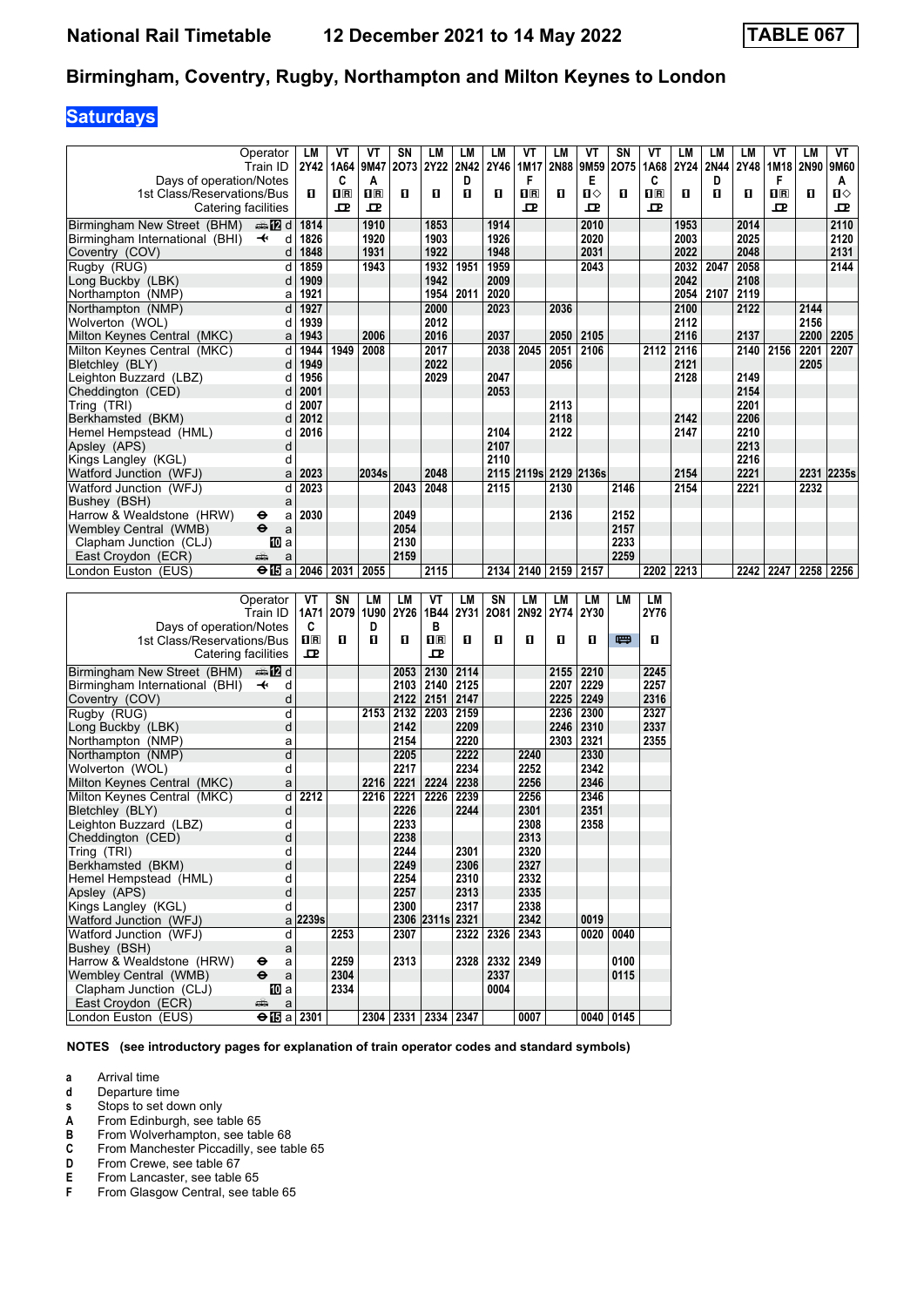## Birmingham, Coventry, Rugby, Northampton and Milton Keynes to London

### Saturdays

| Operator | | LM | VT | VT | SN | LM | LM | LM | VT | LM | VT | SN | VT | LM | LM | LM | VT | LM | VT |
|---|---|---|---|---|---|---|---|---|---|---|---|---|---|---|---|---|---|---|---|
| Train ID | | 2Y42 | 1A64 | 9M47 | 2O73 | 2Y22 | 2N42 | 2Y46 | 1M17 | 2N88 | 9M59 | 2O75 | 1A68 | 2Y24 | 2N44 | 2Y48 | 1M18 | 2N90 | 9M60 |
| Days of operation/Notes | | | C | A | | | D | | F | | E | | C | | D | | F | | A |
| 1st Class/Reservations/Bus | | 1 | 1R | 1R | 1 | 1 | 1 | 1 | 1R | 1 | 1◇ | 1 | 1R | 1 | 1 | 1 | 1R | 1 | 1◇ |
| Catering facilities | | | ✓ | ✓ | | | | | ✓ | | ✓ | | ✓ | | | | ✓ | | ✓ |
| Birmingham New Street (BHM) | 🚌 12 d | 1814 | | 1910 | | 1853 | | 1914 | | | 2010 | | | 1953 | | 2014 | | | 2110 |
| Birmingham International (BHI) | ✈ d | 1826 | | 1920 | | 1903 | | 1926 | | | 2020 | | | 2003 | | 2025 | | | 2120 |
| Coventry (COV) | d | 1848 | | 1931 | | 1922 | | 1948 | | | 2031 | | | 2022 | | 2048 | | | 2131 |
| Rugby (RUG) | d | 1859 | | 1943 | | 1932 | 1951 | 1959 | | | 2043 | | | 2032 | 2047 | 2058 | | | 2144 |
| Long Buckby (LBK) | d | 1909 | | | | 1942 | | 2009 | | | | | | 2042 | | 2108 | | | |
| Northampton (NMP) | a | 1921 | | | | 1954 | 2011 | 2020 | | | | | | 2054 | 2107 | 2119 | | | |
| Northampton (NMP) | d | 1927 | | | | 2000 | | 2023 | | 2036 | | | | 2100 | | 2122 | | 2144 | |
| Wolverton (WOL) | d | 1939 | | | | 2012 | | | | | | | | 2112 | | | | 2156 | |
| Milton Keynes Central (MKC) | a | 1943 | | 2006 | | 2016 | | 2037 | | 2050 | 2105 | | | 2116 | | 2137 | | 2200 | 2205 |
| Milton Keynes Central (MKC) | d | 1944 | 1949 | 2008 | | 2017 | | 2038 | 2045 | 2051 | 2106 | | 2112 | 2116 | | 2140 | 2156 | 2201 | 2207 |
| Bletchley (BLY) | d | 1949 | | | | 2022 | | | | 2056 | | | | 2121 | | | | 2205 | |
| Leighton Buzzard (LBZ) | d | 1956 | | | | 2029 | | 2047 | | | | | | 2128 | | 2149 | | | |
| Cheddington (CED) | d | 2001 | | | | | | 2053 | | | | | | | | 2154 | | | |
| Tring (TRI) | d | 2007 | | | | | | | | 2113 | | | | | | 2201 | | | |
| Berkhamsted (BKM) | d | 2012 | | | | | | | | 2118 | | | | 2142 | | 2206 | | | |
| Hemel Hempstead (HML) | d | 2016 | | | | | | 2104 | | 2122 | | | | 2147 | | 2210 | | | |
| Apsley (APS) | d | | | | | | | 2107 | | | | | | | | 2213 | | | |
| Kings Langley (KGL) | d | | | | | | | 2110 | | | | | | | | 2216 | | | |
| Watford Junction (WFJ) | a | 2023 | | 2034s | | 2048 | | 2115 | 2119s | 2129 | 2136s | | | 2154 | | 2221 | | 2231 | 2235s |
| Watford Junction (WFJ) | d | 2023 | | | 2043 | 2048 | | 2115 | | 2130 | | 2146 | | 2154 | | 2221 | | 2232 | |
| Bushey (BSH) | a | | | | | | | | | | | | | | | | | | |
| Harrow & Wealdstone (HRW) | ⊖ a | 2030 | | | 2049 | | | | | 2136 | | 2152 | | | | | | | |
| Wembley Central (WMB) | ⊖ a | | | | 2054 | | | | | | | 2157 | | | | | | | |
| Clapham Junction (CLJ) | 10 a | | | | 2130 | | | | | | | 2233 | | | | | | | |
| East Croydon (ECR) | 🚌 a | | | | 2159 | | | | | | | 2259 | | | | | | | |
| London Euston (EUS) | ⊖ 15 a | 2046 | 2031 | 2055 | | 2115 | | 2134 | 2140 | 2159 | 2157 | | 2202 | 2213 | | 2242 | 2247 | 2258 | 2256 |

| Operator | | VT | SN | LM | LM | VT | LM | SN | LM | LM | LM | LM | LM |
|---|---|---|---|---|---|---|---|---|---|---|---|---|---|
| Train ID | | 1A71 | 2O79 | 1U90 | 2Y26 | 1B44 | 2Y31 | 2O81 | 2N92 | 2Y74 | 2Y30 | | 2Y76 |
| Days of operation/Notes | | C | | D | | B | | | | | | | |
| 1st Class/Reservations/Bus | | 1R | 1 | 1 | 1 | 1R | 1 | 1 | 1 | 1 | 1 | 🚌 | 1 |
| Catering facilities | | ✓ | | | | ✓ | | | | | | | |
| Birmingham New Street (BHM) | 🚌 12 d | | | | 2053 | 2130 | 2114 | | | 2155 | 2210 | | 2245 |
| Birmingham International (BHI) | ✈ d | | | | 2103 | 2140 | 2125 | | | 2207 | 2229 | | 2257 |
| Coventry (COV) | d | | | | 2122 | 2151 | 2147 | | | 2225 | 2249 | | 2316 |
| Rugby (RUG) | d | | | 2153 | 2132 | 2203 | 2159 | | | 2236 | 2300 | | 2327 |
| Long Buckby (LBK) | d | | | | 2142 | | 2209 | | | 2246 | 2310 | | 2337 |
| Northampton (NMP) | a | | | | 2154 | | 2220 | | | 2303 | 2321 | | 2355 |
| Northampton (NMP) | d | | | | 2205 | | 2222 | | 2240 | | 2330 | | |
| Wolverton (WOL) | d | | | | 2217 | | 2234 | | 2252 | | 2342 | | |
| Milton Keynes Central (MKC) | a | | | 2216 | 2221 | 2224 | 2238 | | 2256 | | 2346 | | |
| Milton Keynes Central (MKC) | d | 2212 | | 2216 | 2221 | 2226 | 2239 | | 2256 | | 2346 | | |
| Bletchley (BLY) | d | | | | 2226 | | 2244 | | 2301 | | 2351 | | |
| Leighton Buzzard (LBZ) | d | | | | 2233 | | | | 2308 | | 2358 | | |
| Cheddington (CED) | d | | | | 2238 | | | | 2313 | | | | |
| Tring (TRI) | d | | | | 2244 | | 2301 | | 2320 | | | | |
| Berkhamsted (BKM) | d | | | | 2249 | | 2306 | | 2327 | | | | |
| Hemel Hempstead (HML) | d | | | | 2254 | | 2310 | | 2332 | | | | |
| Apsley (APS) | d | | | | 2257 | | 2313 | | 2335 | | | | |
| Kings Langley (KGL) | d | | | | 2300 | | 2317 | | 2338 | | | | |
| Watford Junction (WFJ) | a | 2239s | | | 2306 | 2311s | 2321 | | 2342 | | 0019 | | |
| Watford Junction (WFJ) | d | | 2253 | | 2307 | | 2322 | 2326 | 2343 | | 0020 | 0040 | |
| Bushey (BSH) | a | | | | | | | | | | | | |
| Harrow & Wealdstone (HRW) | ⊖ a | | 2259 | | 2313 | | 2328 | 2332 | 2349 | | | 0100 | |
| Wembley Central (WMB) | ⊖ a | | 2304 | | | | | 2337 | | | | 0115 | |
| Clapham Junction (CLJ) | 10 a | | 2334 | | | | | 0004 | | | | | |
| East Croydon (ECR) | 🚌 a | | | | | | | | | | | | |
| London Euston (EUS) | ⊖ 15 a | 2301 | | 2304 | 2331 | 2334 | 2347 | | 0007 | | 0040 | 0145 | |

**NOTES (see introductory pages for explanation of train operator codes and standard symbols)**

- **a** Arrival time
- **d** Departure time
- **s** Stops to set down only
- **A** From Edinburgh, see table 65
- **B** From Wolverhampton, see table 68
- **C** From Manchester Piccadilly, see table 65
- **D** From Crewe, see table 67
- **E** From Lancaster, see table 65
- **F** From Glasgow Central, see table 65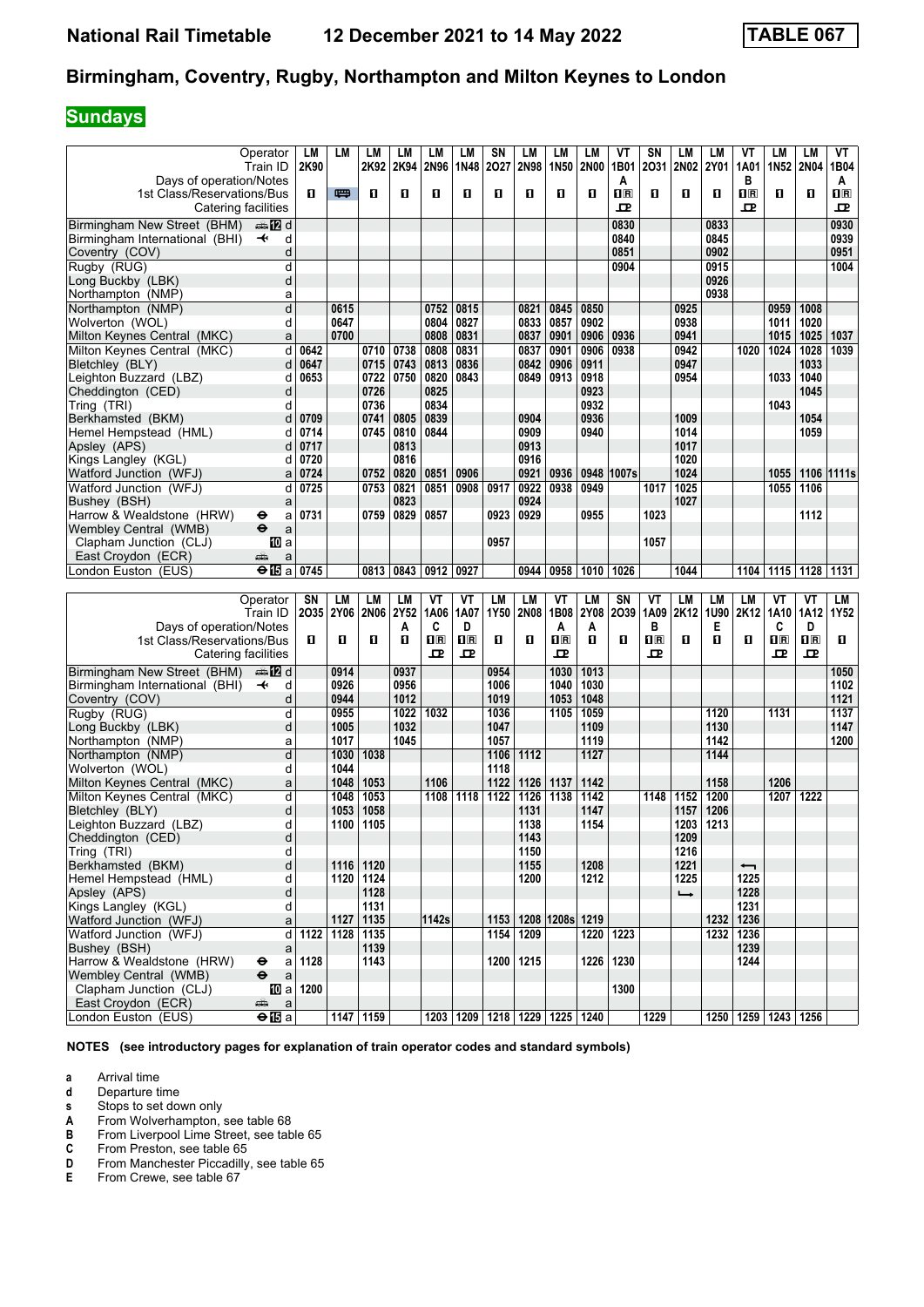# National Rail Timetable 12 December 2021 to 14 May 2022 TABLE 067

## Birmingham, Coventry, Rugby, Northampton and Milton Keynes to London

**Sundays**

| Operator | | LM | LM | LM | LM | LM | LM | SN | LM | LM | LM | VT | SN | LM | LM | VT | LM | LM | VT |
|---|---|---|---|---|---|---|---|---|---|---|---|---|---|---|---|---|---|---|---|
| Train ID | | 2K90 | | 2K92 | 2K94 | 2N96 | 1N48 | 2O27 | 2N98 | 1N50 | 2N00 | 1B01 | 2O31 | 2N02 | 2Y01 | 1A01 | 1N52 | 2N04 | 1B04 |
| Days of operation/Notes | | | | | | | | | | | | A | | | | B | | | A |
| 1st Class/Reservations/Bus | | 1 | 🚌 | 1 | 1 | 1 | 1 | 1 | 1 | 1 | 1 | 1R | 1 | 1 | 1 | 1R | 1 | 1 | 1R |
| Catering facilities | | | | | | | | | | | | ⊡ | | | | ⊡ | | | ⊡ |
| Birmingham New Street (BHM) | d | | | | | | | | | | | 0830 | | | 0833 | | | | 0930 |
| Birmingham International (BHI) | d | | | | | | | | | | | 0840 | | | 0845 | | | | 0939 |
| Coventry (COV) | d | | | | | | | | | | | 0851 | | | 0902 | | | | 0951 |
| Rugby (RUG) | d | | | | | | | | | | | 0904 | | | 0915 | | | | 1004 |
| Long Buckby (LBK) | d | | | | | | | | | | | | | | 0926 | | | | |
| Northampton (NMP) | a | | | | | | | | | | | | | | 0938 | | | | |
| Northampton (NMP) | d | | 0615 | | | 0752 | 0815 | | 0821 | 0845 | 0850 | | | 0925 | | | 0959 | 1008 | |
| Wolverton (WOL) | d | | 0647 | | | 0804 | 0827 | | 0833 | 0857 | 0902 | | | 0938 | | | 1011 | 1020 | |
| Milton Keynes Central (MKC) | a | | 0700 | | | 0808 | 0831 | | 0837 | 0901 | 0906 | 0936 | | 0941 | | | 1015 | 1025 | 1037 |
| Milton Keynes Central (MKC) | d | 0642 | | 0710 | 0738 | 0808 | 0831 | | 0837 | 0901 | 0906 | 0938 | | 0942 | | 1020 | 1024 | 1028 | 1039 |
| Bletchley (BLY) | d | 0647 | | 0715 | 0743 | 0813 | 0836 | | 0842 | 0906 | 0911 | | | 0947 | | | | 1033 | |
| Leighton Buzzard (LBZ) | d | 0653 | | 0722 | 0750 | 0820 | 0843 | | 0849 | 0913 | 0918 | | | 0954 | | | 1033 | 1040 | |
| Cheddington (CED) | d | | | 0726 | | 0825 | | | | | 0923 | | | | | | | 1045 | |
| Tring (TRI) | d | | | 0736 | | 0834 | | | | | 0932 | | | | | | 1043 | | |
| Berkhamsted (BKM) | d | 0709 | | 0741 | 0805 | 0839 | | | 0904 | | 0936 | | | 1009 | | | | 1054 | |
| Hemel Hempstead (HML) | d | 0714 | | 0745 | 0810 | 0844 | | | 0909 | | 0940 | | | 1014 | | | | 1059 | |
| Apsley (APS) | d | 0717 | | | 0813 | | | | 0913 | | | | | 1017 | | | | | |
| Kings Langley (KGL) | d | 0720 | | | 0816 | | | | 0916 | | | | | 1020 | | | | | |
| Watford Junction (WFJ) | a | 0724 | | 0752 | 0820 | 0851 | 0906 | | 0921 | 0936 | 0948 | 1007s | | 1024 | | | 1055 | 1106 | 1111s |
| Watford Junction (WFJ) | d | 0725 | | 0753 | 0821 | 0851 | 0908 | 0917 | 0922 | 0938 | 0949 | | 1017 | 1025 | | | 1055 | 1106 | |
| Bushey (BSH) | a | | | | 0823 | | | | 0924 | | | | | 1027 | | | | | |
| Harrow & Wealdstone (HRW) | a | 0731 | | 0759 | 0829 | 0857 | | 0923 | 0929 | | 0955 | | 1023 | | | | | 1112 | |
| Wembley Central (WMB) | a | | | | | | | | | | | | | | | | | | |
| Clapham Junction (CLJ) | a | | | | | | | 0957 | | | | | 1057 | | | | | | |
| East Croydon (ECR) | a | | | | | | | | | | | | | | | | | | |
| London Euston (EUS) | a | 0745 | | 0813 | 0843 | 0912 | 0927 | | 0944 | 0958 | 1010 | 1026 | | 1044 | | 1104 | 1115 | 1128 | 1131 |

| Operator | | SN | LM | LM | LM | VT | VT | LM | LM | VT | LM | SN | VT | LM | LM | LM | VT | VT | LM |
|---|---|---|---|---|---|---|---|---|---|---|---|---|---|---|---|---|---|---|---|
| Train ID | | 2O35 | 2Y06 | 2N06 | 2Y52 | 1A06 | 1A07 | 1Y50 | 2N08 | 1B08 | 2Y08 | 2O39 | 1A09 | 2K12 | 1U90 | 2K12 | 1A10 | 1A12 | 1Y52 |
| Days of operation/Notes | | | | | A | C | D | | | A | A | | B | | E | | C | D | |
| 1st Class/Reservations/Bus | | 1 | 1 | 1 | 1 | 1R | 1R | 1 | 1 | 1R | 1 | 1 | 1R | 1 | 1 | 1 | 1R | 1R | 1 |
| Catering facilities | | | | | | ⊡ | ⊡ | | | ⊡ | | | ⊡ | | | | ⊡ | ⊡ | |
| Birmingham New Street (BHM) | d | | 0914 | | 0937 | | | 0954 | | 1030 | 1013 | | | | | | | | 1050 |
| Birmingham International (BHI) | d | | 0926 | | 0956 | | | 1006 | | 1040 | 1030 | | | | | | | | 1102 |
| Coventry (COV) | d | | 0944 | | 1012 | | | 1019 | | 1053 | 1048 | | | | | | | | 1121 |
| Rugby (RUG) | d | | 0955 | | 1022 | 1032 | | 1036 | | 1105 | 1059 | | | | 1120 | | 1131 | | 1137 |
| Long Buckby (LBK) | d | | 1005 | | 1032 | | | 1047 | | | 1109 | | | | 1130 | | | | 1147 |
| Northampton (NMP) | a | | 1017 | | 1045 | | | 1057 | | | 1119 | | | | 1142 | | | | 1200 |
| Northampton (NMP) | d | | 1030 | 1038 | | | | 1106 | 1112 | | 1127 | | | | 1144 | | | | |
| Wolverton (WOL) | d | | 1044 | | | | | 1118 | | | | | | | | | | | |
| Milton Keynes Central (MKC) | a | | 1048 | 1053 | | 1106 | | 1122 | 1126 | 1137 | 1142 | | | | 1158 | | 1206 | | |
| Milton Keynes Central (MKC) | d | | 1048 | 1053 | | 1108 | 1118 | 1122 | 1126 | 1138 | 1142 | | 1148 | 1152 | 1200 | | 1207 | 1222 | |
| Bletchley (BLY) | d | | 1053 | 1058 | | | | | 1131 | | 1147 | | | 1157 | 1206 | | | | |
| Leighton Buzzard (LBZ) | d | | 1100 | 1105 | | | | | 1138 | | 1154 | | | 1203 | 1213 | | | | |
| Cheddington (CED) | d | | | | | | | | 1143 | | | | | 1209 | | | | | |
| Tring (TRI) | d | | | | | | | | 1150 | | | | | 1216 | | | | | |
| Berkhamsted (BKM) | d | | 1116 | 1120 | | | | | 1155 | | 1208 | | | 1221 | | ← | | | |
| Hemel Hempstead (HML) | d | | 1120 | 1124 | | | | | 1200 | | 1212 | | | 1225 | | 1225 | | | |
| Apsley (APS) | d | | | 1128 | | | | | | | | | | → | | 1228 | | | |
| Kings Langley (KGL) | d | | | 1131 | | | | | | | | | | | | 1231 | | | |
| Watford Junction (WFJ) | a | | 1127 | 1135 | | 1142s | | 1153 | 1208 | 1208s | 1219 | | | | 1232 | 1236 | | | |
| Watford Junction (WFJ) | d | 1122 | 1128 | 1135 | | | | 1154 | 1209 | | 1220 | 1223 | | | 1232 | 1236 | | | |
| Bushey (BSH) | a | | | 1139 | | | | | | | | | | | | 1239 | | | |
| Harrow & Wealdstone (HRW) | a | 1128 | | 1143 | | | | 1200 | 1215 | | 1226 | 1230 | | | | 1244 | | | |
| Wembley Central (WMB) | a | | | | | | | | | | | | | | | | | | |
| Clapham Junction (CLJ) | a | 1200 | | | | | | | | | | 1300 | | | | | | | |
| East Croydon (ECR) | a | | | | | | | | | | | | | | | | | | |
| London Euston (EUS) | a | | 1147 | 1159 | | 1203 | 1209 | 1218 | 1229 | 1225 | 1240 | | 1229 | | 1250 | 1259 | 1243 | 1256 | |

**NOTES (see introductory pages for explanation of train operator codes and standard symbols)**

- **a** Arrival time
- **d** Departure time
- **s** Stops to set down only
- **A** From Wolverhampton, see table 68
- **B** From Liverpool Lime Street, see table 65
- **C** From Preston, see table 65
- **D** From Manchester Piccadilly, see table 65
- **E** From Crewe, see table 67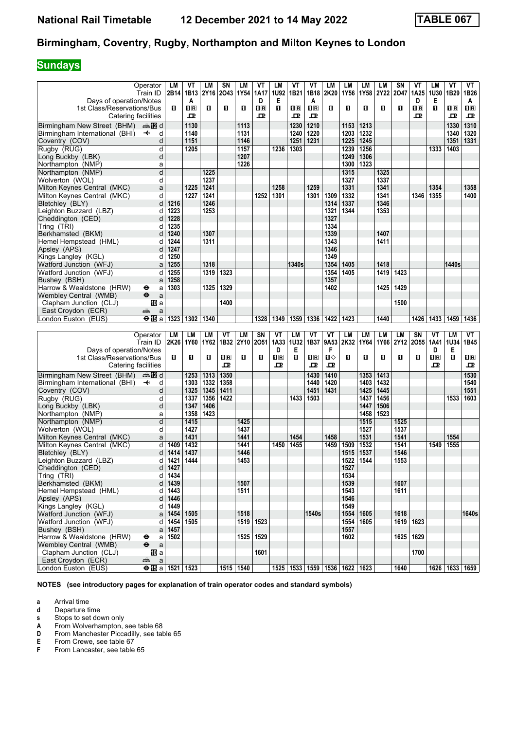# National Rail Timetable 12 December 2021 to 14 May 2022 TABLE 067

## Birmingham, Coventry, Rugby, Northampton and Milton Keynes to London

**Sundays**

| Operator | | LM | VT | LM | SN | LM | VT | LM | VT | VT | LM | LM | LM | LM | SN | VT | LM | VT | VT |
|---|---|---|---|---|---|---|---|---|---|---|---|---|---|---|---|---|---|---|---|
| Train ID | | 2B14 | 1B13 | 2Y16 | 2O43 | 1Y54 | 1A17 | 1U92 | 1B21 | 1B18 | 2K20 | 1Y56 | 1Y58 | 2Y22 | 2O47 | 1A25 | 1U30 | 1B29 | 1B26 |
| Days of operation/Notes | | | A | | | | D | E | | A | | | | | | D | E | | A |
| 1st Class/Reservations/Bus | | 1 | 1R | 1 | 1 | 1 | 1R | 1 | 1R | 1R | 1 | 1 | 1 | 1 | 1 | 1R | 1 | 1R | 1R |
| Catering facilities | | | ⊡ | | | | ⊡ | | ⊡ | ⊡ | | | | | | ⊡ | | ⊡ | ⊡ |
| Birmingham New Street (BHM) | 12 d | | 1130 | | | 1113 | | | 1230 | 1210 | | 1153 | 1213 | | | | | 1330 | 1310 |
| Birmingham International (BHI) | ✈ d | | 1140 | | | 1131 | | | 1240 | 1220 | | 1203 | 1232 | | | | | 1340 | 1320 |
| Coventry (COV) | d | | 1151 | | | 1146 | | | 1251 | 1231 | | 1225 | 1245 | | | | | 1351 | 1331 |
| Rugby (RUG) | d | | 1205 | | | 1157 | | 1236 | 1303 | | | 1239 | 1256 | | | | 1333 | 1403 | |
| Long Buckby (LBK) | d | | | | | 1207 | | | | | | 1249 | 1306 | | | | | | |
| Northampton (NMP) | a | | | | | 1226 | | | | | | 1300 | 1323 | | | | | | |
| Northampton (NMP) | d | | | 1225 | | | | | | | | 1315 | | 1325 | | | | | |
| Wolverton (WOL) | d | | | 1237 | | | | | | | | 1327 | | 1337 | | | | | |
| Milton Keynes Central (MKC) | a | | 1225 | 1241 | | | | 1258 | | 1259 | | 1331 | | 1341 | | | 1354 | | 1358 |
| Milton Keynes Central (MKC) | d | | 1227 | 1241 | | | 1252 | 1301 | | 1301 | 1309 | 1332 | | 1341 | | 1346 | 1355 | | 1400 |
| Bletchley (BLY) | d | 1216 | | 1246 | | | | | | | 1314 | 1337 | | 1346 | | | | | |
| Leighton Buzzard (LBZ) | d | 1223 | | 1253 | | | | | | | 1321 | 1344 | | 1353 | | | | | |
| Cheddington (CED) | d | 1228 | | | | | | | | | 1327 | | | | | | | | |
| Tring (TRI) | d | 1235 | | | | | | | | | 1334 | | | | | | | | |
| Berkhamsted (BKM) | d | 1240 | | 1307 | | | | | | | 1339 | | | 1407 | | | | | |
| Hemel Hempstead (HML) | d | 1244 | | 1311 | | | | | | | 1343 | | | 1411 | | | | | |
| Apsley (APS) | d | 1247 | | | | | | | | | 1346 | | | | | | | | |
| Kings Langley (KGL) | d | 1250 | | | | | | | | | 1349 | | | | | | | | |
| Watford Junction (WFJ) | a | 1255 | | 1318 | | | | | 1340s | | 1354 | 1405 | | 1418 | | | | 1440s | |
| Watford Junction (WFJ) | d | 1255 | | 1319 | 1323 | | | | | | 1354 | 1405 | | 1419 | 1423 | | | | |
| Bushey (BSH) | a | 1258 | | | | | | | | | 1357 | | | | | | | | |
| Harrow & Wealdstone (HRW) | ⊖ a | 1303 | | 1325 | 1329 | | | | | | 1402 | | | 1425 | 1429 | | | | |
| Wembley Central (WMB) | ⊖ a | | | | | | | | | | | | | | | | | | |
| Clapham Junction (CLJ) | 10 a | | | | 1400 | | | | | | | | | | 1500 | | | | |
| East Croydon (ECR) | a | | | | | | | | | | | | | | | | | | |
| London Euston (EUS) | ⊖15 a | 1323 | 1302 | 1340 | | | 1328 | 1349 | 1359 | 1336 | 1422 | 1423 | | 1440 | | 1426 | 1433 | 1459 | 1436 |

| Operator | | LM | LM | LM | VT | LM | SN | VT | LM | VT | VT | LM | LM | LM | LM | SN | VT | LM | VT |
|---|---|---|---|---|---|---|---|---|---|---|---|---|---|---|---|---|---|---|---|
| Train ID | | 2K26 | 1Y60 | 1Y62 | 1B32 | 2Y10 | 2O51 | 1A33 | 1U32 | 1B37 | 9A53 | 2K32 | 1Y64 | 1Y66 | 2Y12 | 2O55 | 1A41 | 1U34 | 1B45 |
| Days of operation/Notes | | | | | | | | D | E | | F | | | | | | D | E | |
| 1st Class/Reservations/Bus | | 1 | 1 | 1 | 1R | 1 | 1 | 1R | 1 | 1R | 1◇ | 1 | 1 | 1 | 1 | 1 | 1R | 1 | 1R |
| Catering facilities | | | | | ⊡ | | | ⊡ | | ⊡ | ⊡ | | | | | | ⊡ | | ⊡ |
| Birmingham New Street (BHM) | 12 d | | 1253 | 1313 | 1350 | | | | | 1430 | 1410 | | 1353 | 1413 | | | | | 1530 |
| Birmingham International (BHI) | ✈ d | | 1303 | 1332 | 1358 | | | | | 1440 | 1420 | | 1403 | 1432 | | | | | 1540 |
| Coventry (COV) | d | | 1325 | 1345 | 1411 | | | | | 1451 | 1431 | | 1425 | 1445 | | | | | 1551 |
| Rugby (RUG) | d | | 1337 | 1356 | 1422 | | | | 1433 | 1503 | | | 1437 | 1456 | | | | 1533 | 1603 |
| Long Buckby (LBK) | d | | 1347 | 1406 | | | | | | | | | 1447 | 1506 | | | | | |
| Northampton (NMP) | a | | 1358 | 1423 | | | | | | | | | 1458 | 1523 | | | | | |
| Northampton (NMP) | d | | 1415 | | | 1425 | | | | | | | 1515 | | 1525 | | | | |
| Wolverton (WOL) | d | | 1427 | | | 1437 | | | | | | | 1527 | | 1537 | | | | |
| Milton Keynes Central (MKC) | a | | 1431 | | | 1441 | | | 1454 | | 1458 | | 1531 | | 1541 | | | 1554 | |
| Milton Keynes Central (MKC) | d | 1409 | 1432 | | | 1441 | | 1450 | 1455 | | 1459 | 1509 | 1532 | | 1541 | | 1549 | 1555 | |
| Bletchley (BLY) | d | 1414 | 1437 | | | 1446 | | | | | | 1515 | 1537 | | 1546 | | | | |
| Leighton Buzzard (LBZ) | d | 1421 | 1444 | | | 1453 | | | | | | 1522 | 1544 | | 1553 | | | | |
| Cheddington (CED) | d | 1427 | | | | | | | | | | 1527 | | | | | | | |
| Tring (TRI) | d | 1434 | | | | | | | | | | 1534 | | | | | | | |
| Berkhamsted (BKM) | d | 1439 | | | | 1507 | | | | | | 1539 | | | 1607 | | | | |
| Hemel Hempstead (HML) | d | 1443 | | | | 1511 | | | | | | 1543 | | | 1611 | | | | |
| Apsley (APS) | d | 1446 | | | | | | | | | | 1546 | | | | | | | |
| Kings Langley (KGL) | d | 1449 | | | | | | | | | | 1549 | | | | | | | |
| Watford Junction (WFJ) | a | 1454 | 1505 | | | 1518 | | | | 1540s | | 1554 | 1605 | | 1618 | | | | 1640s |
| Watford Junction (WFJ) | d | 1454 | 1505 | | | 1519 | 1523 | | | | | 1554 | 1605 | | 1619 | 1623 | | | |
| Bushey (BSH) | a | 1457 | | | | | | | | | | 1557 | | | | | | | |
| Harrow & Wealdstone (HRW) | ⊖ a | 1502 | | | | 1525 | 1529 | | | | | 1602 | | | 1625 | 1629 | | | |
| Wembley Central (WMB) | ⊖ a | | | | | | | | | | | | | | | | | | |
| Clapham Junction (CLJ) | 10 a | | | | | | 1601 | | | | | | | | | 1700 | | | |
| East Croydon (ECR) | a | | | | | | | | | | | | | | | | | | |
| London Euston (EUS) | ⊖15 a | 1521 | 1523 | | 1515 | 1540 | | 1525 | 1533 | 1559 | 1536 | 1622 | 1623 | | 1640 | | 1626 | 1633 | 1659 |

**NOTES (see introductory pages for explanation of train operator codes and standard symbols)**

- **a** Arrival time
- **d** Departure time
- **s** Stops to set down only
- **A** From Wolverhampton, see table 68
- **D** From Manchester Piccadilly, see table 65
- **E** From Crewe, see table 67
- **F** From Lancaster, see table 65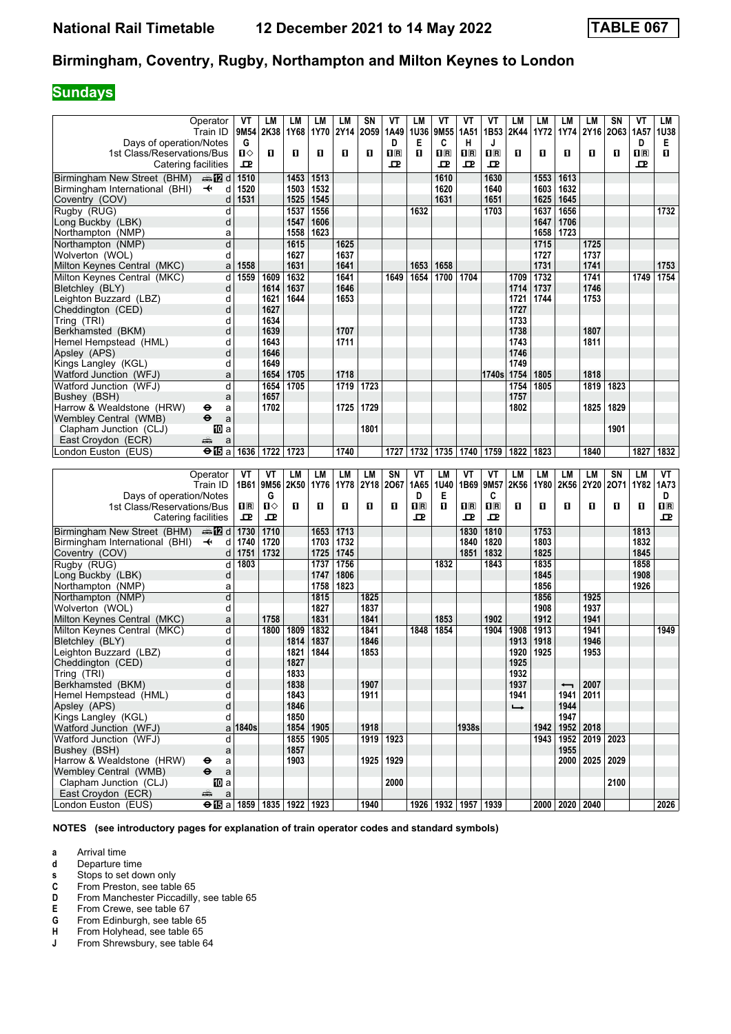# National Rail Timetable 12 December 2021 to 14 May 2022 TABLE 067

## Birmingham, Coventry, Rugby, Northampton and Milton Keynes to London

**Sundays**

| Operator | | VT | LM | LM | LM | LM | SN | VT | LM | VT | VT | VT | LM | LM | LM | LM | SN | VT | LM |
|---|---|---|---|---|---|---|---|---|---|---|---|---|---|---|---|---|---|---|---|
| Train ID | | 9M54 | 2K38 | 1Y68 | 1Y70 | 2Y14 | 2O59 | 1A49 | 1U36 | 9M55 | 1A51 | 1B53 | 2K44 | 1Y72 | 1Y74 | 2Y16 | 2O63 | 1A57 | 1U38 |
| Days of operation/Notes | | G | | | | | | D | E | C | H | J | | | | | | D | E |
| 1st Class/Reservations/Bus | | 1◇ | 1 | 1 | 1 | 1 | 1 | 1R | 1 | 1R | 1R | 1R | 1 | 1 | 1 | 1 | 1 | 1R | 1 |
| Catering facilities | | ☕ | | | | | | ☕ | | ☕ | ☕ | ☕ | | | | | | ☕ | |
| Birmingham New Street (BHM) | 12 d | 1510 | | 1453 | 1513 | | | | | 1610 | | 1630 | | 1553 | 1613 | | | | |
| Birmingham International (BHI) | ✈ d | 1520 | | 1503 | 1532 | | | | | 1620 | | 1640 | | 1603 | 1632 | | | | |
| Coventry (COV) | d | 1531 | | 1525 | 1545 | | | | | 1631 | | 1651 | | 1625 | 1645 | | | | |
| Rugby (RUG) | d | | | 1537 | 1556 | | | | 1632 | | | 1703 | | 1637 | 1656 | | | | 1732 |
| Long Buckby (LBK) | d | | | 1547 | 1606 | | | | | | | | | 1647 | 1706 | | | | |
| Northampton (NMP) | a | | | 1558 | 1623 | | | | | | | | | 1658 | 1723 | | | | |
| Northampton (NMP) | d | | | 1615 | | 1625 | | | | | | | | 1715 | | 1725 | | | |
| Wolverton (WOL) | d | | | 1627 | | 1637 | | | | | | | | 1727 | | 1737 | | | |
| Milton Keynes Central (MKC) | a | 1558 | | 1631 | | 1641 | | | 1653 | 1658 | | | | 1731 | | 1741 | | | 1753 |
| Milton Keynes Central (MKC) | d | 1559 | 1609 | 1632 | | 1641 | | 1649 | 1654 | 1700 | 1704 | | 1709 | 1732 | | 1741 | | 1749 | 1754 |
| Bletchley (BLY) | d | | 1614 | 1637 | | 1646 | | | | | | | 1714 | 1737 | | 1746 | | | |
| Leighton Buzzard (LBZ) | d | | 1621 | 1644 | | 1653 | | | | | | | 1721 | 1744 | | 1753 | | | |
| Cheddington (CED) | d | | 1627 | | | | | | | | | | 1727 | | | | | | |
| Tring (TRI) | d | | 1634 | | | | | | | | | | 1733 | | | | | | |
| Berkhamsted (BKM) | d | | 1639 | | | 1707 | | | | | | | 1738 | | | 1807 | | | |
| Hemel Hempstead (HML) | d | | 1643 | | | 1711 | | | | | | | 1743 | | | 1811 | | | |
| Apsley (APS) | d | | 1646 | | | | | | | | | | 1746 | | | | | | |
| Kings Langley (KGL) | d | | 1649 | | | | | | | | | | 1749 | | | | | | |
| Watford Junction (WFJ) | a | | 1654 | 1705 | | 1718 | | | | | | 1740s | 1754 | 1805 | | 1818 | | | |
| Watford Junction (WFJ) | d | | 1654 | 1705 | | 1719 | 1723 | | | | | | 1754 | 1805 | | 1819 | 1823 | | |
| Bushey (BSH) | a | | 1657 | | | | | | | | | | 1757 | | | | | | |
| Harrow & Wealdstone (HRW) | ⊖ a | | 1702 | | | 1725 | 1729 | | | | | | 1802 | | | 1825 | 1829 | | |
| Wembley Central (WMB) | ⊖ a | | | | | | | | | | | | | | | | | | |
| Clapham Junction (CLJ) | 10 a | | | | | | 1801 | | | | | | | | | | 1901 | | |
| East Croydon (ECR) | 🚌 a | | | | | | | | | | | | | | | | | | |
| London Euston (EUS) | ⊖15 a | 1636 | 1722 | 1723 | | 1740 | | 1727 | 1732 | 1735 | 1740 | 1759 | 1822 | 1823 | | 1840 | | 1827 | 1832 |

| Operator | | VT | VT | LM | LM | LM | LM | SN | VT | LM | VT | VT | LM | LM | LM | LM | SN | LM | VT |
|---|---|---|---|---|---|---|---|---|---|---|---|---|---|---|---|---|---|---|---|
| Train ID | | 1B61 | 9M56 | 2K50 | 1Y76 | 1Y78 | 2Y18 | 2O67 | 1A65 | 1U40 | 1B69 | 9M57 | 2K56 | 1Y80 | 2K56 | 2Y20 | 2O71 | 1Y82 | 1A73 |
| Days of operation/Notes | | | G | | | | | | D | E | | C | | | | | | | D |
| 1st Class/Reservations/Bus | | 1R | 1◇ | 1 | 1 | 1 | 1 | 1 | 1R | 1 | 1R | 1R | 1 | 1 | 1 | 1 | 1 | 1 | 1R |
| Catering facilities | | ☕ | ☕ | | | | | | ☕ | | ☕ | ☕ | | | | | | | ☕ |
| Birmingham New Street (BHM) | 12 d | 1730 | 1710 | | 1653 | 1713 | | | | | 1830 | 1810 | | 1753 | | | | 1813 | |
| Birmingham International (BHI) | ✈ d | 1740 | 1720 | | 1703 | 1732 | | | | | 1840 | 1820 | | 1803 | | | | 1832 | |
| Coventry (COV) | d | 1751 | 1732 | | 1725 | 1745 | | | | | 1851 | 1832 | | 1825 | | | | 1845 | |
| Rugby (RUG) | d | 1803 | | | 1737 | 1756 | | | | 1832 | | 1843 | | 1835 | | | | 1858 | |
| Long Buckby (LBK) | d | | | | 1747 | 1806 | | | | | | | | 1845 | | | | 1908 | |
| Northampton (NMP) | a | | | | 1758 | 1823 | | | | | | | | 1856 | | | | 1926 | |
| Northampton (NMP) | d | | | | 1815 | | 1825 | | | | | | | 1856 | | 1925 | | | |
| Wolverton (WOL) | d | | | | 1827 | | 1837 | | | | | | | 1908 | | 1937 | | | |
| Milton Keynes Central (MKC) | a | | 1758 | | 1831 | | 1841 | | | 1853 | | 1902 | | 1912 | | 1941 | | | |
| Milton Keynes Central (MKC) | d | | 1800 | 1809 | 1832 | | 1841 | | 1848 | 1854 | | 1904 | 1908 | 1913 | | 1941 | | | 1949 |
| Bletchley (BLY) | d | | | 1814 | 1837 | | 1846 | | | | | | 1913 | 1918 | | 1946 | | | |
| Leighton Buzzard (LBZ) | d | | | 1821 | 1844 | | 1853 | | | | | | 1920 | 1925 | | 1953 | | | |
| Cheddington (CED) | d | | | 1827 | | | | | | | | | 1925 | | | | | | |
| Tring (TRI) | d | | | 1833 | | | | | | | | | 1932 | | | | | | |
| Berkhamsted (BKM) | d | | | 1838 | | | 1907 | | | | | | 1937 | | ← | 2007 | | | |
| Hemel Hempstead (HML) | d | | | 1843 | | | 1911 | | | | | | 1941 | | 1941 | 2011 | | | |
| Apsley (APS) | d | | | 1846 | | | | | | | | | → | | 1944 | | | | |
| Kings Langley (KGL) | d | | | 1850 | | | | | | | | | | | 1947 | | | | |
| Watford Junction (WFJ) | a | 1840s | | 1854 | 1905 | | 1918 | | | | 1938s | | | 1942 | 1952 | 2018 | | | |
| Watford Junction (WFJ) | d | | | 1855 | 1905 | | 1919 | 1923 | | | | | | 1943 | 1952 | 2019 | 2023 | | |
| Bushey (BSH) | a | | | 1857 | | | | | | | | | | | 1955 | | | | |
| Harrow & Wealdstone (HRW) | ⊖ a | | | 1903 | | | 1925 | 1929 | | | | | | | 2000 | 2025 | 2029 | | |
| Wembley Central (WMB) | ⊖ a | | | | | | | | | | | | | | | | | | |
| Clapham Junction (CLJ) | 10 a | | | | | | | 2000 | | | | | | | | | 2100 | | |
| East Croydon (ECR) | 🚌 a | | | | | | | | | | | | | | | | | | |
| London Euston (EUS) | ⊖15 a | 1859 | 1835 | 1922 | 1923 | | 1940 | | 1926 | 1932 | 1957 | 1939 | | 2000 | 2020 | 2040 | | | 2026 |

**NOTES (see introductory pages for explanation of train operator codes and standard symbols)**

- **a** Arrival time
- **d** Departure time
- **s** Stops to set down only
- **C** From Preston, see table 65
- **D** From Manchester Piccadilly, see table 65
- **E** From Crewe, see table 67
- **G** From Edinburgh, see table 65
- **H** From Holyhead, see table 65
- **J** From Shrewsbury, see table 64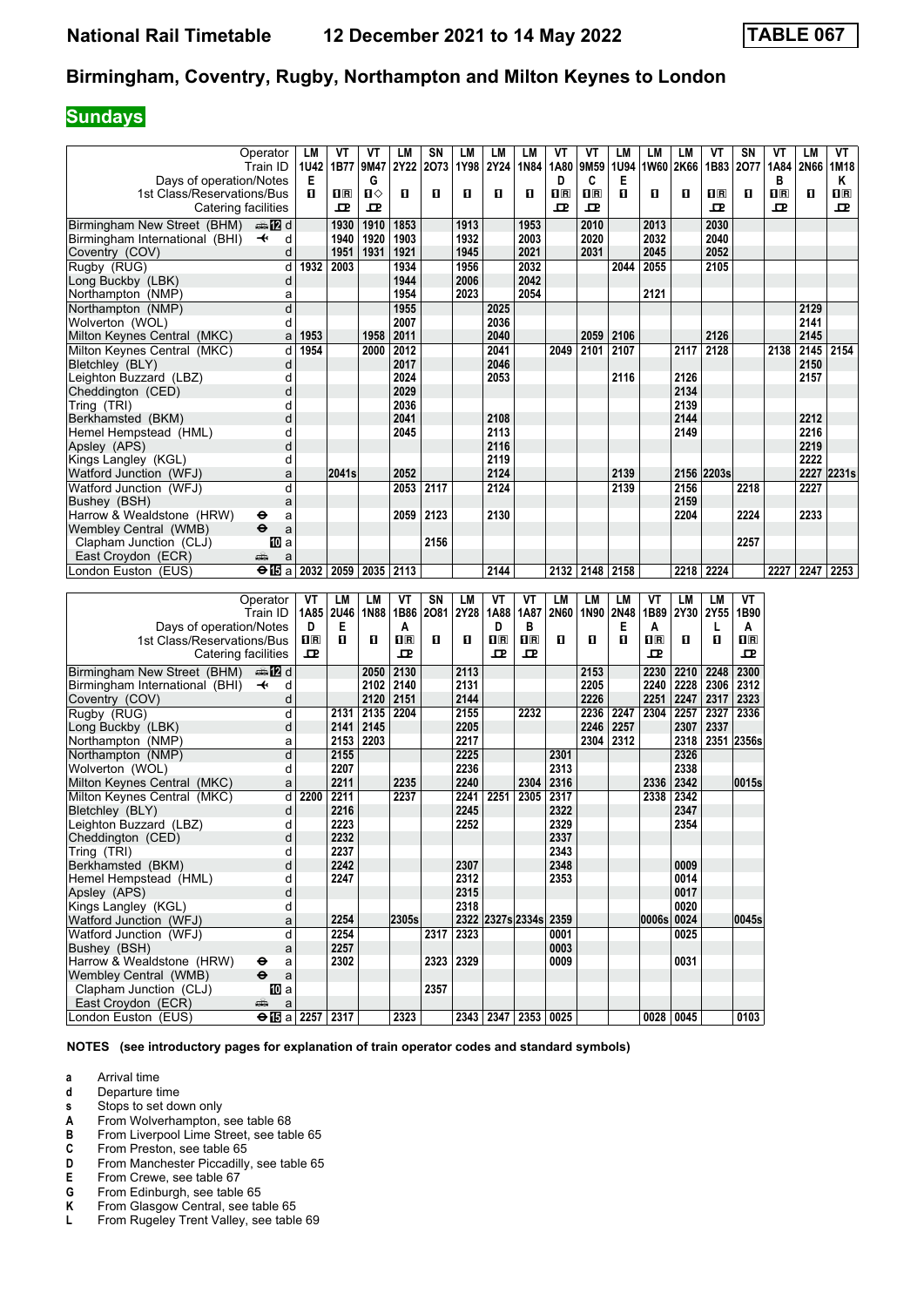# Birmingham, Coventry, Rugby, Northampton and Milton Keynes to London

## Sundays

| Operator | | LM | VT | VT | LM | SN | LM | LM | LM | VT | VT | LM | LM | LM | VT | SN | VT | LM | VT |
|---|---|---|---|---|---|---|---|---|---|---|---|---|---|---|---|---|---|---|---|
| Train ID | | 1U42 | 1B77 | 9M47 | 2Y22 | 2O73 | 1Y98 | 2Y24 | 1N84 | 1A80 | 9M59 | 1U94 | 1W60 | 2K66 | 1B83 | 2O77 | 1A84 | 2N66 | 1M18 |
| Days of operation/Notes | | E | | G | | | | | | D | C | E | | | | | B | | K |
| 1st Class/Reservations/Bus | | ■ | ■R | ■◇ | ■ | ■ | ■ | ■ | ■ | ■R | ■R | ■ | ■ | ■ | ■R | ■ | ■R | ■ | ■R |
| Catering facilities | | | 🍴 | 🍴 | | | | | | 🍴 | 🍴 | | | | 🍴 | | 🍴 | | 🍴 |
| Birmingham New Street (BHM) 🚌 12 | d | | 1930 | 1910 | 1853 | | 1913 | | 1953 | | 2010 | | 2013 | | 2030 | | | | |
| Birmingham International (BHI) ✈ | d | | 1940 | 1920 | 1903 | | 1932 | | 2003 | | 2020 | | 2032 | | 2040 | | | | |
| Coventry (COV) | d | | 1951 | 1931 | 1921 | | 1945 | | 2021 | | 2031 | | 2045 | | 2052 | | | | |
| Rugby (RUG) | d | 1932 | 2003 | | 1934 | | 1956 | | 2032 | | | 2044 | 2055 | | 2105 | | | | |
| Long Buckby (LBK) | d | | | | 1944 | | 2006 | | 2042 | | | | | | | | | | |
| Northampton (NMP) | a | | | | 1954 | | 2023 | | 2054 | | | | 2121 | | | | | | |
| Northampton (NMP) | d | | | | 1955 | | | 2025 | | | | | | | | | | 2129 | |
| Wolverton (WOL) | d | | | | 2007 | | | 2036 | | | | | | | | | | 2141 | |
| Milton Keynes Central (MKC) | a | 1953 | | 1958 | 2011 | | | 2040 | | | 2059 | 2106 | | | 2126 | | | 2145 | |
| Milton Keynes Central (MKC) | d | 1954 | | 2000 | 2012 | | | 2041 | | 2049 | 2101 | 2107 | | 2117 | 2128 | | 2138 | 2145 | 2154 |
| Bletchley (BLY) | d | | | | 2017 | | | 2046 | | | | | | | | | | 2150 | |
| Leighton Buzzard (LBZ) | d | | | | 2024 | | | 2053 | | | | 2116 | | 2126 | | | | 2157 | |
| Cheddington (CED) | d | | | | 2029 | | | | | | | | | 2134 | | | | | |
| Tring (TRI) | d | | | | 2036 | | | | | | | | | 2139 | | | | | |
| Berkhamsted (BKM) | d | | | | 2041 | | | 2108 | | | | | | 2144 | | | | 2212 | |
| Hemel Hempstead (HML) | d | | | | 2045 | | | 2113 | | | | | | 2149 | | | | 2216 | |
| Apsley (APS) | d | | | | | | | 2116 | | | | | | | | | | 2219 | |
| Kings Langley (KGL) | d | | | | | | | 2119 | | | | | | | | | | 2222 | |
| Watford Junction (WFJ) | a | | 2041s | | 2052 | | | 2124 | | | | 2139 | | 2156 | 2203s | | | 2227 | 2231s |
| Watford Junction (WFJ) | d | | | | 2053 | 2117 | | 2124 | | | | 2139 | | 2156 | | 2218 | | 2227 | |
| Bushey (BSH) | a | | | | | | | | | | | | | 2159 | | | | | |
| Harrow & Wealdstone (HRW) ⊖ | a | | | | 2059 | 2123 | | 2130 | | | | | | 2204 | | 2224 | | 2233 | |
| Wembley Central (WMB) ⊖ | a | | | | | | | | | | | | | | | | | | |
| Clapham Junction (CLJ) 10 | a | | | | | 2156 | | | | | | | | | | 2257 | | | |
| East Croydon (ECR) 🚌 | a | | | | | | | | | | | | | | | | | | |
| London Euston (EUS) ⊖ 15 | a | 2032 | 2059 | 2035 | 2113 | | | 2144 | | 2132 | 2148 | 2158 | | 2218 | 2224 | | 2227 | 2247 | 2253 |

| Operator | | VT | LM | LM | VT | SN | LM | VT | VT | LM | LM | LM | VT | LM | LM | VT |
|---|---|---|---|---|---|---|---|---|---|---|---|---|---|---|---|---|
| Train ID | | 1A85 | 2U46 | 1N88 | 1B86 | 2O81 | 2Y28 | 1A88 | 1A87 | 2N60 | 1N90 | 2N48 | 1B89 | 2Y30 | 2Y55 | 1B90 |
| Days of operation/Notes | | D | E | | A | | | D | B | | | E | A | | L | A |
| 1st Class/Reservations/Bus | | ■R | ■ | ■ | ■R | ■ | ■ | ■R | ■R | ■ | ■ | ■ | ■R | ■ | ■ | ■R |
| Catering facilities | | 🍴 | | | 🍴 | | | 🍴 | 🍴 | | | | 🍴 | | | 🍴 |
| Birmingham New Street (BHM) 🚌 12 | d | | | 2050 | 2130 | | 2113 | | | | 2153 | | 2230 | 2210 | 2248 | 2300 |
| Birmingham International (BHI) ✈ | d | | | 2102 | 2140 | | 2131 | | | | 2205 | | 2240 | 2228 | 2306 | 2312 |
| Coventry (COV) | d | | | 2120 | 2151 | | 2144 | | | | 2226 | | 2251 | 2247 | 2317 | 2323 |
| Rugby (RUG) | d | | 2131 | 2135 | 2204 | | 2155 | | 2232 | | 2236 | 2247 | 2304 | 2257 | 2327 | 2336 |
| Long Buckby (LBK) | d | | 2141 | 2145 | | | 2205 | | | | 2246 | 2257 | | 2307 | 2337 | |
| Northampton (NMP) | a | | 2153 | 2203 | | | 2217 | | | | 2304 | 2312 | | 2318 | 2351 | 2356s |
| Northampton (NMP) | d | | 2155 | | | | 2225 | | | 2301 | | | | 2326 | | |
| Wolverton (WOL) | d | | 2207 | | | | 2236 | | | 2313 | | | | 2338 | | |
| Milton Keynes Central (MKC) | a | | 2211 | | 2235 | | 2240 | | 2304 | 2316 | | | 2336 | 2342 | | 0015s |
| Milton Keynes Central (MKC) | d | 2200 | 2211 | | 2237 | | 2241 | 2251 | 2305 | 2317 | | | 2338 | 2342 | | |
| Bletchley (BLY) | d | | 2216 | | | | 2245 | | | 2322 | | | | 2347 | | |
| Leighton Buzzard (LBZ) | d | | 2223 | | | | 2252 | | | 2329 | | | | 2354 | | |
| Cheddington (CED) | d | | 2232 | | | | | | | 2337 | | | | | | |
| Tring (TRI) | d | | 2237 | | | | | | | 2343 | | | | | | |
| Berkhamsted (BKM) | d | | 2242 | | | | 2307 | | | 2348 | | | | 0009 | | |
| Hemel Hempstead (HML) | d | | 2247 | | | | 2312 | | | 2353 | | | | 0014 | | |
| Apsley (APS) | d | | | | | | 2315 | | | | | | | 0017 | | |
| Kings Langley (KGL) | d | | | | | | 2318 | | | | | | | 0020 | | |
| Watford Junction (WFJ) | a | | 2254 | | 2305s | | 2322 | 2327s | 2334s | 2359 | | | 0006s | 0024 | | 0045s |
| Watford Junction (WFJ) | d | | 2254 | | | 2317 | 2323 | | | 0001 | | | | 0025 | | |
| Bushey (BSH) | a | | 2257 | | | | | | | 0003 | | | | | | |
| Harrow & Wealdstone (HRW) ⊖ | a | | 2302 | | | 2323 | 2329 | | | 0009 | | | | 0031 | | |
| Wembley Central (WMB) ⊖ | a | | | | | | | | | | | | | | | |
| Clapham Junction (CLJ) 10 | a | | | | | 2357 | | | | | | | | | | |
| East Croydon (ECR) 🚌 | a | | | | | | | | | | | | | | | |
| London Euston (EUS) ⊖ 15 | a | 2257 | 2317 | | 2323 | | 2343 | 2347 | 2353 | 0025 | | | 0028 | 0045 | | 0103 |

**NOTES (see introductory pages for explanation of train operator codes and standard symbols)**

- **a** Arrival time
- **d** Departure time
- **s** Stops to set down only
- **A** From Wolverhampton, see table 68
- **B** From Liverpool Lime Street, see table 65
- **C** From Preston, see table 65
- **D** From Manchester Piccadilly, see table 65
- **E** From Crewe, see table 67
- **G** From Edinburgh, see table 65
- **K** From Glasgow Central, see table 65
- **L** From Rugeley Trent Valley, see table 69